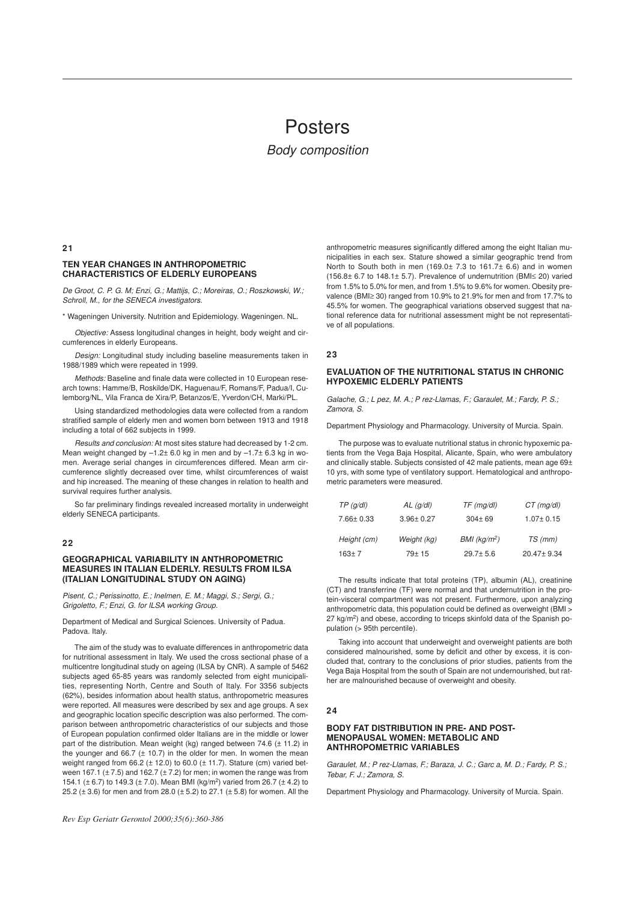# Posters

## Body composition

### 21

### TEN YEAR CHANGES IN ANTHROPOMETRIC CHARACTERISTICS OF ELDERLY EUROPEANS

*De Groot, C. P. G. M; Enzi, G.; Mattijs, C.; Moreiras, O.; Roszkowski, W.; Schroll, M., for the SENECA investigators.*

\* Wageningen University. Nutrition and Epidemiology. Wageningen. NL.

*Objective:* Assess longitudinal changes in height, body weight and circumferences in elderly Europeans.

*Design:* Longitudinal study including baseline measurements taken in 1988/1989 which were repeated in 1999.

*Methods:* Baseline and finale data were collected in 10 European research towns: Hamme/B, Roskilde/DK, Haguenau/F, Romans/F, Padua/I, Culemborg/NL, Vila Franca de Xira/P, Betanzos/E, Yverdon/CH, Marki/PL.

Using standardized methodologies data were collected from a random stratified sample of elderly men and women born between 1913 and 1918 including a total of 662 subjects in 1999.

*Results and conclusion:* At most sites stature had decreased by 1-2 cm. Mean weight changed by –1.2± 6.0 kg in men and by –1.7± 6.3 kg in women. Average serial changes in circumferences differed. Mean arm circumference slightly decreased over time, whilst circumferences of waist and hip increased. The meaning of these changes in relation to health and survival requires further analysis.

So far preliminary findings revealed increased mortality in underweight elderly SENECA participants.

### 22

### GEOGRAPHICAL VARIABILITY IN ANTHROPOMETRIC MEASURES IN ITALIAN ELDERLY. RESULTS FROM ILSA (ITALIAN LONGITUDINAL STUDY ON AGING)

*Pisent, C.; Perissinotto, E.; Inelmen, E. M.; Maggi, S.; Sergi, G.; Grigoletto, F.; Enzi, G. for ILSA working Group.*

Department of Medical and Surgical Sciences. University of Padua. Padova. Italy.

The aim of the study was to evaluate differences in anthropometric data for nutritional assessment in Italy. We used the cross sectional phase of a multicentre longitudinal study on ageing (ILSA by CNR). A sample of 5462 subjects aged 65-85 years was randomly selected from eight municipalities, representing North, Centre and South of Italy. For 3356 subjects (62%), besides information about health status, anthropometric measures were reported. All measures were described by sex and age groups. A sex and geographic location specific description was also performed. The comparison between anthropometric characteristics of our subjects and those of European population confirmed older Italians are in the middle or lower part of the distribution. Mean weight (kg) ranged between 74.6 (± 11.2) in the younger and 66.7 (± 10.7) in the older for men. In women the mean weight ranged from 66.2 (± 12.0) to 60.0 (± 11.7). Stature (cm) varied between 167.1 (± 7.5) and 162.7 (± 7.2) for men; in women the range was from 154.1 (± 6.7) to 149.3 (± 7.0). Mean BMI (kg/m$^2$) varied from 26.7 (± 4.2) to 25.2 (± 3.6) for men and from 28.0 (± 5.2) to 27.1 (± 5.8) for women. All the anthropometric measures significantly differed among the eight Italian municipalities in each sex. Stature showed a similar geographic trend from North to South both in men (169.0± 7.3 to 161.7± 6.6) and in women (156.8± 6.7 to 148.1± 5.7). Prevalence of undernutrition (BMI≤ 20) varied from 1.5% to 5.0% for men, and from 1.5% to 9.6% for women. Obesity prevalence (BMI≥ 30) ranged from 10.9% to 21.9% for men and from 17.7% to 45.5% for women. The geographical variations observed suggest that national reference data for nutritional assessment might be not representative of all populations.

### 23

### EVALUATION OF THE NUTRITIONAL STATUS IN CHRONIC HYPOXEMIC ELDERLY PATIENTS

*Galache, G.; L pez, M. A.; P rez-Llamas, F.; Garaulet, M.; Fardy, P. S.; Zamora, S.*

Department Physiology and Pharmacology. University of Murcia. Spain.

The purpose was to evaluate nutritional status in chronic hypoxemic patients from the Vega Baja Hospital, Alicante, Spain, who were ambulatory and clinically stable. Subjects consisted of 42 male patients, mean age 69± 10 yrs, with some type of ventilatory support. Hematological and anthropometric parameters were measured.

| *TP (g/dl)* | *AL (g/dl)* | *TF (mg/dl)* | *CT (mg/dl)* |
|---|---|---|---|
| 7.66± 0.33 | 3.96± 0.27 | 304± 69 | 1.07± 0.15 |
| *Height (cm)* | *Weight (kg)* | *BMI (kg/m$^2$)* | *TS (mm)* |
| 163± 7 | 79± 15 | 29.7± 5.6 | 20.47± 9.34 |

The results indicate that total proteins (TP), albumin (AL), creatinine (CT) and transferrine (TF) were normal and that undernutrition in the protein-visceral compartment was not present. Furthermore, upon analyzing anthropometric data, this population could be defined as overweight (BMI > 27 kg/m$^2$) and obese, according to triceps skinfold data of the Spanish population (> 95th percentile).

Taking into account that underweight and overweight patients are both considered malnourished, some by deficit and other by excess, it is concluded that, contrary to the conclusions of prior studies, patients from the Vega Baja Hospital from the south of Spain are not undernourished, but rather are malnourished because of overweight and obesity.

### 24

### BODY FAT DISTRIBUTION IN PRE- AND POST-MENOPAUSAL WOMEN: METABOLIC AND ANTHROPOMETRIC VARIABLES

*Garaulet, M.; P rez-Llamas, F.; Baraza, J. C.; Garc a, M. D.; Fardy, P. S.; Tebar, F. J.; Zamora, S.*

Department Physiology and Pharmacology. University of Murcia. Spain.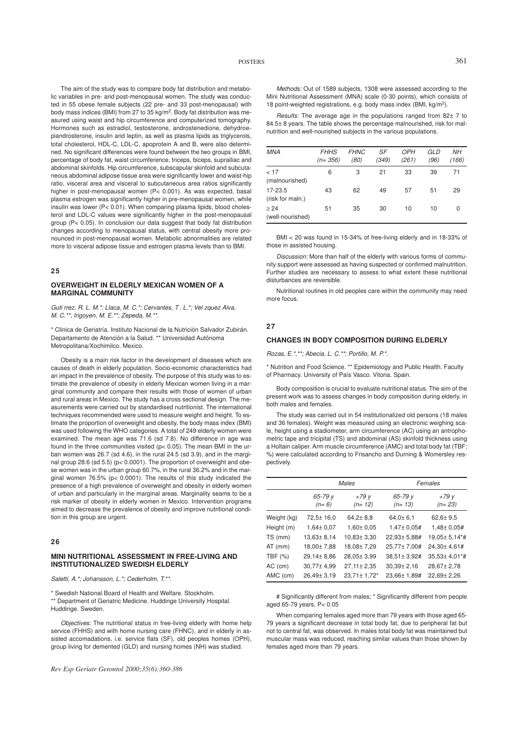The aim of the study was to compare body fat distribution and metabolic variables in pre- and post-menopausal women. The study was conducted in 55 obese female subjects (22 pre- and 33 post-menopausal) with body mass indices (BMI) from 27 to 35 kg/m$^2$. Body fat distribution was measured using waist and hip circumference and computerized tomography. Hormones such as estradiol, testosterone, androstenedione, dehydroepiandrosterone, insulin and leptin, as well as plasma lipids as triglycerols, total cholesterol, HDL-C, LDL-C, apoprotein A and B, were also determined. No significant differences were found between the two groups in BMI, percentage of body fat, waist circumference, triceps, biceps, suprailiac and abdominal skinfolds. Hip circumference, subscapular skinfold and subcutaneous abdominal adipose tissue area were significantly lower and waist-hip ratio, visceral area and visceral to subcutaneous area ratios significantly higher in post-menopausal women ($P < 0.001$). As was expected, basal plasma estrogen was significantly higher in pre-menopausal women, while insulin was lower ($P < 0.01$). When comparing plasma lipids, blood cholesterol and LDL-C values were significantly higher in the post-menopausal group ($P < 0.05$). In conclusion our data suggest that body fat distribution changes according to menopausal status, with central obesity more pronounced in post-menopausal women. Metabolic abnormalities are related more to visceral adipose tissue and estrogen plasma levels than to BMI.

## 25

### OVERWEIGHT IN ELDERLY MEXICAN WOMEN OF A MARGINAL COMMUNITY

*Guti rrez, R. L. M.*; Llaca, M. C.*; Cervantes, T. L.*; Vel zquez Alva, M. C.**; Irigoyen, M. E.**; Zepeda, M.**.*

\* Clinica de Geriatría. Instituto Nacional de la Nutrición Salvador Zubirán. Departamento de Atención a la Salud. ** Universidad Autónoma Metropolitana/Xochimilco. Mexico.

Obesity is a main risk factor in the development of diseases which are causes of death in elderly population. Socio-economic characteristics had an impact in the prevalence of obesity. The purpose of this study was to estimate the prevalence of obesity in elderly Mexican women living in a marginal community and compare their results with those of women of urban and rural areas in Mexico. The study has a cross sectional design. The measurements were carried out by standardised nutritionist. The international techniques recommended were used to measure weight and height. To estimate the proportion of overweight and obesity, the body mass index (BMI) was used following the WHO categories. A total of 249 elderly women were examined. The mean age was 71.6 (sd 7.8). No difference in age was found in the three communities visited ($p < 0.05$). The mean BMI in the urban women was 26.7 (sd 4.6), in the rural 24.5 (sd 3.9), and in the marginal group 28.6 (sd 5.5) ($p < 0.0001$). The proportion of overweight and obese women was in the urban group 60.7%, in the rural 36.2% and in the marginal women 76.5% ($p < 0.0001$). The results of this study indicated the presence of a high prevalence of overweight and obesity in elderly women of urban and particularly in the marginal areas. Marginality seams to be a risk marker of obesity in elderly women in Mexico. Intervention programs aimed to decrease the prevalence of obesity and improve nutritional condition in this group are urgent.

## 26

### MINI NUTRITIONAL ASSESSMENT IN FREE-LIVING AND INSTITUTIONALIZED SWEDISH ELDERLY

*Saletti, A.*; Johansson, L.*; Cederholm, T.**.*

\* Swedish National Board of Health and Welfare. Stockholm.
** Department of Geriatric Medicine. Huddinge University Hospital. Huddinge. Sweden.

*Objectives:* The nutritional status in free-living elderly with home help service (FHHS) and with home nursing care (FHNC), and in elderly in assisted accomadations, i.e. service flats (SF), old peoples homes (OPH), group living for demented (GLD) and nursing homes (NH) was studied.

*Methods:* Out of 1589 subjects, 1308 were assessed according to the Mini Nutritional Assessment (MNA) scale (0-30 points), which consists of 18 point-weighted registrations, e.g. body mass index (BMI, kg/m$^2$).

*Results:* The average age in the populations ranged from 82± 7 to 84.5± 8 years. The table shows the percentage malnourished, risk for malnutrition and well-nourished subjects in the various populations.

| *MNA* | *FHHS (n= 356)* | *FHNC (80)* | *SF (349)* | *OPH (261)* | *GLD (96)* | *NH (166)* |
|---|---|---|---|---|---|---|
| < 17 (malnourished) | 6 | 3 | 21 | 33 | 39 | 71 |
| 17-23.5 (risk for maln.) | 43 | 62 | 49 | 57 | 51 | 29 |
| ≥ 24 (well-nourished) | 51 | 35 | 30 | 10 | 10 | 0 |

BMI < 20 was found in 15-34% of free-living elderly and in 18-33% of those in assisted housing.

*Discussion:* More than half of the elderly with various forms of community support were assessed as having suspected or confirmed malnutrition. Further studies are necessary to assess to what extent these nutritional disturbances are reversible.

Nutritional routines in old peoples care within the community may need more focus.

## 27

### CHANGES IN BODY COMPOSITION DURING ELDERLY

*Rozas, E.*,**; Abecia, L. C.**; Portillo, M. P.*.*

\* Nutrition and Food Science. ** Epidemiology and Public Health. Faculty of Pharmacy. University of País Vasco. Vitoria. Spain.

Body composition is crucial to evaluate nutritional status. The aim of the present work was to assess changes in body composition during elderly, in both males and females.

The study was carried out in 54 institutionalized old persons (18 males and 36 females). Weight was measured using an electronic weighing scale, height using a stadiometer, arm circumference (AC) using an antropometric tape and tricipital (TS) and abdominal (AS) skinfold thickness using a Holtain caliper. Arm muscle circumference (AMC) and total body fat (TBF; %) were calculated according to Frisancho and Durning & Womersley respectively.

| | *Males* | | *Females* | |
|---|---|---|---|---|
| | *65-79 y (n= 6)* | *+79 y (n= 12)* | *65-79 y (n= 13)* | *+79 y (n= 23)* |
| Weight (kg) | 72,5± 16,0 | 64,2± 8,8 | 64,0± 6,1 | 62,6± 9,5 |
| Height (m) | 1,64± 0,07 | 1,60± 0,05 | 1,47± 0,05# | 1,48± 0,05# |
| TS (mm) | 13,63± 8,14 | 10,83± 3,30 | 22,93± 5,88# | 19,05± 5,14*# |
| AT (mm) | 18,00± 7,88 | 18,08± 7,29 | 25,77± 7,00# | 24,30± 4,61# |
| TBF (%) | 29,14± 8,86 | 28,05± 3,99 | 38,51± 3,92# | 35,53± 4,01*# |
| AC (cm) | 30,77± 4,99 | 27,11± 2,35 | 30,39± 2,16 | 28,67± 2,78 |
| AMC (cm) | 26,49± 3,19 | 23,71± 1,72* | 23,66± 1,89# | 22,69± 2,26 |

\# Significantly different from males; * Significantly different from people aged 65-79 years, $P < 0.05$

When comparing females aged more than 79 years with those aged 65-79 years a significant decrease in total body fat, due to peripheral fat but not to central fat, was observed. In males total body fat was maintained but muscular mass was reduced, reaching similar values than those shown by females aged more than 79 years.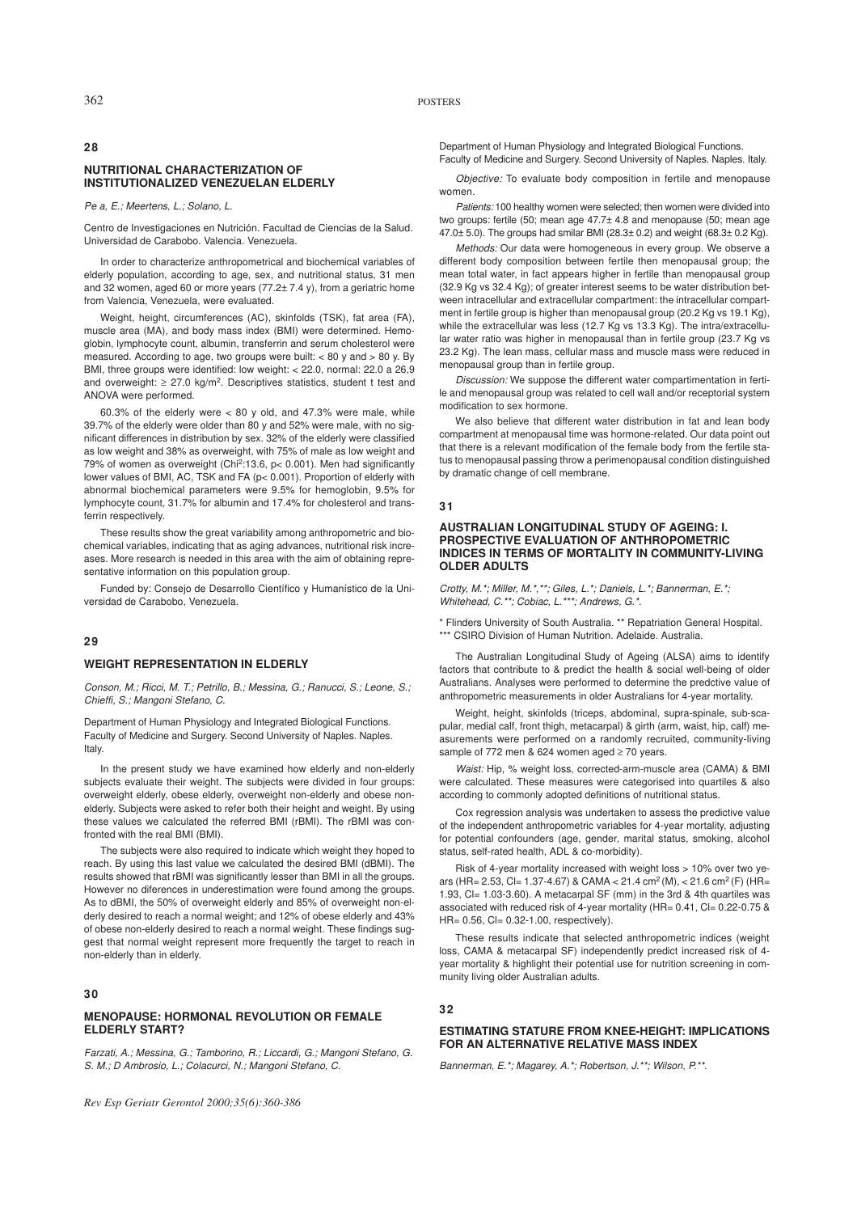## 28

### NUTRITIONAL CHARACTERIZATION OF INSTITUTIONALIZED VENEZUELAN ELDERLY

*Pe a, E.; Meertens, L.; Solano, L.*

Centro de Investigaciones en Nutrición. Facultad de Ciencias de la Salud. Universidad de Carabobo. Valencia. Venezuela.

In order to characterize anthropometrical and biochemical variables of elderly population, according to age, sex, and nutritional status, 31 men and 32 women, aged 60 or more years (77.2± 7.4 y), from a geriatric home from Valencia, Venezuela, were evaluated.

Weight, height, circumferences (AC), skinfolds (TSK), fat area (FA), muscle area (MA), and body mass index (BMI) were determined. Hemoglobin, lymphocyte count, albumin, transferrin and serum cholesterol were measured. According to age, two groups were built: < 80 y and > 80 y. By BMI, three groups were identified: low weight: < 22.0, normal: 22.0 a 26,9 and overweight: ≥ 27.0 kg/m$^2$. Descriptives statistics, student t test and ANOVA were performed.

60.3% of the elderly were < 80 y old, and 47.3% were male, while 39.7% of the elderly were older than 80 y and 52% were male, with no significant differences in distribution by sex. 32% of the elderly were classified as low weight and 38% as overweight, with 75% of male as low weight and 79% of women as overweight (Chi$^2$:13.6, $p< 0.001$). Men had significantly lower values of BMI, AC, TSK and FA ($p< 0.001$). Proportion of elderly with abnormal biochemical parameters were 9.5% for hemoglobin, 9.5% for lymphocyte count, 31.7% for albumin and 17.4% for cholesterol and transferrin respectively.

These results show the great variability among anthropometric and biochemical variables, indicating that as aging advances, nutritional risk increases. More research is needed in this area with the aim of obtaining representative information on this population group.

Funded by: Consejo de Desarrollo Científico y Humanístico de la Universidad de Carabobo, Venezuela.

## 29

### WEIGHT REPRESENTATION IN ELDERLY

*Conson, M.; Ricci, M. T.; Petrillo, B.; Messina, G.; Ranucci, S.; Leone, S.; Chieffi, S.; Mangoni Stefano, C.*

Department of Human Physiology and Integrated Biological Functions. Faculty of Medicine and Surgery. Second University of Naples. Naples. Italy.

In the present study we have examined how elderly and non-elderly subjects evaluate their weight. The subjects were divided in four groups: overweight elderly, obese elderly, overweight non-elderly and obese non-elderly. Subjects were asked to refer both their height and weight. By using these values we calculated the referred BMI (rBMI). The rBMI was confronted with the real BMI (BMI).

The subjects were also required to indicate which weight they hoped to reach. By using this last value we calculated the desired BMI (dBMI). The results showed that rBMI was significantly lesser than BMI in all the groups. However no diferences in underestimation were found among the groups. As to dBMI, the 50% of overweight elderly and 85% of overweight non-elderly desired to reach a normal weight; and 12% of obese elderly and 43% of obese non-elderly desired to reach a normal weight. These findings suggest that normal weight represent more frequently the target to reach in non-elderly than in elderly.

## 30

### MENOPAUSE: HORMONAL REVOLUTION OR FEMALE ELDERLY START?

*Farzati, A.; Messina, G.; Tamborino, R.; Liccardi, G.; Mangoni Stefano, G. S. M.; D Ambrosio, L.; Colacurci, N.; Mangoni Stefano, C.*

Department of Human Physiology and Integrated Biological Functions. Faculty of Medicine and Surgery. Second University of Naples. Naples. Italy.

*Objective:* To evaluate body composition in fertile and menopause women.

*Patients:* 100 healthy women were selected; then women were divided into two groups: fertile (50; mean age 47.7± 4.8 and menopause (50; mean age 47.0± 5.0). The groups had smilar BMI (28.3± 0.2) and weight (68.3± 0.2 Kg).

*Methods:* Our data were homogeneous in every group. We observe a different body composition between fertile then menopausal group; the mean total water, in fact appears higher in fertile than menopausal group (32.9 Kg vs 32.4 Kg); of greater interest seems to be water distribution between intracellular and extracellular compartment: the intracellular compartment in fertile group is higher than menopausal group (20.2 Kg vs 19.1 Kg), while the extracellular was less (12.7 Kg vs 13.3 Kg). The intra/extracellular water ratio was higher in menopausal than in fertile group (23.7 Kg vs 23.2 Kg). The lean mass, cellular mass and muscle mass were reduced in menopausal group than in fertile group.

*Discussion:* We suppose the different water compartimentation in fertile and menopausal group was related to cell wall and/or receptorial system modification to sex hormone.

We also believe that different water distribution in fat and lean body compartment at menopausal time was hormone-related. Our data point out that there is a relevant modification of the female body from the fertile status to menopausal passing throw a perimenopausal condition distinguished by dramatic change of cell membrane.

## 31

### AUSTRALIAN LONGITUDINAL STUDY OF AGEING: I. PROSPECTIVE EVALUATION OF ANTHROPOMETRIC INDICES IN TERMS OF MORTALITY IN COMMUNITY-LIVING OLDER ADULTS

*Crotty, M.*; Miller, M.*,**; Giles, L.*; Daniels, L.*; Bannerman, E.*; Whitehead, C.**; Cobiac, L.***; Andrews, G.*.*

\* Flinders University of South Australia. ** Repatriation General Hospital. *** CSIRO Division of Human Nutrition. Adelaide. Australia.

The Australian Longitudinal Study of Ageing (ALSA) aims to identify factors that contribute to & predict the health & social well-being of older Australians. Analyses were performed to determine the predctive value of anthropometric measurements in older Australians for 4-year mortality.

Weight, height, skinfolds (triceps, abdominal, supra-spinale, sub-scapular, medial calf, front thigh, metacarpal) & girth (arm, waist, hip, calf) measurements were performed on a randomly recruited, community-living sample of 772 men & 624 women aged ≥ 70 years.

*Waist:* Hip, % weight loss, corrected-arm-muscle area (CAMA) & BMI were calculated. These measures were categorised into quartiles & also according to commonly adopted definitions of nutritional status.

Cox regression analysis was undertaken to assess the predictive value of the independent anthropometric variables for 4-year mortality, adjusting for potential confounders (age, gender, marital status, smoking, alcohol status, self-rated health, ADL & co-morbidity).

Risk of 4-year mortality increased with weight loss > 10% over two years (HR= 2.53, CI= 1.37-4.67) & CAMA < 21.4 cm$^2$ (M), < 21.6 cm$^2$ (F) (HR= 1.93, CI= 1.03-3.60). A metacarpal SF (mm) in the 3rd & 4th quartiles was associated with reduced risk of 4-year mortality (HR= 0.41, CI= 0.22-0.75 & HR= 0.56, CI= 0.32-1.00, respectively).

These results indicate that selected anthropometric indices (weight loss, CAMA & metacarpal SF) independently predict increased risk of 4-year mortality & highlight their potential use for nutrition screening in community living older Australian adults.

## 32

### ESTIMATING STATURE FROM KNEE-HEIGHT: IMPLICATIONS FOR AN ALTERNATIVE RELATIVE MASS INDEX

*Bannerman, E.*; Magarey, A.*; Robertson, J.**; Wilson, P.**.*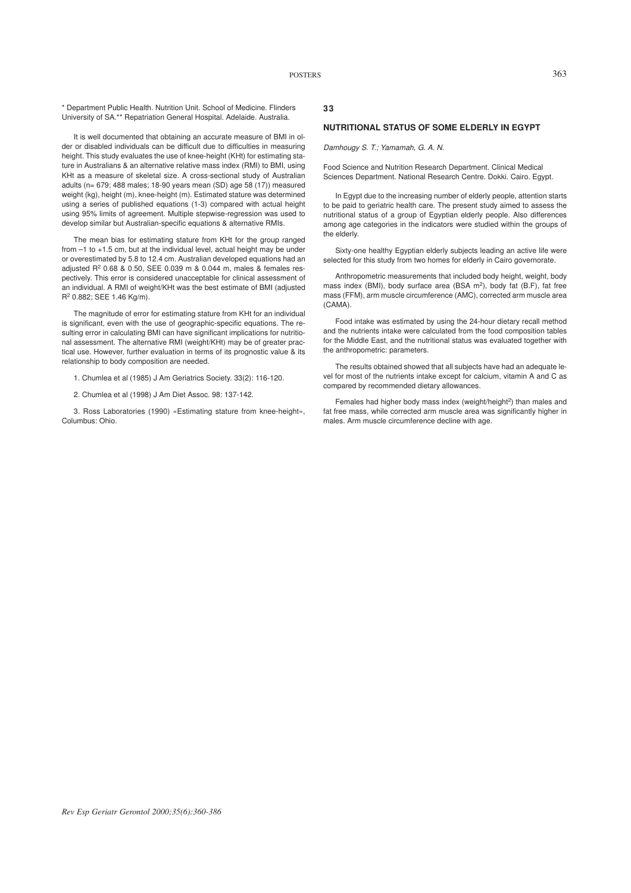\* Department Public Health. Nutrition Unit. School of Medicine. Flinders University of SA.\*\* Repatriation General Hospital. Adelaide. Australia.

It is well documented that obtaining an accurate measure of BMI in older or disabled individuals can be difficult due to difficulties in measuring height. This study evaluates the use of knee-height (KHt) for estimating stature in Australians & an alternative relative mass index (RMI) to BMI, using KHt as a measure of skeletal size. A cross-sectional study of Australian adults (n= 679; 488 males; 18-90 years mean (SD) age 58 (17)) measured weight (kg), height (m), knee-height (m). Estimated stature was determined using a series of published equations (1-3) compared with actual height using 95% limits of agreement. Multiple stepwise-regression was used to develop similar but Australian-specific equations & alternative RMIs.

The mean bias for estimating stature from KHt for the group ranged from –1 to +1.5 cm, but at the individual level, actual height may be under or overestimated by 5.8 to 12.4 cm. Australian developed equations had an adjusted $R^2$ 0.68 & 0.50, SEE 0.039 m & 0.044 m, males & females respectively. This error is considered unacceptable for clinical assessment of an individual. A RMI of weight/KHt was the best estimate of BMI (adjusted $R^2$ 0.882; SEE 1.46 Kg/m).

The magnitude of error for estimating stature from KHt for an individual is significant, even with the use of geographic-specific equations. The resulting error in calculating BMI can have significant implications for nutritional assessment. The alternative RMI (weight/KHt) may be of greater practical use. However, further evaluation in terms of its prognostic value & its relationship to body composition are needed.

1. Chumlea et al (1985) J Am Geriatrics Society. 33(2): 116-120.

2. Chumlea et al (1998) J Am Diet Assoc. 98: 137-142.

3. Ross Laboratories (1990) «Estimating stature from knee-height», Columbus: Ohio.

**33**

## NUTRITIONAL STATUS OF SOME ELDERLY IN EGYPT

*Damhougy S. T.; Yamamah, G. A. N.*

Food Science and Nutrition Research Department. Clinical Medical Sciences Department. National Research Centre. Dokki. Cairo. Egypt.

In Egypt due to the increasing number of elderly people, attention starts to be paid to geriatric health care. The present study aimed to assess the nutritional status of a group of Egyptian elderly people. Also differences among age categories in the indicators were studied within the groups of the elderly.

Sixty-one healthy Egyptian elderly subjects leading an active life were selected for this study from two homes for elderly in Cairo governorate.

Anthropometric measurements that included body height, weight, body mass index (BMI), body surface area (BSA $m^2$), body fat (B.F), fat free mass (FFM), arm muscle circumference (AMC), corrected arm muscle area (CAMA).

Food intake was estimated by using the 24-hour dietary recall method and the nutrients intake were calculated from the food composition tables for the Middle East, and the nutritional status was evaluated together with the anthropometric: parameters.

The results obtained showed that all subjects have had an adequate level for most of the nutrients intake except for calcium, vitamin A and C as compared by recommended dietary allowances.

Females had higher body mass index (weight/height$^2$) than males and fat free mass, while corrected arm muscle area was significantly higher in males. Arm muscle circumference decline with age.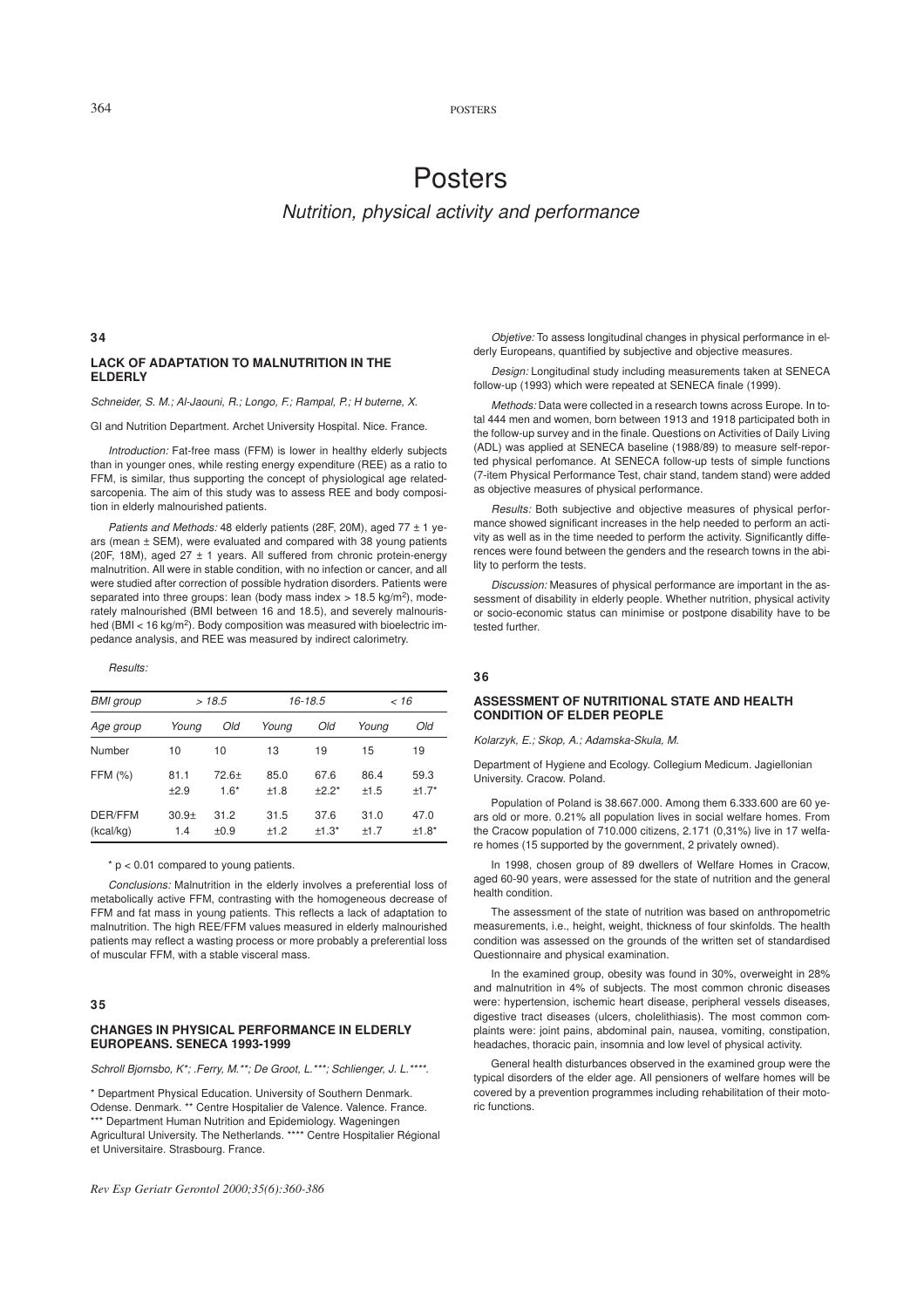# Posters

## Nutrition, physical activity and performance

### 34

### LACK OF ADAPTATION TO MALNUTRITION IN THE ELDERLY

*Schneider, S. M.; Al-Jaouni, R.; Longo, F.; Rampal, P.; H buterne, X.*

GI and Nutrition Department. Archet University Hospital. Nice. France.

*Introduction:* Fat-free mass (FFM) is lower in healthy elderly subjects than in younger ones, while resting energy expenditure (REE) as a ratio to FFM, is similar, thus supporting the concept of physiological age related-sarcopenia. The aim of this study was to assess REE and body composition in elderly malnourished patients.

*Patients and Methods:* 48 elderly patients (28F, 20M), aged 77 ± 1 years (mean ± SEM), were evaluated and compared with 38 young patients (20F, 18M), aged 27 ± 1 years. All suffered from chronic protein-energy malnutrition. All were in stable condition, with no infection or cancer, and all were studied after correction of possible hydration disorders. Patients were separated into three groups: lean (body mass index > 18.5 kg/m$^2$), moderately malnourished (BMI between 16 and 18.5), and severely malnourished (BMI < 16 kg/m$^2$). Body composition was measured with bioelectric impedance analysis, and REE was measured by indirect calorimetry.

*Results:*

| *BMI group* | *> 18.5* | | *16-18.5* | | *< 16* | |
|---|---|---|---|---|---|---|
| *Age group* | *Young* | *Old* | *Young* | *Old* | *Young* | *Old* |
| Number | 10 | 10 | 13 | 19 | 15 | 19 |
| FFM (%) | 81.1 ±2.9 | 72.6± 1.6* | 85.0 ±1.8 | 67.6 ±2.2* | 86.4 ±1.5 | 59.3 ±1.7* |
| DER/FFM (kcal/kg) | 30.9± 1.4 | 31.2 ±0.9 | 31.5 ±1.2 | 37.6 ±1.3* | 31.0 ±1.7 | 47.0 ±1.8* |

\* $p < 0.01$ compared to young patients.

*Conclusions:* Malnutrition in the elderly involves a preferential loss of metabolically active FFM, contrasting with the homogeneous decrease of FFM and fat mass in young patients. This reflects a lack of adaptation to malnutrition. The high REE/FFM values measured in elderly malnourished patients may reflect a wasting process or more probably a preferential loss of muscular FFM, with a stable visceral mass.

### 35

### CHANGES IN PHYSICAL PERFORMANCE IN ELDERLY EUROPEANS. SENECA 1993-1999

*Schroll Bjornsbo, K*; .Ferry, M.**; De Groot, L.***; Schlienger, J. L.****.*

\* Department Physical Education. University of Southern Denmark. Odense. Denmark. ** Centre Hospitalier de Valence. Valence. France. *** Department Human Nutrition and Epidemiology. Wageningen Agricultural University. The Netherlands. **** Centre Hospitalier Régional et Universitaire. Strasbourg. France.

*Objetive:* To assess longitudinal changes in physical performance in elderly Europeans, quantified by subjective and objective measures.

*Design:* Longitudinal study including measurements taken at SENECA follow-up (1993) which were repeated at SENECA finale (1999).

*Methods:* Data were collected in a research towns across Europe. In total 444 men and women, born between 1913 and 1918 participated both in the follow-up survey and in the finale. Questions on Activities of Daily Living (ADL) was applied at SENECA baseline (1988/89) to measure self-reported physical perfomance. At SENECA follow-up tests of simple functions (7-item Physical Performance Test, chair stand, tandem stand) were added as objective measures of physical performance.

*Results:* Both subjective and objective measures of physical performance showed significant increases in the help needed to perform an activity as well as in the time needed to perform the activity. Significantly differences were found between the genders and the research towns in the ability to perform the tests.

*Discussion:* Measures of physical performance are important in the assessment of disability in elderly people. Whether nutrition, physical activity or socio-economic status can minimise or postpone disability have to be tested further.

### 36

### ASSESSMENT OF NUTRITIONAL STATE AND HEALTH CONDITION OF ELDER PEOPLE

*Kolarzyk, E.; Skop, A.; Adamska-Skula, M.*

Department of Hygiene and Ecology. Collegium Medicum. Jagiellonian University. Cracow. Poland.

Population of Poland is 38.667.000. Among them 6.333.600 are 60 years old or more. 0.21% all population lives in social welfare homes. From the Cracow population of 710.000 citizens, 2.171 (0,31%) live in 17 welfare homes (15 supported by the government, 2 privately owned).

In 1998, chosen group of 89 dwellers of Welfare Homes in Cracow, aged 60-90 years, were assessed for the state of nutrition and the general health condition.

The assessment of the state of nutrition was based on anthropometric measurements, i.e., height, weight, thickness of four skinfolds. The health condition was assessed on the grounds of the written set of standardised Questionnaire and physical examination.

In the examined group, obesity was found in 30%, overweight in 28% and malnutrition in 4% of subjects. The most common chronic diseases were: hypertension, ischemic heart disease, peripheral vessels diseases, digestive tract diseases (ulcers, cholelithiasis). The most common complaints were: joint pains, abdominal pain, nausea, vomiting, constipation, headaches, thoracic pain, insomnia and low level of physical activity.

General health disturbances observed in the examined group were the typical disorders of the elder age. All pensioners of welfare homes will be covered by a prevention programmes including rehabilitation of their motoric functions.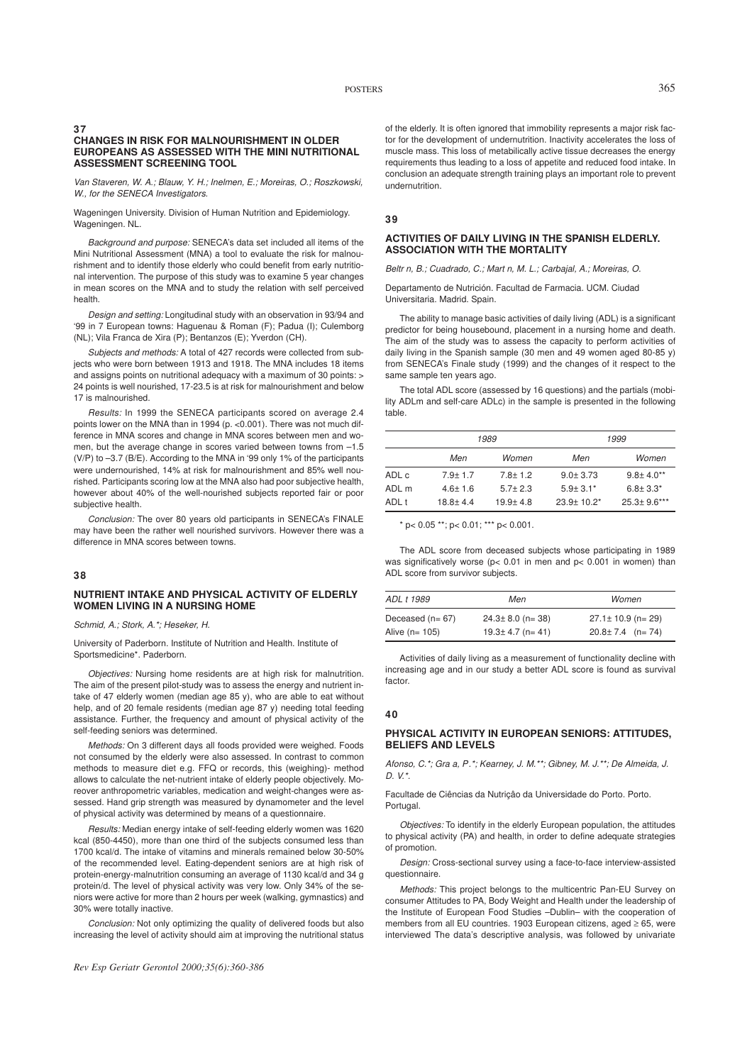### 37

### CHANGES IN RISK FOR MALNOURISHMENT IN OLDER EUROPEANS AS ASSESSED WITH THE MINI NUTRITIONAL ASSESSMENT SCREENING TOOL

*Van Staveren, W. A.; Blauw, Y. H.; Inelmen, E.; Moreiras, O.; Roszkowski, W., for the SENECA Investigators.*

Wageningen University. Division of Human Nutrition and Epidemiology. Wageningen. NL.

*Background and purpose:* SENECA's data set included all items of the Mini Nutritional Assessment (MNA) a tool to evaluate the risk for malnourishment and to identify those elderly who could benefit from early nutritional intervention. The purpose of this study was to examine 5 year changes in mean scores on the MNA and to study the relation with self perceived health.

*Design and setting:* Longitudinal study with an observation in 93/94 and '99 in 7 European towns: Haguenau & Roman (F); Padua (I); Culemborg (NL); Vila Franca de Xira (P); Bentanzos (E); Yverdon (CH).

*Subjects and methods:* A total of 427 records were collected from subjects who were born between 1913 and 1918. The MNA includes 18 items and assigns points on nutritional adequacy with a maximum of 30 points: > 24 points is well nourished, 17-23.5 is at risk for malnourishment and below 17 is malnourished.

*Results:* In 1999 the SENECA participants scored on average 2.4 points lower on the MNA than in 1994 (p. <0.001). There was not much difference in MNA scores and change in MNA scores between men and women, but the average change in scores varied between towns from –1.5 (V/P) to –3.7 (B/E). According to the MNA in '99 only 1% of the participants were undernourished, 14% at risk for malnourishment and 85% well nourished. Participants scoring low at the MNA also had poor subjective health, however about 40% of the well-nourished subjects reported fair or poor subjective health.

*Conclusion:* The over 80 years old participants in SENECA's FINALE may have been the rather well nourished survivors. However there was a difference in MNA scores between towns.

### 38

### NUTRIENT INTAKE AND PHYSICAL ACTIVITY OF ELDERLY WOMEN LIVING IN A NURSING HOME

*Schmid, A.; Stork, A.*; Heseker, H.*

University of Paderborn. Institute of Nutrition and Health. Institute of Sportsmedicine*. Paderborn.

*Objectives:* Nursing home residents are at high risk for malnutrition. The aim of the present pilot-study was to assess the energy and nutrient intake of 47 elderly women (median age 85 y), who are able to eat without help, and of 20 female residents (median age 87 y) needing total feeding assistance. Further, the frequency and amount of physical activity of the self-feeding seniors was determined.

*Methods:* On 3 different days all foods provided were weighed. Foods not consumed by the elderly were also assessed. In contrast to common methods to measure diet e.g. FFQ or records, this (weighing)- method allows to calculate the net-nutrient intake of elderly people objectively. Moreover anthropometric variables, medication and weight-changes were assessed. Hand grip strength was measured by dynamometer and the level of physical activity was determined by means of a questionnaire.

*Results:* Median energy intake of self-feeding elderly women was 1620 kcal (850-4450), more than one third of the subjects consumed less than 1700 kcal/d. The intake of vitamins and minerals remained below 30-50% of the recommended level. Eating-dependent seniors are at high risk of protein-energy-malnutrition consuming an average of 1130 kcal/d and 34 g protein/d. The level of physical activity was very low. Only 34% of the seniors were active for more than 2 hours per week (walking, gymnastics) and 30% were totally inactive.

*Conclusion:* Not only optimizing the quality of delivered foods but also increasing the level of activity should aim at improving the nutritional status of the elderly. It is often ignored that immobility represents a major risk factor for the development of undernutrition. Inactivity accelerates the loss of muscle mass. This loss of metabilically active tissue decreases the energy requirements thus leading to a loss of appetite and reduced food intake. In conclusion an adequate strength training plays an important role to prevent undernutrition.

### 39

### ACTIVITIES OF DAILY LIVING IN THE SPANISH ELDERLY. ASSOCIATION WITH THE MORTALITY

*Beltr n, B.; Cuadrado, C.; Mart n, M. L.; Carbajal, A.; Moreiras, O.*

Departamento de Nutrición. Facultad de Farmacia. UCM. Ciudad Universitaria. Madrid. Spain.

The ability to manage basic activities of daily living (ADL) is a significant predictor for being housebound, placement in a nursing home and death. The aim of the study was to assess the capacity to perform activities of daily living in the Spanish sample (30 men and 49 women aged 80-85 y) from SENECA's Finale study (1999) and the changes of it respect to the same sample ten years ago.

The total ADL score (assessed by 16 questions) and the partials (mobility ADLm and self-care ADLc) in the sample is presented in the following table.

| | *1989* | | *1999* | |
|---|---|---|---|---|
| | *Men* | *Women* | *Men* | *Women* |
| ADL c | 7.9± 1.7 | 7.8± 1.2 | 9.0± 3.73 | 9.8± 4.0** |
| ADL m | 4.6± 1.6 | 5.7± 2.3 | 5.9± 3.1* | 6.8± 3.3* |
| ADL t | 18.8± 4.4 | 19.9± 4.8 | 23.9± 10.2* | 25.3± 9.6*** |

* $p < 0.05$ **; $p < 0.01$; *** $p < 0.001$.

The ADL score from deceased subjects whose participating in 1989 was significatively worse ($p < 0.01$ in men and $p < 0.001$ in women) than ADL score from survivor subjects.

| *ADL t 1989* | *Men* | *Women* |
|---|---|---|
| Deceased (n= 67) | 24.3± 8.0 (n= 38) | 27.1± 10.9 (n= 29) |
| Alive (n= 105) | 19.3± 4.7 (n= 41) | 20.8± 7.4 (n= 74) |

Activities of daily living as a measurement of functionality decline with increasing age and in our study a better ADL score is found as survival factor.

### 40

### PHYSICAL ACTIVITY IN EUROPEAN SENIORS: ATTITUDES, BELIEFS AND LEVELS

*Afonso, C.*; Gra a, P.*; Kearney, J. M.**; Gibney, M. J.**; De Almeida, J. D. V.*.*

Facultade de Ciências da Nutriçâo da Universidade do Porto. Porto. Portugal.

*Objectives:* To identify in the elderly European population, the attitudes to physical activity (PA) and health, in order to define adequate strategies of promotion.

*Design:* Cross-sectional survey using a face-to-face interview-assisted questionnaire.

*Methods:* This project belongs to the multicentric Pan-EU Survey on consumer Attitudes to PA, Body Weight and Health under the leadership of the Institute of European Food Studies –Dublin– with the cooperation of members from all EU countries. 1903 European citizens, aged ≥ 65, were interviewed The data's descriptive analysis, was followed by univariate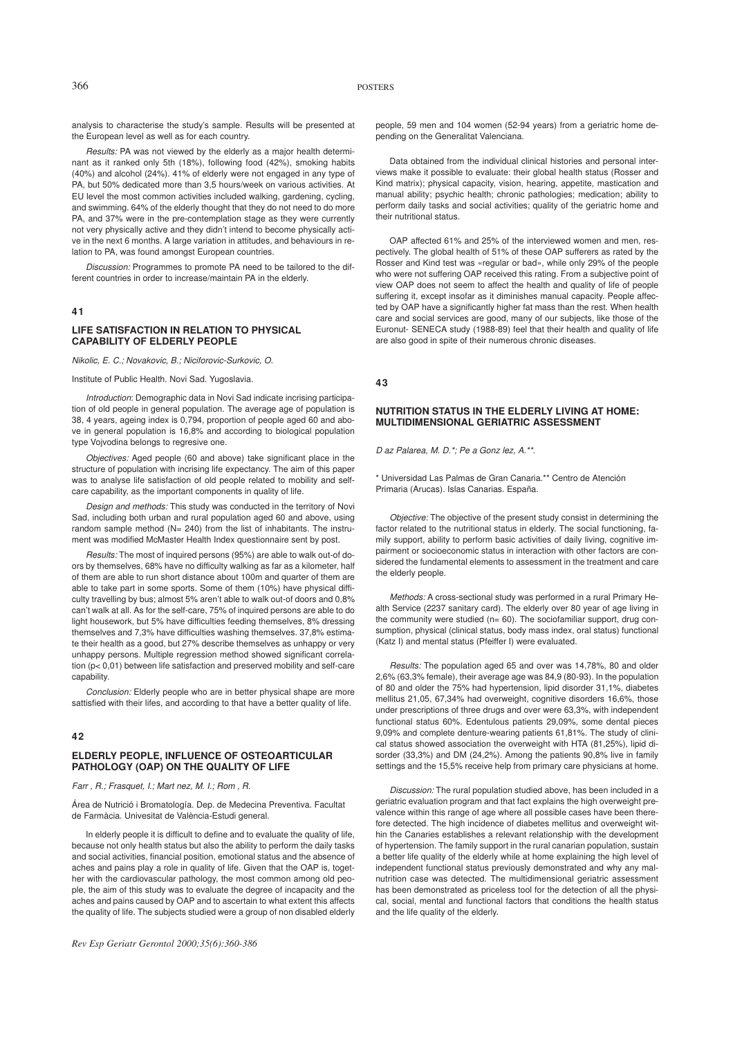analysis to characterise the study's sample. Results will be presented at the European level as well as for each country.

*Results:* PA was not viewed by the elderly as a major health determinant as it ranked only 5th (18%), following food (42%), smoking habits (40%) and alcohol (24%). 41% of elderly were not engaged in any type of PA, but 50% dedicated more than 3,5 hours/week on various activities. At EU level the most common activities included walking, gardening, cycling, and swimming. 64% of the elderly thought that they do not need to do more PA, and 37% were in the pre-contemplation stage as they were currently not very physically active and they didn't intend to become physically active in the next 6 months. A large variation in attitudes, and behaviours in relation to PA, was found amongst European countries.

*Discussion:* Programmes to promote PA need to be tailored to the different countries in order to increase/maintain PA in the elderly.

## 41

### LIFE SATISFACTION IN RELATION TO PHYSICAL CAPABILITY OF ELDERLY PEOPLE

*Nikolic, E. C.; Novakovic, B.; Niciforovic-Surkovic, O.*

Institute of Public Health. Novi Sad. Yugoslavia.

*Introduction*: Demographic data in Novi Sad indicate incrising participation of old people in general population. The average age of population is 38, 4 years, ageing index is 0,794, proportion of people aged 60 and above in general population is 16,8% and according to biological population type Vojvodina belongs to regresive one.

*Objectives:* Aged people (60 and above) take significant place in the structure of population with incrising life expectancy. The aim of this paper was to analyse life satisfaction of old people related to mobility and self-care capability, as the important components in quality of life.

*Design and methods:* This study was conducted in the territory of Novi Sad, including both urban and rural population aged 60 and above, using random sample method (N= 240) from the list of inhabitants. The instrument was modified McMaster Health Index questionnaire sent by post.

*Results:* The most of inquired persons (95%) are able to walk out-of doors by themselves, 68% have no difficulty walking as far as a kilometer, half of them are able to run short distance about 100m and quarter of them are able to take part in some sports. Some of them (10%) have physical difficulty travelling by bus; almost 5% aren't able to walk out-of doors and 0,8% can't walk at all. As for the self-care, 75% of inquired persons are able to do light housework, but 5% have difficulties feeding themselves, 8% dressing themselves and 7,3% have difficulties washing themselves. 37,8% estimate their health as a good, but 27% describe themselves as unhappy or very unhappy persons. Multiple regression method showed significant correlation ($p < 0{,}01$) between life satisfaction and preserved mobility and self-care capability.

*Conclusion:* Elderly people who are in better physical shape are more sattisfied with their lifes, and according to that have a better quality of life.

## 42

### ELDERLY PEOPLE, INFLUENCE OF OSTEOARTICULAR PATHOLOGY (OAP) ON THE QUALITY OF LIFE

*Farr , R.; Frasquet, I.; Mart nez, M. I.; Rom , R.*

Área de Nutrició i Bromatología. Dep. de Medecina Preventiva. Facultat de Farmàcia. Univesitat de València-Estudi general.

In elderly people it is difficult to define and to evaluate the quality of life, because not only health status but also the ability to perform the daily tasks and social activities, financial position, emotional status and the absence of aches and pains play a role in quality of life. Given that the OAP is, together with the cardiovascular pathology, the most common among old people, the aim of this study was to evaluate the degree of incapacity and the aches and pains caused by OAP and to ascertain to what extent this affects the quality of life. The subjects studied were a group of non disabled elderly people, 59 men and 104 women (52-94 years) from a geriatric home depending on the Generalitat Valenciana.

Data obtained from the individual clinical histories and personal interviews make it possible to evaluate: their global health status (Rosser and Kind matrix); physical capacity, vision, hearing, appetite, mastication and manual ability; psychic health; chronic pathologies; medication; ability to perform daily tasks and social activities; quality of the geriatric home and their nutritional status.

OAP affected 61% and 25% of the interviewed women and men, respectively. The global health of 51% of these OAP sufferers as rated by the Rosser and Kind test was «regular or bad», while only 29% of the people who were not suffering OAP received this rating. From a subjective point of view OAP does not seem to affect the health and quality of life of people suffering it, except insofar as it diminishes manual capacity. People affected by OAP have a significantly higher fat mass than the rest. When health care and social services are good, many of our subjects, like those of the Euronut- SENECA study (1988-89) feel that their health and quality of life are also good in spite of their numerous chronic diseases.

## 43

### NUTRITION STATUS IN THE ELDERLY LIVING AT HOME: MULTIDIMENSIONAL GERIATRIC ASSESSMENT

*D az Palarea, M. D.*; Pe a Gonz lez, A.***

\* Universidad Las Palmas de Gran Canaria.** Centro de Atención Primaria (Arucas). Islas Canarias. España.

*Objective:* The objective of the present study consist in determining the factor related to the nutritional status in elderly. The social functioning, family support, ability to perform basic activities of daily living, cognitive impairment or socioeconomic status in interaction with other factors are considered the fundamental elements to assessment in the treatment and care the elderly people.

*Methods:* A cross-sectional study was performed in a rural Primary Health Service (2237 sanitary card). The elderly over 80 year of age living in the community were studied (n= 60). The sociofamiliar support, drug consumption, physical (clinical status, body mass index, oral status) functional (Katz I) and mental status (Pfeiffer I) were evaluated.

*Results:* The population aged 65 and over was 14,78%, 80 and older 2,6% (63,3% female), their average age was 84,9 (80-93). In the population of 80 and older the 75% had hypertension, lipid disorder 31,1%, diabetes mellitus 21,05, 67,34% had overweight, cognitive disorders 16,6%, those under prescriptions of three drugs and over were 63,3%, with independent functional status 60%. Edentulous patients 29,09%, some dental pieces 9,09% and complete denture-wearing patients 61,81%. The study of clinical status showed association the overweight with HTA (81,25%), lipid disorder (33,3%) and DM (24,2%). Among the patients 90,8% live in family settings and the 15,5% receive help from primary care physicians at home.

*Discussion:* The rural population studied above, has been included in a geriatric evaluation program and that fact explains the high overweight prevalence within this range of age where all possible cases have been therefore detected. The high incidence of diabetes mellitus and overweight within the Canaries establishes a relevant relationship with the development of hypertension. The family support in the rural canarian population, sustain a better life quality of the elderly while at home explaining the high level of independent functional status previously demonstrated and why any malnutrition case was detected. The multidimensional geriatric assessment has been demonstrated as priceless tool for the detection of all the physical, social, mental and functional factors that conditions the health status and the life quality of the elderly.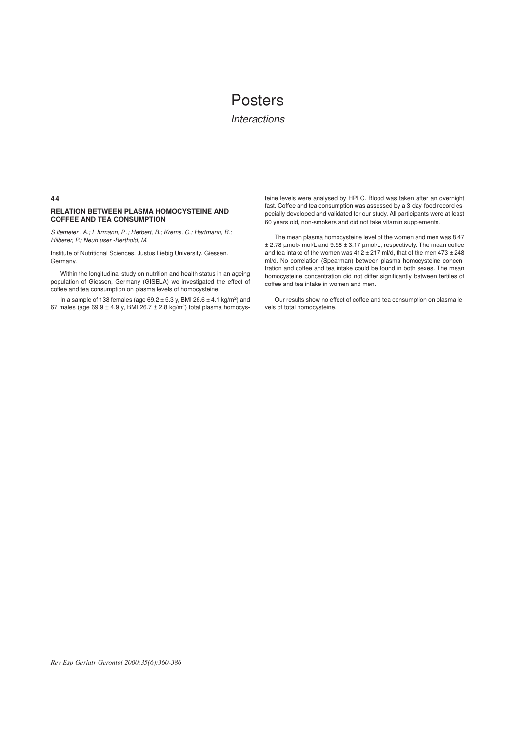# Posters

*Interactions*

**44**

### RELATION BETWEEN PLASMA HOMOCYSTEINE AND COFFEE AND TEA CONSUMPTION

*S ltemeier , A.; L hrmann, P .; Herbert, B.; Krems, C.; Hartmann, B.; Hilberer, P.; Neuh user -Berthold, M.*

Institute of Nutritional Sciences. Justus Liebig University. Giessen. Germany.

Within the longitudinal study on nutrition and health status in an ageing population of Giessen, Germany (GISELA) we investigated the effect of coffee and tea consumption on plasma levels of homocysteine.

In a sample of 138 females (age 69.2 ± 5.3 y, BMI 26.6 ± 4.1 kg/m$^2$) and 67 males (age 69.9 ± 4.9 y, BMI 26.7 ± 2.8 kg/m$^2$) total plasma homocysteine levels were analysed by HPLC. Blood was taken after an overnight fast. Coffee and tea consumption was assessed by a 3-day-food record especially developed and validated for our study. All participants were at least 60 years old, non-smokers and did not take vitamin supplements.

The mean plasma homocysteine level of the women and men was 8.47 ± 2.78 µmol> mol/L and 9.58 ± 3.17 µmol/L, respectively. The mean coffee and tea intake of the women was 412 ± 217 ml/d, that of the men 473 ± 248 ml/d. No correlation (Spearman) between plasma homocysteine concentration and coffee and tea intake could be found in both sexes. The mean homocysteine concentration did not differ significantly between tertiles of coffee and tea intake in women and men.

Our results show no effect of coffee and tea consumption on plasma levels of total homocysteine.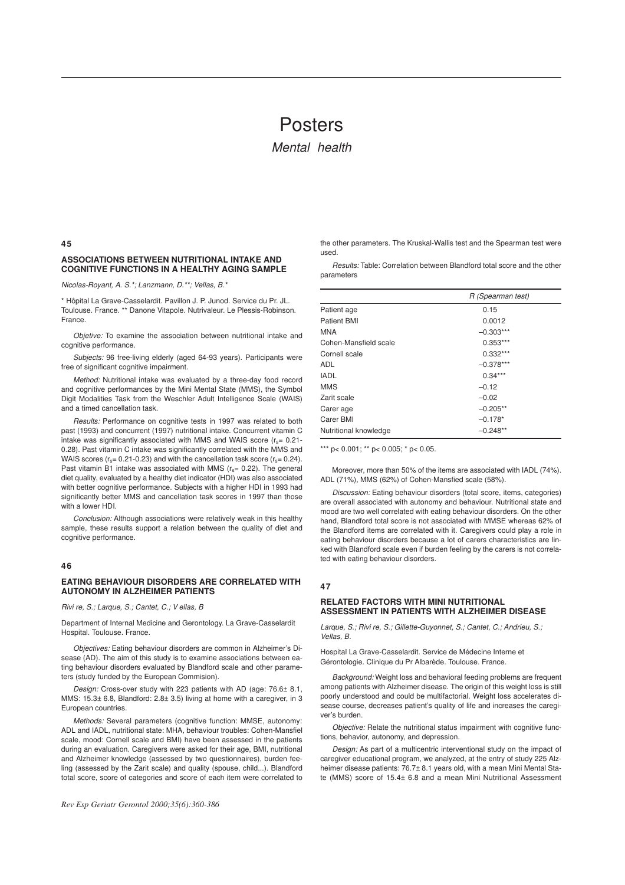# Posters

## *Mental health*

### 45

### ASSOCIATIONS BETWEEN NUTRITIONAL INTAKE AND COGNITIVE FUNCTIONS IN A HEALTHY AGING SAMPLE

*Nicolas-Royant, A. S.*; Lanzmann, D.**; Vellas, B.**

\* Hôpital La Grave-Casselardit. Pavillon J. P. Junod. Service du Pr. JL. Toulouse. France. ** Danone Vitapole. Nutrivaleur. Le Plessis-Robinson. France.

*Objetive:* To examine the association between nutritional intake and cognitive performance.

*Subjects:* 96 free-living elderly (aged 64-93 years). Participants were free of significant cognitive impairment.

*Method:* Nutritional intake was evaluated by a three-day food record and cognitive performances by the Mini Mental State (MMS), the Symbol Digit Modalities Task from the Weschler Adult Intelligence Scale (WAIS) and a timed cancellation task.

*Results:* Performance on cognitive tests in 1997 was related to both past (1993) and concurrent (1997) nutritional intake. Concurrent vitamin C intake was significantly associated with MMS and WAIS score ($r_s$= 0.21-0.28). Past vitamin C intake was significantly correlated with the MMS and WAIS scores ($r_s$= 0.21-0.23) and with the cancellation task score ($r_s$= 0.24). Past vitamin B1 intake was associated with MMS ($r_s$= 0.22). The general diet quality, evaluated by a healthy diet indicator (HDI) was also associated with better cognitive performance. Subjects with a higher HDI in 1993 had significantly better MMS and cancellation task scores in 1997 than those with a lower HDI.

*Conclusion:* Although associations were relatively weak in this healthy sample, these results support a relation between the quality of diet and cognitive performance.

### 46

### EATING BEHAVIOUR DISORDERS ARE CORRELATED WITH AUTONOMY IN ALZHEIMER PATIENTS

*Rivi re, S.; Larque, S.; Cantet, C.; V ellas, B*

Department of Internal Medicine and Gerontology. La Grave-Casselardit Hospital. Toulouse. France.

*Objectives:* Eating behaviour disorders are common in Alzheimer's Disease (AD). The aim of this study is to examine associations between eating behaviour disorders evaluated by Blandford scale and other parameters (study funded by the European Commision).

*Design:* Cross-over study with 223 patients with AD (age: 76.6± 8.1, MMS: 15.3± 6.8, Blandford: 2.8± 3.5) living at home with a caregiver, in 3 European countries.

*Methods:* Several parameters (cognitive function: MMSE, autonomy: ADL and IADL, nutritional state: MHA, behaviour troubles: Cohen-Mansfiel scale, mood: Cornell scale and BMI) have been assessed in the patients during an evaluation. Caregivers were asked for their age, BMI, nutritional and Alzheimer knowledge (assessed by two questionnaires), burden feeling (assessed by the Zarit scale) and quality (spouse, child...). Blandford total score, score of categories and score of each item were correlated to the other parameters. The Kruskal-Wallis test and the Spearman test were used.

*Results:* Table: Correlation between Blandford total score and the other parameters

| | *R (Spearman test)* |
|---|---|
| Patient age | 0.15 |
| Patient BMI | 0.0012 |
| MNA | −0.303*** |
| Cohen-Mansfield scale | 0.353*** |
| Cornell scale | 0.332*** |
| ADL | −0.378*** |
| IADL | 0.34*** |
| MMS | −0.12 |
| Zarit scale | −0.02 |
| Carer age | −0.205** |
| Carer BMI | −0.178* |
| Nutritional knowledge | −0.248** |

\*** $p< 0.001$; ** $p< 0.005$; * $p< 0.05$.

Moreover, more than 50% of the items are associated with IADL (74%). ADL (71%), MMS (62%) of Cohen-Mansfied scale (58%).

*Discussion:* Eating behaviour disorders (total score, items, categories) are overall associated with autonomy and behaviour. Nutritional state and mood are two well correlated with eating behaviour disorders. On the other hand, Blandford total score is not associated with MMSE whereas 62% of the Blandford items are correlated with it. Caregivers could play a role in eating behaviour disorders because a lot of carers characteristics are linked with Blandford scale even if burden feeling by the carers is not correlated with eating behaviour disorders.

### 47

### RELATED FACTORS WITH MINI NUTRITIONAL ASSESSMENT IN PATIENTS WITH ALZHEIMER DISEASE

*Larque, S.; Rivi re, S.; Gillette-Guyonnet, S.; Cantet, C.; Andrieu, S.; Vellas, B.*

Hospital La Grave-Casselardit. Service de Médecine Interne et Gérontologie. Clinique du Pr Albarède. Toulouse. France.

*Background:* Weight loss and behavioral feeding problems are frequent among patients with Alzheimer disease. The origin of this weight loss is still poorly understood and could be multifactorial. Weight loss accelerates disease course, decreases patient's quality of life and increases the caregiver's burden.

*Objective:* Relate the nutritional status impairment with cognitive functions, behavior, autonomy, and depression.

*Design:* As part of a multicentric interventional study on the impact of caregiver educational program, we analyzed, at the entry of study 225 Alzheimer disease patients: 76.7± 8.1 years old, with a mean Mini Mental State (MMS) score of 15.4± 6.8 and a mean Mini Nutritional Assessment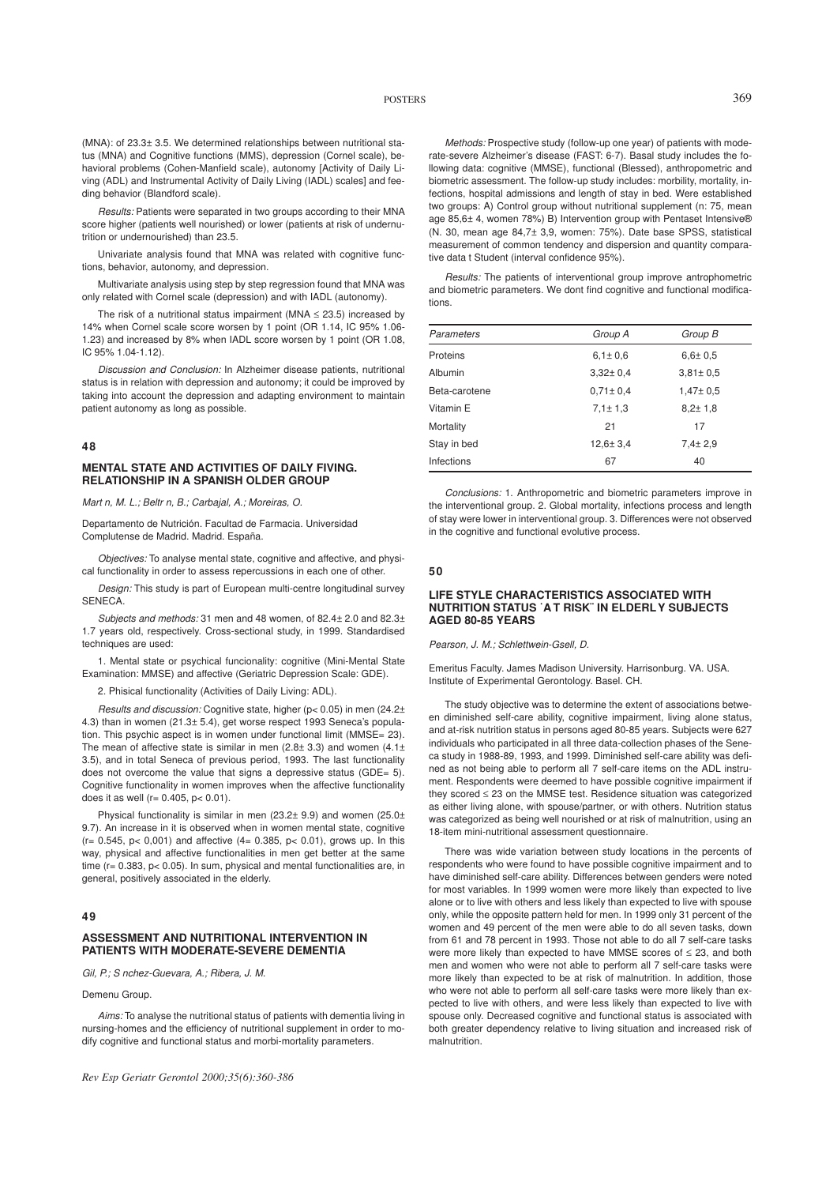(MNA): of 23.3± 3.5. We determined relationships between nutritional status (MNA) and Cognitive functions (MMS), depression (Cornel scale), behavioral problems (Cohen-Manfield scale), autonomy [Activity of Daily Living (ADL) and Instrumental Activity of Daily Living (IADL) scales] and feeding behavior (Blandford scale).

*Results:* Patients were separated in two groups according to their MNA score higher (patients well nourished) or lower (patients at risk of undernutrition or undernourished) than 23.5.

Univariate analysis found that MNA was related with cognitive functions, behavior, autonomy, and depression.

Multivariate analysis using step by step regression found that MNA was only related with Cornel scale (depression) and with IADL (autonomy).

The risk of a nutritional status impairment (MNA ≤ 23.5) increased by 14% when Cornel scale score worsen by 1 point (OR 1.14, IC 95% 1.06-1.23) and increased by 8% when IADL score worsen by 1 point (OR 1.08, IC 95% 1.04-1.12).

*Discussion and Conclusion:* In Alzheimer disease patients, nutritional status is in relation with depression and autonomy; it could be improved by taking into account the depression and adapting environment to maintain patient autonomy as long as possible.

## 48

### MENTAL STATE AND ACTIVITIES OF DAILY FIVING. RELATIONSHIP IN A SPANISH OLDER GROUP

*Mart n, M. L.; Beltr n, B.; Carbajal, A.; Moreiras, O.*

Departamento de Nutrición. Facultad de Farmacia. Universidad Complutense de Madrid. Madrid. España.

*Objectives:* To analyse mental state, cognitive and affective, and physical functionality in order to assess repercussions in each one of other.

*Design:* This study is part of European multi-centre longitudinal survey SENECA.

*Subjects and methods:* 31 men and 48 women, of 82.4± 2.0 and 82.3± 1.7 years old, respectively. Cross-sectional study, in 1999. Standardised techniques are used:

1. Mental state or psychical funcionality: cognitive (Mini-Mental State Examination: MMSE) and affective (Geriatric Depression Scale: GDE).

2. Phisical functionality (Activities of Daily Living: ADL).

*Results and discussion:* Cognitive state, higher (p< 0.05) in men (24.2± 4.3) than in women (21.3± 5.4), get worse respect 1993 Seneca's population. This psychic aspect is in women under functional limit (MMSE= 23). The mean of affective state is similar in men (2.8± 3.3) and women (4.1± 3.5), and in total Seneca of previous period, 1993. The last functionality does not overcome the value that signs a depressive status (GDE= 5). Cognitive functionality in women improves when the affective functionality does it as well (r= 0.405, p< 0.01).

Physical functionality is similar in men (23.2± 9.9) and women (25.0± 9.7). An increase in it is observed when in women mental state, cognitive (r= 0.545, p< 0,001) and affective (4= 0.385, p< 0.01), grows up. In this way, physical and affective functionalities in men get better at the same time (r= 0.383, p< 0.05). In sum, physical and mental functionalities are, in general, positively associated in the elderly.

## 49

### ASSESSMENT AND NUTRITIONAL INTERVENTION IN PATIENTS WITH MODERATE-SEVERE DEMENTIA

*Gil, P.; S nchez-Guevara, A.; Ribera, J. M.*

Demenu Group.

*Aims:* To analyse the nutritional status of patients with dementia living in nursing-homes and the efficiency of nutritional supplement in order to modify cognitive and functional status and morbi-mortality parameters.

*Methods:* Prospective study (follow-up one year) of patients with moderate-severe Alzheimer's disease (FAST: 6-7). Basal study includes the following data: cognitive (MMSE), functional (Blessed), anthropometric and biometric assessment. The follow-up study includes: morbility, mortality, infections, hospital admissions and length of stay in bed. Were established two groups: A) Control group without nutritional supplement (n: 75, mean age 85,6± 4, women 78%) B) Intervention group with Pentaset Intensive® (N. 30, mean age 84,7± 3,9, women: 75%). Date base SPSS, statistical measurement of common tendency and dispersion and quantity comparative data t Student (interval confidence 95%).

*Results:* The patients of interventional group improve antrophometric and biometric parameters. We dont find cognitive and functional modifications.

| Parameters | Group A | Group B |
|---|---|---|
| Proteins | 6,1± 0,6 | 6,6± 0,5 |
| Albumin | 3,32± 0,4 | 3,81± 0,5 |
| Beta-carotene | 0,71± 0,4 | 1,47± 0,5 |
| Vitamin E | 7,1± 1,3 | 8,2± 1,8 |
| Mortality | 21 | 17 |
| Stay in bed | 12,6± 3,4 | 7,4± 2,9 |
| Infections | 67 | 40 |

*Conclusions:* 1. Anthropometric and biometric parameters improve in the interventional group. 2. Global mortality, infections process and length of stay were lower in interventional group. 3. Differences were not observed in the cognitive and functional evolutive process.

## 50

### LIFE STYLE CHARACTERISTICS ASSOCIATED WITH NUTRITION STATUS ˙A T RISK¨ IN ELDERL Y SUBJECTS AGED 80-85 YEARS

*Pearson, J. M.; Schlettwein-Gsell, D.*

Emeritus Faculty. James Madison University. Harrisonburg. VA. USA. Institute of Experimental Gerontology. Basel. CH.

The study objective was to determine the extent of associations between diminished self-care ability, cognitive impairment, living alone status, and at-risk nutrition status in persons aged 80-85 years. Subjects were 627 individuals who participated in all three data-collection phases of the Seneca study in 1988-89, 1993, and 1999. Diminished self-care ability was defined as not being able to perform all 7 self-care items on the ADL instrument. Respondents were deemed to have possible cognitive impairment if they scored ≤ 23 on the MMSE test. Residence situation was categorized as either living alone, with spouse/partner, or with others. Nutrition status was categorized as being well nourished or at risk of malnutrition, using an 18-item mini-nutritional assessment questionnaire.

There was wide variation between study locations in the percents of respondents who were found to have possible cognitive impairment and to have diminished self-care ability. Differences between genders were noted for most variables. In 1999 women were more likely than expected to live alone or to live with others and less likely than expected to live with spouse only, while the opposite pattern held for men. In 1999 only 31 percent of the women and 49 percent of the men were able to do all seven tasks, down from 61 and 78 percent in 1993. Those not able to do all 7 self-care tasks were more likely than expected to have MMSE scores of ≤ 23, and both men and women who were not able to perform all 7 self-care tasks were more likely than expected to be at risk of malnutrition. In addition, those who were not able to perform all self-care tasks were more likely than expected to live with others, and were less likely than expected to live with spouse only. Decreased cognitive and functional status is associated with both greater dependency relative to living situation and increased risk of malnutrition.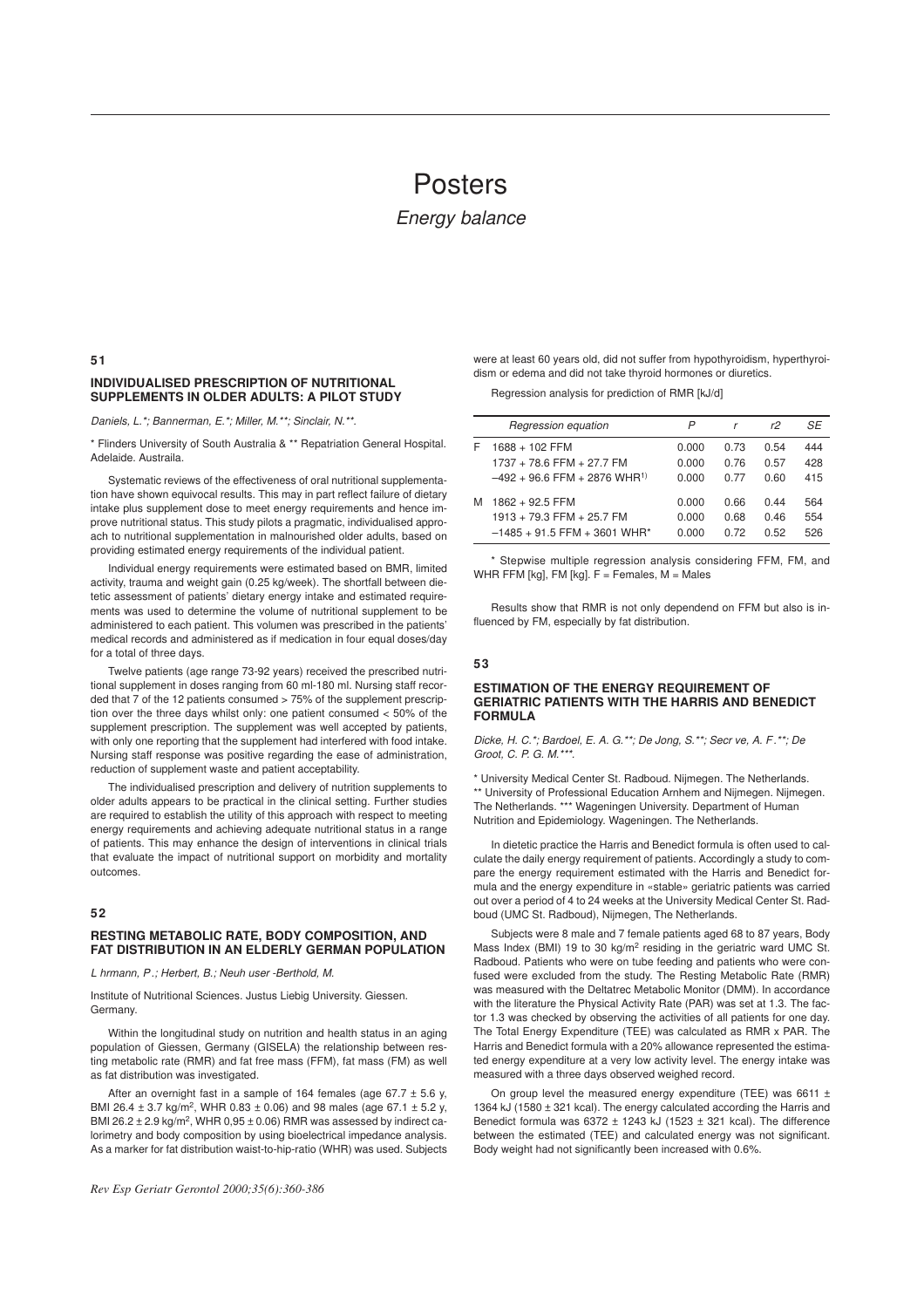# Posters

## *Energy balance*

**51**

### INDIVIDUALISED PRESCRIPTION OF NUTRITIONAL SUPPLEMENTS IN OLDER ADULTS: A PILOT STUDY

*Daniels, L.\*; Bannerman, E.\*; Miller, M.\*\*; Sinclair, N.\*\*.*

\* Flinders University of South Australia & \*\* Repatriation General Hospital. Adelaide. Austraila.

Systematic reviews of the effectiveness of oral nutritional supplementation have shown equivocal results. This may in part reflect failure of dietary intake plus supplement dose to meet energy requirements and hence improve nutritional status. This study pilots a pragmatic, individualised approach to nutritional supplementation in malnourished older adults, based on providing estimated energy requirements of the individual patient.

Individual energy requirements were estimated based on BMR, limited activity, trauma and weight gain (0.25 kg/week). The shortfall between dietetic assessment of patients' dietary energy intake and estimated requirements was used to determine the volume of nutritional supplement to be administered to each patient. This volumen was prescribed in the patients' medical records and administered as if medication in four equal doses/day for a total of three days.

Twelve patients (age range 73-92 years) received the prescribed nutritional supplement in doses ranging from 60 ml-180 ml. Nursing staff recorded that 7 of the 12 patients consumed > 75% of the supplement prescription over the three days whilst only: one patient consumed < 50% of the supplement prescription. The supplement was well accepted by patients, with only one reporting that the supplement had interfered with food intake. Nursing staff response was positive regarding the ease of administration, reduction of supplement waste and patient acceptability.

The individualised prescription and delivery of nutrition supplements to older adults appears to be practical in the clinical setting. Further studies are required to establish the utility of this approach with respect to meeting energy requirements and achieving adequate nutritional status in a range of patients. This may enhance the design of interventions in clinical trials that evaluate the impact of nutritional support on morbidity and mortality outcomes.

**52**

### RESTING METABOLIC RATE, BODY COMPOSITION, AND FAT DISTRIBUTION IN AN ELDERLY GERMAN POPULATION

*L hrmann, P.; Herbert, B.; Neuh user -Berthold, M.*

Institute of Nutritional Sciences. Justus Liebig University. Giessen. Germany.

Within the longitudinal study on nutrition and health status in an aging population of Giessen, Germany (GISELA) the relationship between resting metabolic rate (RMR) and fat free mass (FFM), fat mass (FM) as well as fat distribution was investigated.

After an overnight fast in a sample of 164 females (age 67.7 ± 5.6 y, BMI 26.4 ± 3.7 kg/m$^2$, WHR 0.83 ± 0.06) and 98 males (age 67.1 ± 5.2 y, BMI 26.2 ± 2.9 kg/m$^2$, WHR 0,95 ± 0.06) RMR was assessed by indirect calorimetry and body composition by using bioelectrical impedance analysis. As a marker for fat distribution waist-to-hip-ratio (WHR) was used. Subjects were at least 60 years old, did not suffer from hypothyroidism, hyperthyroidism or edema and did not take thyroid hormones or diuretics.

Regression analysis for prediction of RMR [kJ/d]

| | *Regression equation* | *P* | *r* | *r2* | *SE* |
|---|---|---|---|---|---|
| F | 1688 + 102 FFM | 0.000 | 0.73 | 0.54 | 444 |
| | 1737 + 78.6 FFM + 27.7 FM | 0.000 | 0.76 | 0.57 | 428 |
| | –492 + 96.6 FFM + 2876 WHR[1)] | 0.000 | 0.77 | 0.60 | 415 |
| M | 1862 + 92.5 FFM | 0.000 | 0.66 | 0.44 | 564 |
| | 1913 + 79.3 FFM + 25.7 FM | 0.000 | 0.68 | 0.46 | 554 |
| | –1485 + 91.5 FFM + 3601 WHR\* | 0.000 | 0.72 | 0.52 | 526 |

\* Stepwise multiple regression analysis considering FFM, FM, and WHR FFM [kg], FM [kg]. F = Females, M = Males

Results show that RMR is not only dependend on FFM but also is influenced by FM, especially by fat distribution.

**53**

### ESTIMATION OF THE ENERGY REQUIREMENT OF GERIATRIC PATIENTS WITH THE HARRIS AND BENEDICT FORMULA

*Dicke, H. C.\*; Bardoel, E. A. G.\*\*; De Jong, S.\*\*; Secr ve, A. F.\*\*; De Groot, C. P. G. M.\*\*\*.*

\* University Medical Center St. Radboud. Nijmegen. The Netherlands.
\*\* University of Professional Education Arnhem and Nijmegen. Nijmegen. The Netherlands. \*\*\* Wageningen University. Department of Human Nutrition and Epidemiology. Wageningen. The Netherlands.

In dietetic practice the Harris and Benedict formula is often used to calculate the daily energy requirement of patients. Accordingly a study to compare the energy requirement estimated with the Harris and Benedict formula and the energy expenditure in «stable» geriatric patients was carried out over a period of 4 to 24 weeks at the University Medical Center St. Radboud (UMC St. Radboud), Nijmegen, The Netherlands.

Subjects were 8 male and 7 female patients aged 68 to 87 years, Body Mass Index (BMI) 19 to 30 kg/m$^2$ residing in the geriatric ward UMC St. Radboud. Patients who were on tube feeding and patients who were confused were excluded from the study. The Resting Metabolic Rate (RMR) was measured with the Deltatrec Metabolic Monitor (DMM). In accordance with the literature the Physical Activity Rate (PAR) was set at 1.3. The factor 1.3 was checked by observing the activities of all patients for one day. The Total Energy Expenditure (TEE) was calculated as RMR x PAR. The Harris and Benedict formula with a 20% allowance represented the estimated energy expenditure at a very low activity level. The energy intake was measured with a three days observed weighed record.

On group level the measured energy expenditure (TEE) was 6611 ± 1364 kJ (1580 ± 321 kcal). The energy calculated according the Harris and Benedict formula was 6372 ± 1243 kJ (1523 ± 321 kcal). The difference between the estimated (TEE) and calculated energy was not significant. Body weight had not significantly been increased with 0.6%.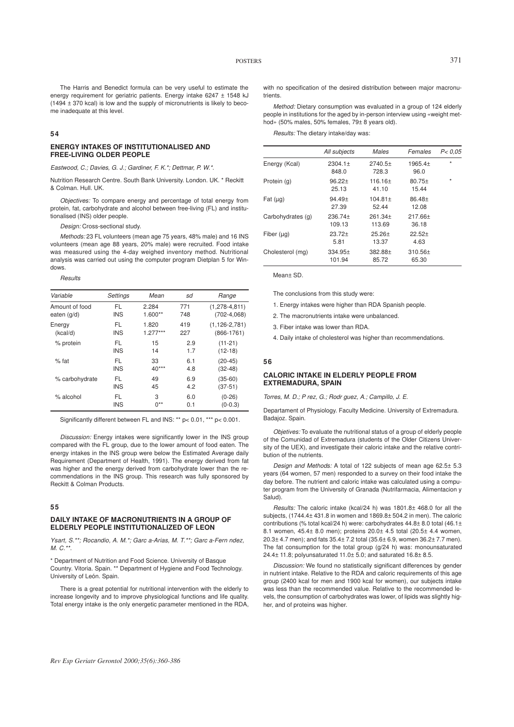The Harris and Benedict formula can be very useful to estimate the energy requirement for geriatric patients. Energy intake 6247 ± 1548 kJ (1494 ± 370 kcal) is low and the supply of micronutrients is likely to become inadequate at this level.

## 54

### ENERGY INTAKES OF INSTITUTIONALISED AND FREE-LIVING OLDER PEOPLE

*Eastwood, C.; Davies, G. J.; Gardiner, F. K.\*; Dettmar, P. W.\*.*

Nutrition Research Centre. South Bank University. London. UK. \* Reckitt & Colman. Hull. UK.

*Objectives:* To compare energy and percentage of total energy from protein, fat, carbohydrate and alcohol between free-living (FL) and institutionalised (INS) older people.

*Design:* Cross-sectional study.

*Methods:* 23 FL volunteers (mean age 75 years, 48% male) and 16 INS volunteers (mean age 88 years, 20% male) were recruited. Food intake was measured using the 4-day weighed inventory method. Nutritional analysis was carried out using the computer program Dietplan 5 for Windows.

*Results*

| Variable | Settings | Mean | sd | Range |
|---|---|---|---|---|
| Amount of food eaten (g/d) | FL | 2.284 | 771 | (1,278-4,811) |
| | INS | 1.600** | 748 | (702-4,068) |
| Energy (kcal/d) | FL | 1.820 | 419 | (1,126-2,781) |
| | INS | 1.277*** | 227 | (866-1761) |
| % protein | FL | 15 | 2.9 | (11-21) |
| | INS | 14 | 1.7 | (12-18) |
| % fat | FL | 33 | 6.1 | (20-45) |
| | INS | 40*** | 4.8 | (32-48) |
| % carbohydrate | FL | 49 | 6.9 | (35-60) |
| | INS | 45 | 4.2 | (37-51) |
| % alcohol | FL | 3 | 6.0 | (0-26) |
| | INS | 0** | 0.1 | (0-0.3) |

Significantly different between FL and INS: ** $p < 0.01$, *** $p < 0.001$.

*Discussion:* Energy intakes were significantly lower in the INS group compared with the FL group, due to the lower amount of food eaten. The energy intakes in the INS group were below the Estimated Average daily Requirement (Department of Health, 1991). The energy derived from fat was higher and the energy derived from carbohydrate lower than the recommendations in the INS group. This research was fully sponsored by Reckitt & Colman Products.

## 55

### DAILY INTAKE OF MACRONUTRIENTS IN A GROUP OF ELDERLY PEOPLE INSTITUTIONALIZED OF LEON

*Ysart, S.\*\*; Rocandio, A. M.\*; Garc a-Arias, M. T.\*\*; Garc a-Fern ndez, M. C.\*\*.*

\* Department of Nutrition and Food Science. University of Basque Country. Vitoria. Spain. \*\* Department of Hygiene and Food Technology. University of León. Spain.

There is a great potential for nutritional intervention with the elderly to increase longevity and to improve physiological functions and life quality. Total energy intake is the only energetic parameter mentioned in the RDA, with no specification of the desired distribution between major macronutrients.

*Method:* Dietary consumption was evaluated in a group of 124 elderly people in institutions for the aged by in-person interview using «weight method» (50% males, 50% females, 79± 8 years old).

*Results:* The dietary intake/day was:

| | All subjects | Males | Females | P< 0,05 |
|---|---|---|---|---|
| Energy (Kcal) | 2304.1± 848.0 | 2740.5± 728.3 | 1965.4± 96.0 | * |
| Protein (g) | 96.22± 25.13 | 116.16± 41.10 | 80.75± 15.44 | * |
| Fat (µg) | 94.49± 27.39 | 104.81± 52.44 | 86.48± 12.08 | |
| Carbohydrates (g) | 236.74± 109.13 | 261.34± 113.69 | 217.66± 36.18 | |
| Fiber (µg) | 23.72± 5.81 | 25.26± 13.37 | 22.52± 4.63 | |
| Cholesterol (mg) | 334.95± 101.94 | 382.88± 85.72 | 310.56± 65.30 | |

Mean± SD.

The conclusions from this study were:

1. Energy intakes were higher than RDA Spanish people.
2. The macronutrients intake were unbalanced.
3. Fiber intake was lower than RDA.
4. Daily intake of cholesterol was higher than recommendations.

## 56

### CALORIC INTAKE IN ELDERLY PEOPLE FROM EXTREMADURA, SPAIN

*Torres, M. D.; P rez, G.; Rodr guez, A.; Campillo, J. E.*

Departament of Physiology. Faculty Medicine. University of Extremadura. Badajoz. Spain.

*Objetives:* To evaluate the nutritional status of a group of elderly people of the Comunidad of Extremadura (students of the Older Citizens University of the UEX), and investigate their caloric intake and the relative contribution of the nutrients.

*Design and Methods:* A total of 122 subjects of mean age 62.5± 5.3 years (64 women, 57 men) responded to a survey on their food intake the day before. The nutrient and caloric intake was calculated using a computer program from the University of Granada (Nutrifarmacia, Alimentacion y Salud).

*Results:* The caloric intake (kcal/24 h) was 1801.8± 468.0 for all the subjects, (1744.4± 431.8 in women and 1869.8± 504.2 in men). The caloric contributions (% total kcal/24 h) were: carbohydrates 44.8± 8.0 total (46.1± 8.1 women, 45.4± 8.0 men); proteins 20.0± 4.5 total (20.5± 4.4 women, 20.3± 4.7 men); and fats 35.4± 7.2 total (35.6± 6.9, women 36.2± 7.7 men). The fat consumption for the total group (g/24 h) was: monounsaturated 24.4± 11.8; polyunsaturated 11.0± 5.0; and saturated 16.8± 8.5.

*Discussion:* We found no statistically significant differences by gender in nutrient intake. Relative to the RDA and caloric requirements of this age group (2400 kcal for men and 1900 kcal for women), our subjects intake was less than the recommended value. Relative to the recommended levels, the consumption of carbohydrates was lower, of lipids was slightly higher, and of proteins was higher.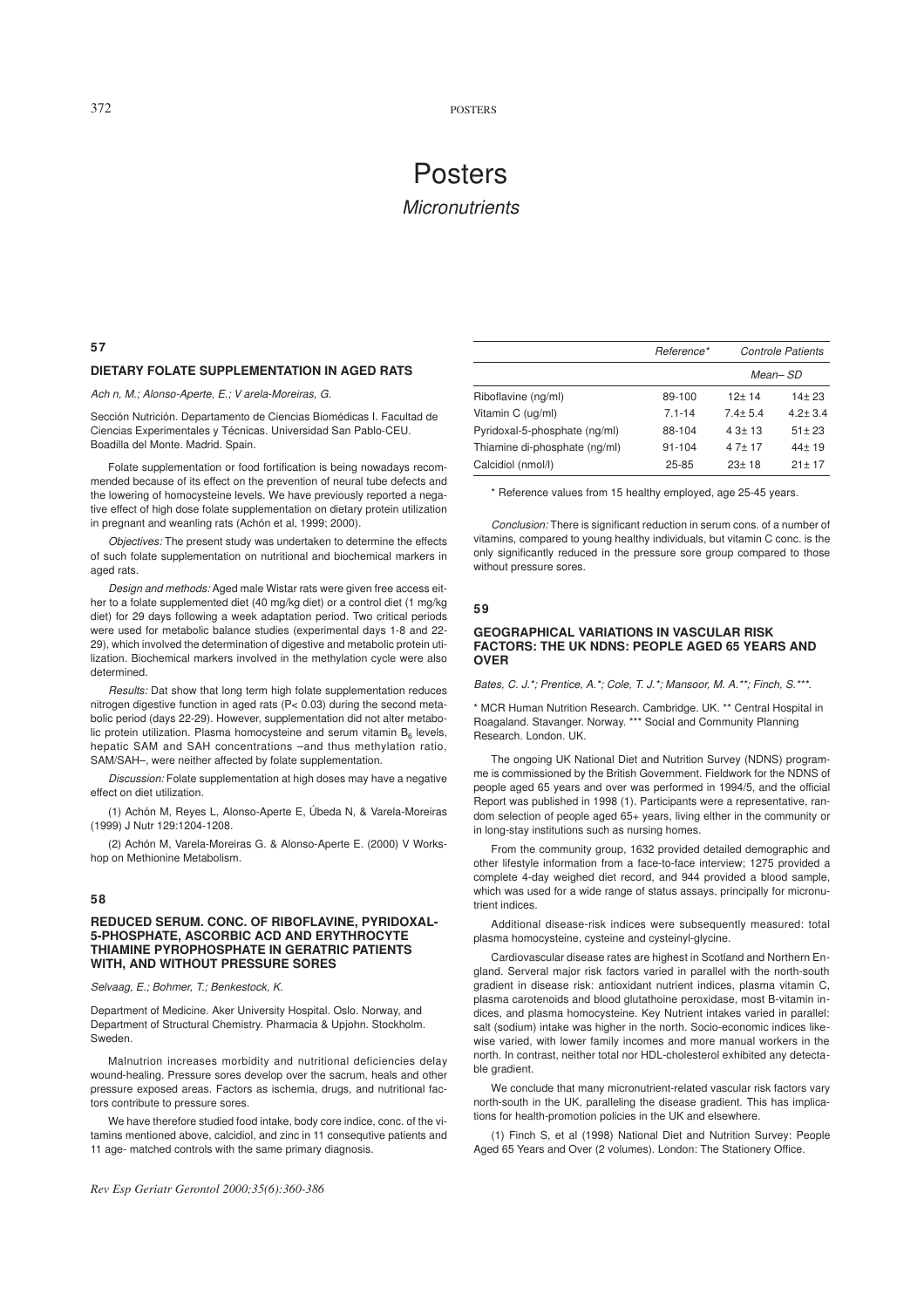# Posters

## *Micronutrients*

### 57

### DIETARY FOLATE SUPPLEMENTATION IN AGED RATS

*Ach n, M.; Alonso-Aperte, E.; V arela-Moreiras, G.*

Sección Nutrición. Departamento de Ciencias Biomédicas I. Facultad de Ciencias Experimentales y Técnicas. Universidad San Pablo-CEU. Boadilla del Monte. Madrid. Spain.

Folate supplementation or food fortification is being nowadays recommended because of its effect on the prevention of neural tube defects and the lowering of homocysteine levels. We have previously reported a negative effect of high dose folate supplementation on dietary protein utilization in pregnant and weanling rats (Achón et al, 1999; 2000).

*Objectives:* The present study was undertaken to determine the effects of such folate supplementation on nutritional and biochemical markers in aged rats.

*Design and methods:* Aged male Wistar rats were given free access either to a folate supplemented diet (40 mg/kg diet) or a control diet (1 mg/kg diet) for 29 days following a week adaptation period. Two critical periods were used for metabolic balance studies (experimental days 1-8 and 22-29), which involved the determination of digestive and metabolic protein utilization. Biochemical markers involved in the methylation cycle were also determined.

*Results:* Dat show that long term high folate supplementation reduces nitrogen digestive function in aged rats ($P< 0.03$) during the second metabolic period (days 22-29). However, supplementation did not alter metabolic protein utilization. Plasma homocysteine and serum vitamin $B_6$ levels, hepatic SAM and SAH concentrations –and thus methylation ratio, SAM/SAH–, were neither affected by folate supplementation.

*Discussion:* Folate supplementation at high doses may have a negative effect on diet utilization.

(1) Achón M, Reyes L, Alonso-Aperte E, Úbeda N, & Varela-Moreiras (1999) J Nutr 129:1204-1208.

(2) Achón M, Varela-Moreiras G. & Alonso-Aperte E. (2000) V Workshop on Methionine Metabolism.

### 58

### REDUCED SERUM. CONC. OF RIBOFLAVINE, PYRIDOXAL-5-PHOSPHATE, ASCORBIC ACD AND ERYTHROCYTE THIAMINE PYROPHOSPHATE IN GERATRIC PATIENTS WITH, AND WITHOUT PRESSURE SORES

*Selvaag, E.; Bohmer, T.; Benkestock, K.*

Department of Medicine. Aker University Hospital. Oslo. Norway, and Department of Structural Chemistry. Pharmacia & Upjohn. Stockholm. Sweden.

Malnutrion increases morbidity and nutritional deficiencies delay wound-healing. Pressure sores develop over the sacrum, heals and other pressure exposed areas. Factors as ischemia, drugs, and nutritional factors contribute to pressure sores.

We have therefore studied food intake, body core indice, conc. of the vitamins mentioned above, calcidiol, and zinc in 11 consequtive patients and 11 age- matched controls with the same primary diagnosis.

| | *Reference** | *Controle* | *Patients* |
|---|---|---|---|
| | | *Mean– SD* | |
| Riboflavine (ng/ml) | 89-100 | 12± 14 | 14± 23 |
| Vitamin C (ug/ml) | 7.1-14 | 7.4± 5.4 | 4.2± 3.4 |
| Pyridoxal-5-phosphate (ng/ml) | 88-104 | 4 3± 13 | 51± 23 |
| Thiamine di-phosphate (ng/ml) | 91-104 | 4 7± 17 | 44± 19 |
| Calcidiol (nmol/l) | 25-85 | 23± 18 | 21± 17 |

\* Reference values from 15 healthy employed, age 25-45 years.

*Conclusion:* There is significant reduction in serum cons. of a number of vitamins, compared to young healthy individuals, but vitamin C conc. is the only significantly reduced in the pressure sore group compared to those without pressure sores.

### 59

### GEOGRAPHICAL VARIATIONS IN VASCULAR RISK FACTORS: THE UK NDNS: PEOPLE AGED 65 YEARS AND OVER

*Bates, C. J.*; Prentice, A.*; Cole, T. J.*; Mansoor, M. A.**; Finch, S.***.*

\* MCR Human Nutrition Research. Cambridge. UK. \*\* Central Hospital in Roagaland. Stavanger. Norway. \*\*\* Social and Community Planning Research. London. UK.

The ongoing UK National Diet and Nutrition Survey (NDNS) programme is commissioned by the British Government. Fieldwork for the NDNS of people aged 65 years and over was performed in 1994/5, and the official Report was published in 1998 (1). Participants were a representative, random selection of people aged 65+ years, living elther in the community or in long-stay institutions such as nursing homes.

From the community group, 1632 provided detailed demographic and other lifestyle information from a face-to-face interview; 1275 provided a complete 4-day weighed diet record, and 944 provided a blood sample, which was used for a wide range of status assays, principally for micronutrient indices.

Additional disease-risk indices were subsequently measured: total plasma homocysteine, cysteine and cysteinyl-glycine.

Cardiovascular disease rates are highest in Scotland and Northern England. Serveral major risk factors varied in parallel with the north-south gradient in disease risk: antioxidant nutrient indices, plasma vitamin C, plasma carotenoids and blood glutathoine peroxidase, most B-vitamin indices, and plasma homocysteine. Key Nutrient intakes varied in parallel: salt (sodium) intake was higher in the north. Socio-economic indices likewise varied, with lower family incomes and more manual workers in the north. In contrast, neither total nor HDL-cholesterol exhibited any detectable gradient.

We conclude that many micronutrient-related vascular risk factors vary north-south in the UK, paralleling the disease gradient. This has implications for health-promotion policies in the UK and elsewhere.

(1) Finch S, et al (1998) National Diet and Nutrition Survey: People Aged 65 Years and Over (2 volumes). London: The Stationery Office.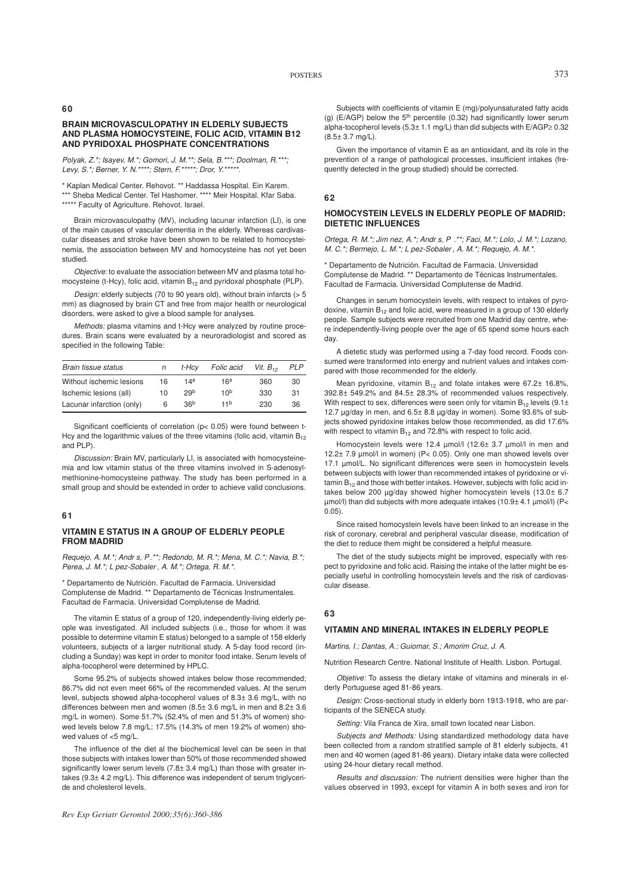## 60

### BRAIN MICROVASCULOPATHY IN ELDERLY SUBJECTS AND PLASMA HOMOCYSTEINE, FOLIC ACID, VITAMIN B12 AND PYRIDOXAL PHOSPHATE CONCENTRATIONS

*Polyak, Z.*; Isayev, M.*; Gomori, J. M.**; Sela, B.***; Doolman, R.***; Levy, S.*; Berner, Y. N.****; Stern, F.*****; Dror, Y.*****.*

\* Kaplan Medical Center. Rehovot. ** Haddassa Hospital. Ein Karem. *** Sheba Medical Center. Tel Hashomer. **** Meir Hospital. Kfar Saba. ***** Faculty of Agriculture. Rehovot. Israel.

Brain microvasculopathy (MV), including lacunar infarction (LI), is one of the main causes of vascular dementia in the elderly. Whereas cardivascular diseases and stroke have been shown to be related to homocysteinemia, the association between MV and homocysteine has not yet been studied.

*Objective:* to evaluate the association between MV and plasma total homocysteine (t-Hcy), folic acid, vitamin $B_{12}$ and pyridoxal phosphate (PLP).

*Design:* elderly subjects (70 to 90 years old), without brain infarcts (> 5 mm) as diagnosed by brain CT and free from major health or neurological disorders, were asked to give a blood sample for analyses.

*Methods:* plasma vitamins and t-Hcy were analyzed by routine procedures. Brain scans were evaluated by a neuroradiologist and scored as specified in the following Table:

| *Brain tissue status* | *n* | *t-Hcy* | *Folic acid* | *Vit. $B_{12}$* | *PLP* |
|---|---|---|---|---|---|
| Without ischemic lesions | 16 | 14[a] | 16[a] | 360 | 30 |
| Ischemic lesions (all) | 10 | 29[b] | 10[b] | 330 | 31 |
| Lacunar infarction (only) | 6 | 36[b] | 11[b] | 230 | 36 |

Significant coefficients of correlation ($p < 0.05$) were found between t-Hcy and the logarithmic values of the three vitamins (folic acid, vitamin $B_{12}$ and PLP).

*Discussion:* Brain MV, particularly LI, is associated with homocysteinemia and low vitamin status of the three vitamins involved in S-adenosylmethionine-homocysteine pathway. The study has been performed in a small group and should be extended in order to achieve valid conclusions.

## 61

### VITAMIN E STATUS IN A GROUP OF ELDERLY PEOPLE FROM MADRID

*Requejo, A. M.*; Andr s, P.**; Redondo, M. R.*; Mena, M. C.*; Navia, B.*; Perea, J. M.*; L pez-Sobaler, A. M.*; Ortega, R. M.*.*

\* Departamento de Nutrición. Facultad de Farmacia. Universidad Complutense de Madrid. ** Departamento de Técnicas Instrumentales. Facultad de Farmacia. Universidad Complutense de Madrid.

The vitamin E status of a group of 120, independently-living elderly people was investigated. All included subjects (i.e., those for whom it was possible to determine vitamin E status) belonged to a sample of 158 elderly volunteers, subjects of a larger nutritional study. A 5-day food record (including a Sunday) was kept in order to monitor food intake. Serum levels of alpha-tocopherol were determined by HPLC.

Some 95.2% of subjects showed intakes below those recommended; 86.7% did not even meet 66% of the recommended values. At the serum level, subjects showed alpha-tocopherol values of 8.3± 3.6 mg/L, with no differences between men and women (8.5± 3.6 mg/L in men and 8.2± 3.6 mg/L in women). Some 51.7% (52.4% of men and 51.3% of women) showed levels below 7.8 mg/L; 17.5% (14.3% of men 19.2% of women) showed values of <5 mg/L.

The influence of the diet al the biochemical level can be seen in that those subjects with intakes lower than 50% of those recommended showed significantly lower serum levels (7.8± 3.4 mg/L) than those with greater intakes (9.3± 4.2 mg/L). This difference was independent of serum triglyceride and cholesterol levels.

Subjects with coefficients of vitamin E (mg)/polyunsaturated fatty acids (g) (E/AGP) below the 5[th] percentile (0.32) had significantly lower serum alpha-tocopherol levels (5.3± 1.1 mg/L) than did subjects with E/AGP≥ 0.32 (8.5± 3.7 mg/L).

Given the importance of vitamin E as an antioxidant, and its role in the prevention of a range of pathological processes, insufficient intakes (frequently detected in the group studied) should be corrected.

## 62

### HOMOCYSTEIN LEVELS IN ELDERLY PEOPLE OF MADRID: DIETETIC INFLUENCES

*Ortega, R. M.*; Jim nez, A.*; Andr s, P .**; Faci, M.*; Lolo, J. M.*; Lozano, M. C.*; Bermejo, L. M.*; L pez-Sobaler, A. M.*; Requejo, A. M.*.*

\* Departamento de Nutrición. Facultad de Farmacia. Universidad Complutense de Madrid. ** Departamento de Técnicas Instrumentales. Facultad de Farmacia. Universidad Complutense de Madrid.

Changes in serum homocystein levels, with respect to intakes of pyrodoxine, vitamin $B_{12}$ and folic acid, were measured in a group of 130 elderly people. Sample subjects were recruited from one Madrid day centre, where independently-living people over the age of 65 spend some hours each day.

A dietetic study was performed using a 7-day food record. Foods consumed were transformed into energy and nutrient values and intakes compared with those recommended for the elderly.

Mean pyridoxine, vitamin $B_{12}$ and folate intakes were 67.2± 16.8%, 392.8± 549.2% and 84.5± 28.3% of recommended values respectively. With respect to sex, differences were seen only for vitamin $B_{12}$ levels (9.1± 12.7 µg/day in men, and 6.5± 8.8 µg/day in women). Some 93.6% of subjects showed pyridoxine intakes below those recommended, as did 17.6% with respect to vitamin $B_{12}$ and 72.8% with respect to folic acid.

Homocystein levels were 12.4 µmol/l (12.6± 3.7 µmol/l in men and 12.2± 7.9 µmol/l in women) ($P < 0.05$). Only one man showed levels over 17.1 µmol/L. No significant differences were seen in homocystein levels between subjects with lower than recommended intakes of pyridoxine or vitamin $B_{12}$ and those with better intakes. However, subjects with folic acid intakes below 200 µg/day showed higher homocystein levels (13.0± 6.7 µmol/l) than did subjects with more adequate intakes (10.9± 4.1 µmol/l) ($P < 0.05$).

Since raised homocystein levels have been linked to an increase in the risk of coronary, cerebral and peripheral vascular disease, modification of the diet to reduce them might be considered a helpful measure.

The diet of the study subjects might be improved, especially with respect to pyridoxine and folic acid. Raising the intake of the latter might be especially useful in controlling homocystein levels and the risk of cardiovascular disease.

## 63

### VITAMIN AND MINERAL INTAKES IN ELDERLY PEOPLE

*Martins, I.; Dantas, A.; Guiomar, S.; Amorim Cruz, J. A.*

Nutrition Research Centre. National Institute of Health. Lisbon. Portugal.

*Objetive:* To assess the dietary intake of vitamins and minerals in elderly Portuguese aged 81-86 years.

*Design:* Cross-sectional study in elderly born 1913-1918, who are participants of the SENECA study.

*Setting:* Vila Franca de Xira, small town located near Lisbon.

*Subjects and Methods:* Using standardized methodology data have been collected from a random stratified sample of 81 elderly subjects, 41 men and 40 women (aged 81-86 years). Dietary intake data were collected using 24-hour dietary recall method.

*Results and discussion:* The nutrient densities were higher than the values observed in 1993, except for vitamin A in both sexes and iron for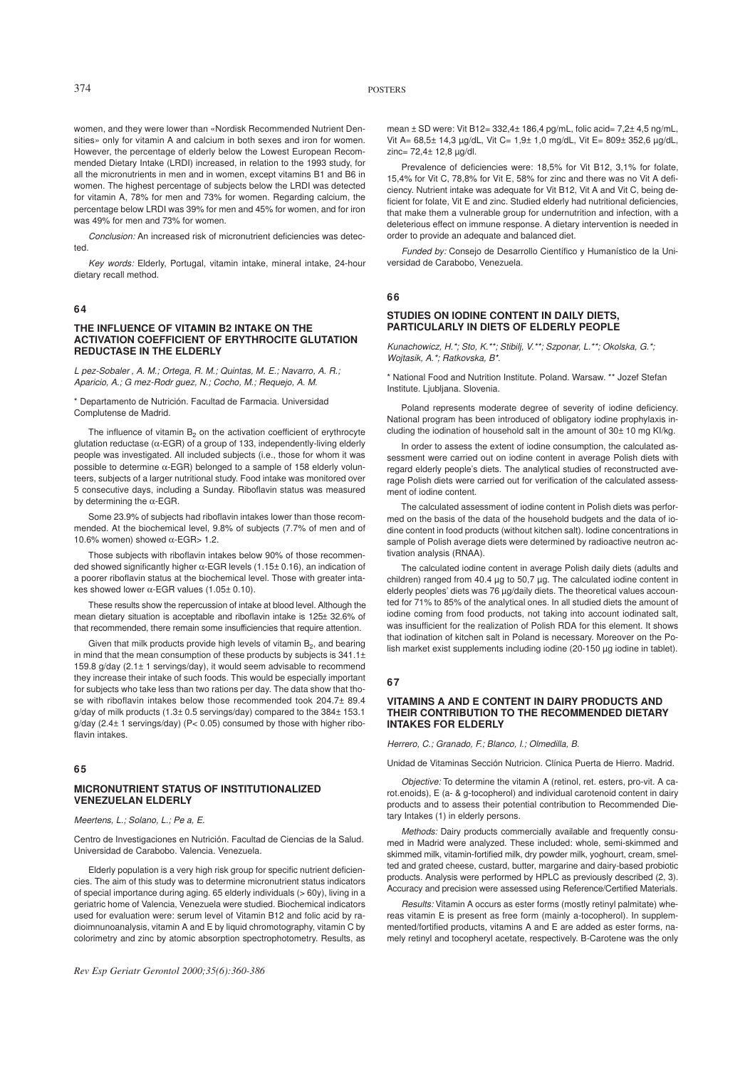women, and they were lower than «Nordisk Recommended Nutrient Densities» only for vitamin A and calcium in both sexes and iron for women. However, the percentage of elderly below the Lowest European Recommended Dietary Intake (LRDI) increased, in relation to the 1993 study, for all the micronutrients in men and in women, except vitamins B1 and B6 in women. The highest percentage of subjects below the LRDI was detected for vitamin A, 78% for men and 73% for women. Regarding calcium, the percentage below LRDI was 39% for men and 45% for women, and for iron was 49% for men and 73% for women.

*Conclusion:* An increased risk of micronutrient deficiencies was detected.

*Key words:* Elderly, Portugal, vitamin intake, mineral intake, 24-hour dietary recall method.

### 64

### THE INFLUENCE OF VITAMIN B2 INTAKE ON THE ACTIVATION COEFFICIENT OF ERYTHROCITE GLUTATION REDUCTASE IN THE ELDERLY

*L pez-Sobaler , A. M.; Ortega, R. M.; Quintas, M. E.; Navarro, A. R.; Aparicio, A.; G mez-Rodr guez, N.; Cocho, M.; Requejo, A. M.*

* Departamento de Nutrición. Facultad de Farmacia. Universidad Complutense de Madrid.

The influence of vitamin $B_2$ on the activation coefficient of erythrocyte glutation reductase ($\alpha$-EGR) of a group of 133, independently-living elderly people was investigated. All included subjects (i.e., those for whom it was possible to determine $\alpha$-EGR) belonged to a sample of 158 elderly volunteers, subjects of a larger nutritional study. Food intake was monitored over 5 consecutive days, including a Sunday. Riboflavin status was measured by determining the $\alpha$-EGR.

Some 23.9% of subjects had riboflavin intakes lower than those recommended. At the biochemical level, 9.8% of subjects (7.7% of men and of 10.6% women) showed $\alpha$-EGR> 1.2.

Those subjects with riboflavin intakes below 90% of those recommended showed significantly higher $\alpha$-EGR levels (1.15± 0.16), an indication of a poorer riboflavin status at the biochemical level. Those with greater intakes showed lower $\alpha$-EGR values (1.05± 0.10).

These results show the repercussion of intake at blood level. Although the mean dietary situation is acceptable and riboflavin intake is 125± 32.6% of that recommended, there remain some insufficiencies that require attention.

Given that milk products provide high levels of vitamin $B_2$, and bearing in mind that the mean consumption of these products by subjects is 341.1± 159.8 g/day (2.1± 1 servings/day), it would seem advisable to recommend they increase their intake of such foods. This would be especially important for subjects who take less than two rations per day. The data show that those with riboflavin intakes below those recommended took 204.7± 89.4 g/day of milk products (1.3± 0.5 servings/day) compared to the 384± 153.1 g/day (2.4± 1 servings/day) ($P< 0.05$) consumed by those with higher riboflavin intakes.

### 65

### MICRONUTRIENT STATUS OF INSTITUTIONALIZED VENEZUELAN ELDERLY

*Meertens, L.; Solano, L.; Pe a, E.*

Centro de Investigaciones en Nutrición. Facultad de Ciencias de la Salud. Universidad de Carabobo. Valencia. Venezuela.

Elderly population is a very high risk group for specific nutrient deficiencies. The aim of this study was to determine micronutrient status indicators of special importance during aging. 65 elderly individuals (> 60y), living in a geriatric home of Valencia, Venezuela were studied. Biochemical indicators used for evaluation were: serum level of Vitamin B12 and folic acid by radioimmunoanalysis, vitamin A and E by liquid chromatography, vitamin C by colorimetry and zinc by atomic absorption spectrophotometry. Results, as mean ± SD were: Vit B12= 332,4± 186,4 pg/mL, folic acid= 7,2± 4,5 ng/mL, Vit A= 68,5± 14,3 µg/dL, Vit C= 1,9± 1,0 mg/dL, Vit E= 809± 352,6 µg/dL, zinc= 72,4± 12,8 µg/dl.

Prevalence of deficiencies were: 18,5% for Vit B12, 3,1% for folate, 15,4% for Vit C, 78,8% for Vit E, 58% for zinc and there was no Vit A deficiency. Nutrient intake was adequate for Vit B12, Vit A and Vit C, being deficient for folate, Vit E and zinc. Studied elderly had nutritional deficiencies, that make them a vulnerable group for undernutrition and infection, with a deleterious effect on immune response. A dietary intervention is needed in order to provide an adequate and balanced diet.

*Funded by:* Consejo de Desarrollo Científico y Humanístico de la Universidad de Carabobo, Venezuela.

### 66

### STUDIES ON IODINE CONTENT IN DAILY DIETS, PARTICULARLY IN DIETS OF ELDERLY PEOPLE

*Kunachowicz, H.*; Sto, K.**; Stibilj, V.**; Szponar, L.**; Okolska, G.*; Wojtasik, A.*; Ratkovska, B*.*

* National Food and Nutrition Institute. Poland. Warsaw. ** Jozef Stefan Institute. Ljubljana. Slovenia.

Poland represents moderate degree of severity of iodine deficiency. National program has been introduced of obligatory iodine prophylaxis including the iodination of household salt in the amount of 30± 10 mg KI/kg.

In order to assess the extent of iodine consumption, the calculated assessment were carried out on iodine content in average Polish diets with regard elderly people's diets. The analytical studies of reconstructed average Polish diets were carried out for verification of the calculated assessment of iodine content.

The calculated assessment of iodine content in Polish diets was performed on the basis of the data of the household budgets and the data of iodine content in food products (without kitchen salt). Iodine concentrations in sample of Polish average diets were determined by radioactive neutron activation analysis (RNAA).

The calculated iodine content in average Polish daily diets (adults and children) ranged from 40.4 µg to 50,7 µg. The calculated iodine content in elderly peoples' diets was 76 µg/daily diets. The theoretical values accounted for 71% to 85% of the analytical ones. In all studied diets the amount of iodine coming from food products, not taking into account iodinated salt, was insufficient for the realization of Polish RDA for this element. It shows that iodination of kitchen salt in Poland is necessary. Moreover on the Polish market exist supplements including iodine (20-150 µg iodine in tablet).

### 67

### VITAMINS A AND E CONTENT IN DAIRY PRODUCTS AND THEIR CONTRIBUTION TO THE RECOMMENDED DIETARY INTAKES FOR ELDERLY

*Herrero, C.; Granado, F.; Blanco, I.; Olmedilla, B.*

Unidad de Vitaminas Sección Nutricion. Clínica Puerta de Hierro. Madrid.

*Objective:* To determine the vitamin A (retinol, ret. esters, pro-vit. A carot.enoids), E (a- & g-tocopherol) and individual carotenoid content in dairy products and to assess their potential contribution to Recommended Dietary Intakes (1) in elderly persons.

*Methods:* Dairy products commercially available and frequently consumed in Madrid were analyzed. These included: whole, semi-skimmed and skimmed milk, vitamin-fortified milk, dry powder milk, yoghourt, cream, smelted and grated cheese, custard, butter, margarine and dairy-based probiotic products. Analysis were performed by HPLC as previously described (2, 3). Accuracy and precision were assessed using Reference/Certified Materials.

*Results:* Vitamin A occurs as ester forms (mostly retinyl palmitate) whereas vitamin E is present as free form (mainly a-tocopherol). In supplemented/fortified products, vitamins A and E are added as ester forms, namely retinyl and tocopheryl acetate, respectively. B-Carotene was the only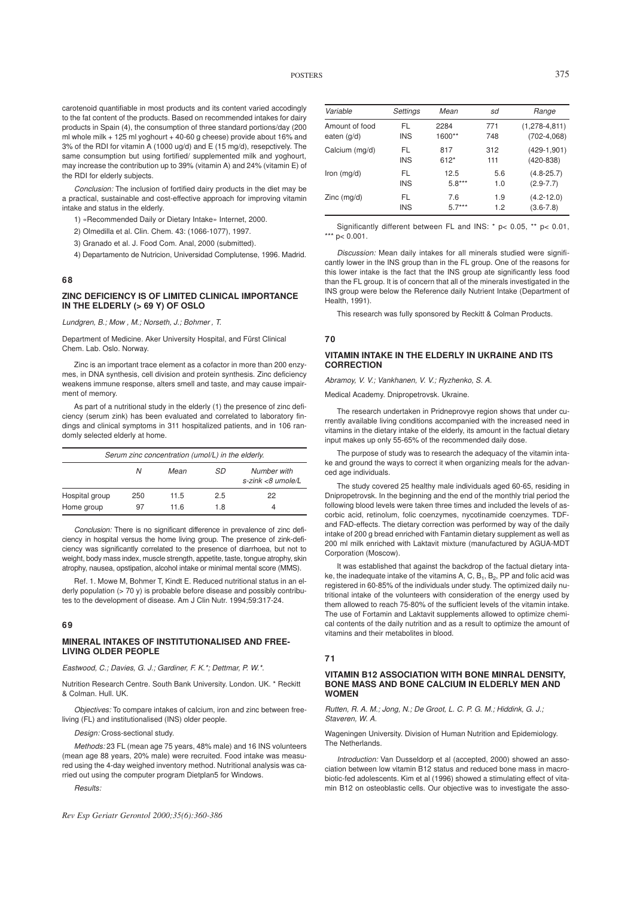carotenoid quantifiable in most products and its content varied accodingly to the fat content of the products. Based on recommended intakes for dairy products in Spain (4), the consumption of three standard portions/day (200 ml whole milk + 125 ml yoghourt + 40-60 g cheese) provide about 16% and 3% of the RDI for vitamin A (1000 ug/d) and E (15 mg/d), resepctively. The same consumption but using fortified/ supplemented milk and yoghourt, may increase the contribution up to 39% (vitamin A) and 24% (vitamin E) of the RDI for elderly subjects.

*Conclusion:* The inclusion of fortified dairy products in the diet may be a practical, sustainable and cost-effective approach for improving vitamin intake and status in the elderly.

1) «Recommended Daily or Dietary Intake» Internet, 2000.

2) Olmedilla et al. Clin. Chem. 43: (1066-1077), 1997.

3) Granado et al. J. Food Com. Anal, 2000 (submitted).

4) Departamento de Nutricion, Universidad Complutense, 1996. Madrid.

## 68

### ZINC DEFICIENCY IS OF LIMITED CLINICAL IMPORTANCE IN THE ELDERLY (> 69 Y) OF OSLO

*Lundgren, B.; Mow , M.; Norseth, J.; Bohmer , T.*

Department of Medicine. Aker University Hospital, and Fürst Clinical Chem. Lab. Oslo. Norway.

Zinc is an important trace element as a cofactor in more than 200 enzymes, in DNA synthesis, cell division and protein synthesis. Zinc deficiency weakens immune response, alters smell and taste, and may cause impairment of memory.

As part of a nutritional study in the elderly (1) the presence of zinc deficiency (serum zink) has been evaluated and correlated to laboratory findings and clinical symptoms in 311 hospitalized patients, and in 106 randomly selected elderly at home.

*Serum zinc concentration (umol/L) in the elderly.*

| | N | Mean | SD | Number with s-zink <8 umole/L |
|---|---|---|---|---|
| Hospital group | 250 | 11.5 | 2.5 | 22 |
| Home group | 97 | 11.6 | 1.8 | 4 |

*Conclusion:* There is no significant difference in prevalence of zinc deficiency in hospital versus the home living group. The presence of zink-deficiency was significantly correlated to the presence of diarrhoea, but not to weight, body mass index, muscle strength, appetite, taste, tongue atrophy, skin atrophy, nausea, opstipation, alcohol intake or minimal mental score (MMS).

Ref. 1. Mowe M, Bohmer T, Kindt E. Reduced nutritional status in an elderly population (> 70 y) is probable before disease and possibly contributes to the development of disease. Am J Clin Nutr. 1994;59:317-24.

## 69

### MINERAL INTAKES OF INSTITUTIONALISED AND FREE-LIVING OLDER PEOPLE

*Eastwood, C.; Davies, G. J.; Gardiner, F. K.\*; Dettmar, P. W.\*.*

Nutrition Research Centre. South Bank University. London. UK. * Reckitt & Colman. Hull. UK.

*Objectives:* To compare intakes of calcium, iron and zinc between free-living (FL) and institutionalised (INS) older people.

*Design:* Cross-sectional study.

*Methods:* 23 FL (mean age 75 years, 48% male) and 16 INS volunteers (mean age 88 years, 20% male) were recruited. Food intake was measured using the 4-day weighed inventory method. Nutritional analysis was carried out using the computer program Dietplan5 for Windows.

*Results:*

| Variable | Settings | Mean | sd | Range |
|---|---|---|---|---|
| Amount of food eaten (g/d) | FL | 2284 | 771 | (1,278-4,811) |
| | INS | 1600** | 748 | (702-4,068) |
| Calcium (mg/d) | FL | 817 | 312 | (429-1,901) |
| | INS | 612* | 111 | (420-838) |
| Iron (mg/d) | FL | 12.5 | 5.6 | (4.8-25.7) |
| | INS | 5.8*** | 1.0 | (2.9-7.7) |
| Zinc (mg/d) | FL | 7.6 | 1.9 | (4.2-12.0) |
| | INS | 5.7*** | 1.2 | (3.6-7.8) |

Significantly different between FL and INS: * $p < 0.05$, ** $p < 0.01$, *** $p < 0.001$.

*Discussion:* Mean daily intakes for all minerals studied were significantly lower in the INS group than in the FL group. One of the reasons for this lower intake is the fact that the INS group ate significantly less food than the FL group. It is of concern that all of the minerals investigated in the INS group were below the Reference daily Nutrient Intake (Department of Health, 1991).

This research was fully sponsored by Reckitt & Colman Products.

## 70

### VITAMIN INTAKE IN THE ELDERLY IN UKRAINE AND ITS CORRECTION

*Abramoy, V. V.; Vankhanen, V. V.; Ryzhenko, S. A.*

Medical Academy. Dnipropetrovsk. Ukraine.

The research undertaken in Pridneprovye region shows that under currently available living conditions accompanied with the increased need in vitamins in the dietary intake of the elderly, its amount in the factual dietary input makes up only 55-65% of the recommended daily dose.

The purpose of study was to research the adequacy of the vitamin intake and ground the ways to correct it when organizing meals for the advanced age individuals.

The study covered 25 healthy male individuals aged 60-65, residing in Dnipropetrovsk. In the beginning and the end of the monthly trial period the following blood levels were taken three times and included the levels of ascorbic acid, retinolum, folic coenzymes, nycotinamide coenzymes. TDF- and FAD-effects. The dietary correction was performed by way of the daily intake of 200 g bread enriched with Fantamin dietary supplement as well as 200 ml milk enriched with Laktavit mixture (manufactured by AGUA-MDT Corporation (Moscow).

It was established that against the backdrop of the factual dietary intake, the inadequate intake of the vitamins A, C, $B_1$, $B_2$, PP and folic acid was registered in 60-85% of the individuals under study. The optimized daily nutritional intake of the volunteers with consideration of the energy used by them allowed to reach 75-80% of the sufficient levels of the vitamin intake. The use of Fortamin and Laktavit supplements allowed to optimize chemical contents of the daily nutrition and as a result to optimize the amount of vitamins and their metabolites in blood.

## 71

### VITAMIN B12 ASSOCIATION WITH BONE MINRAL DENSITY, BONE MASS AND BONE CALCIUM IN ELDERLY MEN AND WOMEN

*Rutten, R. A. M.; Jong, N.; De Groot, L. C. P. G. M.; Hiddink, G. J.; Staveren, W. A.*

Wageningen University. Division of Human Nutrition and Epidemiology. The Netherlands.

*Introduction:* Van Dusseldorp et al (accepted, 2000) showed an association between low vitamin B12 status and reduced bone mass in macrobiotic-fed adolescents. Kim et al (1996) showed a stimulating effect of vitamin B12 on osteoblastic cells. Our objective was to investigate the asso-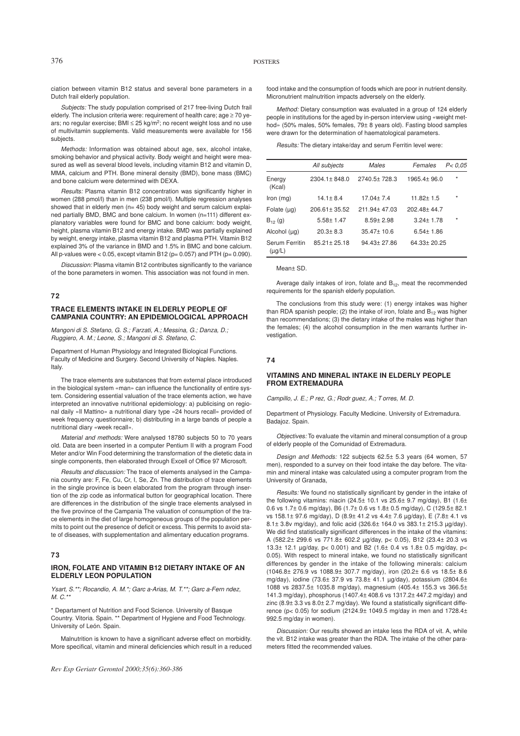ciation between vitamin B12 status and several bone parameters in a Dutch frail elderly population.

*Subjects:* The study population comprised of 217 free-living Dutch frail elderly. The inclusion criteria were: requirement of health care; age ≥ 70 years; no regular exercise; BMI ≤ 25 kg/m²; no recent weight loss and no use of multivitamin supplements. Valid measurements were available for 156 subjects.

*Methods:* Information was obtained about age, sex, alcohol intake, smoking behavior and physical activity. Body weight and height were measured as well as several blood levels, including vitamin B12 and vitamin D, MMA, calcium and PTH. Bone mineral density (BMD), bone mass (BMC) and bone calcium were determined with DEXA.

*Results:* Plasma vitamin B12 concentration was significantly higher in women (288 pmol/l) than in men (238 pmol/l). Multiple regression analyses showed that in elderly men (n= 45) body weight and serum calcium explained partially BMD, BMC and bone calcium. In women (n=111) different explanatory variables were found for BMC and bone calcium: body weight, height, plasma vitamin B12 and energy intake. BMD was partially explained by weight, energy intake, plasma vitamin B12 and plasma PTH. Vitamin B12 explained 3% of the variance in BMD and 1.5% in BMC and bone calcium. All p-values were < 0.05, except vitamin B12 (p= 0.057) and PTH (p= 0.090).

*Discussion:* Plasma vitamin B12 contributes significantly to the variance of the bone parameters in women. This association was not found in men.

## 72

### TRACE ELEMENTS INTAKE IN ELDERLY PEOPLE OF CAMPANIA COUNTRY: AN EPIDEMIOLOGICAL APPROACH

*Mangoni di S. Stefano, G. S.; Farzati, A.; Messina, G.; Danza, D.; Ruggiero, A. M.; Leone, S.; Mangoni di S. Stefano, C.*

Department of Human Physiology and Integrated Biological Functions. Faculty of Medicine and Surgery. Second University of Naples. Naples. Italy.

The trace elements are substances that from external place introduced in the biological system «man» can influence the functionality of entire system. Considering essential valuation of the trace elements action, we have interpreted an innovative nutritional epidemiology: a) publicising on regional daily «Il Mattino» a nutritional diary type «24 hours recall» provided of week frequency questionnaire; b) distributing in a large bands of people a nutritional diary «week recall».

*Material and methods:* Were analysed 18780 subjects 50 to 70 years old. Data are been inserted in a computer Pentium II with a program Food Meter and/or Win Food determining the transformation of the dietetic data in single components, then elaborated through Excell of Office 97 Microsoft.

*Results and discussion:* The trace of elements analysed in the Campania country are: F, Fe, Cu, Cr, I, Se, Zn. The distribution of trace elements in the single province is been elaborated from the program through insertion of the zip code as informatical button for geographical location. There are differences in the distribution of the single trace elements analysed in the five province of the Campania The valuation of consumption of the trace elements in the diet of large homogeneous groups of the population permits to point out the presence of deficit or excess. This permits to avoid state of diseases, with supplementation and alimentary education programs.

## 73

### IRON, FOLATE AND VITAMIN B12 DIETARY INTAKE OF AN ELDERLY LEON POPULATION

*Ysart, S.**; Rocandio, A. M.*; Garc a-Arias, M. T.**; Garc a-Fern ndez, M. C.***

* Departament of Nutrition and Food Science. University of Basque Country. Vitoria. Spain. ** Department of Hygiene and Food Technology. University of León. Spain.

Malnutrition is known to have a significant adverse effect on morbidity. More specifical, vitamin and mineral deficiencies which result in a reduced food intake and the consumption of foods which are poor in nutrient density. Micronutrient malnutrition impacts adversely on the elderly.

*Method:* Dietary consumption was evaluated in a group of 124 elderly people in institutions for the aged by in-person interview using «weight method» (50% males, 50% females, 79± 8 years old). Fasting blood samples were drawn for the determination of haematological parameters.

*Results:* The dietary intake/day and serum Ferritin level were:

| | *All subjects* | *Males* | *Females* | *P< 0,05* |
|---|---|---|---|---|
| Energy (Kcal) | 2304.1± 848.0 | 2740.5± 728.3 | 1965.4± 96.0 | * |
| Iron (mg) | 14.1± 8.4 | 17.04± 7.4 | 11.82± 1.5 | * |
| Folate (µg) | 206.61± 35.52 | 211.94± 47.03 | 202.48± 44.7 | |
| $B_{12}$ (g) | 5.58± 1.47 | 8.59± 2.98 | 3.24± 1.78 | * |
| Alcohol (µg) | 20.3± 8.3 | 35.47± 10.6 | 6.54± 1.86 | |
| Serum Ferritin (µg/L) | 85.21± 25.18 | 94.43± 27.86 | 64.33± 20.25 | |

Mean± SD.

Average daily intakes of iron, folate and $B_{12}$, meat the recommended requirements for the spanish elderly population.

The conclusions from this study were: (1) energy intakes was higher than RDA spanish people; (2) the intake of iron, folate and $B_{12}$ was higher than recommendations; (3) the dietary intake of the males was higher than the females; (4) the alcohol consumption in the men warrants further investigation.

## 74

### VITAMINS AND MINERAL INTAKE IN ELDERLY PEOPLE FROM EXTREMADURA

*Campillo, J. E.; P rez, G.; Rodr guez, A.; T orres, M. D.*

Department of Physiology. Faculty Medicine. University of Extremadura. Badajoz. Spain.

*Objectives:* To evaluate the vitamin and mineral consumption of a group of elderly people of the Comunidad of Extremadura.

*Design and Methods:* 122 subjects 62.5± 5.3 years (64 women, 57 men), responded to a survey on their food intake the day before. The vitamin and mineral intake was calculated using a computer program from the University of Granada,

*Results:* We found no statistically significant by gender in the intake of the following vitamins: niacin (24.5± 10.1 vs 25.6± 9.7 mg/day), B1 (1.6± 0.6 vs 1.7± 0.6 mg/day), B6 (1.7± 0.6 vs 1.8± 0.5 mg/day), C (129.5± 82.1 vs 158.1± 97.6 mg/day), D (8.9± 41.2 vs 4.4± 7.6 µg/day), E (7.8± 4.1 vs 8.1± 3.8v mg/day), and folic acid (326.6± 164.0 vs 383.1± 215.3 µg/day). We did find statistically significant differences in the intake of the vitamins: A (582.2± 299.6 vs 771.8± 602.2 µg/day, p< 0.05), B12 (23.4± 20.3 vs 13.3± 12.1 µg/day, p< 0.001) and B2 (1.6± 0.4 vs 1.8± 0.5 mg/day, p< 0.05). With respect to mineral intake, we found no statistically significant differences by gender in the intake of the following minerals: calcium (1046.8± 276.9 vs 1088.9± 307.7 mg/day), iron (20.2± 6.6 vs 18.5± 8.6 mg/day), iodine (73.6± 37.9 vs 73.8± 41.1 µg/day), potassium (2804.6± 1088 vs 2837.5± 1035.8 mg/day), magnesium (405.4± 155.3 vs 366.5± 141.3 mg/day), phosphorus (1407.4± 408.6 vs 1317.2± 447.2 mg/day) and zinc (8.9± 3.3 vs 8.0± 2.7 mg/day). We found a statistically significant difference (p< 0.05) for sodium (2124.9± 1049.5 mg/day in men and 1728.4± 992.5 mg/day in women).

*Discussion:* Our results showed an intake less the RDA of vit. A, while the vit. B12 intake was greater than the RDA. The intake of the other parameters fitted the recommended values.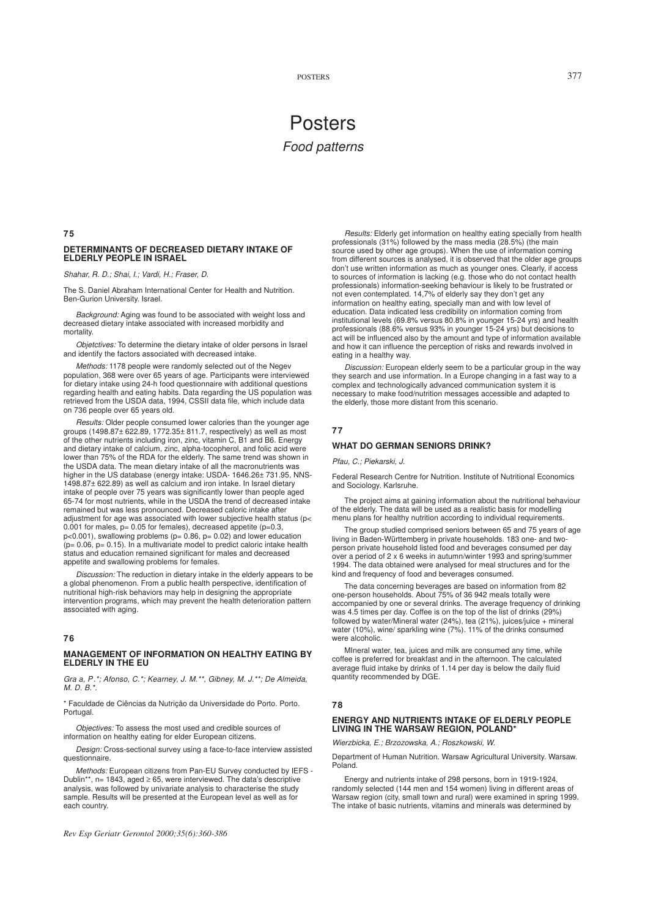# Posters

## *Food patterns*

### 75

### DETERMINANTS OF DECREASED DIETARY INTAKE OF ELDERLY PEOPLE IN ISRAEL

*Shahar, R. D.; Shai, I.; Vardi, H.; Fraser, D.*

The S. Daniel Abraham International Center for Health and Nutrition. Ben-Gurion University. Israel.

*Background:* Aging was found to be associated with weight loss and decreased dietary intake associated with increased morbidity and mortality.

*Objetctives:* To determine the dietary intake of older persons in Israel and identify the factors associated with decreased intake.

*Methods:* 1178 people were randomly selected out of the Negev population, 368 were over 65 years of age. Participants were interviewed for dietary intake using 24-h food questionnaire with additional questions regarding health and eating habits. Data regarding the US population was retrieved from the USDA data, 1994, CSSII data file, which include data on 736 people over 65 years old.

*Results:* Older people consumed lower calories than the younger age groups (1498.87± 622.89, 1772.35± 811.7, respectively) as well as most of the other nutrients including iron, zinc, vitamin C, B1 and B6. Energy and dietary intake of calcium, zinc, alpha-tocopherol, and folic acid were lower than 75% of the RDA for the elderly. The same trend was shown in the USDA data. The mean dietary intake of all the macronutrients was higher in the US database (energy intake: USDA- 1646.26± 731.95, NNS-1498.87± 622.89) as well as calcium and iron intake. In Israel dietary intake of people over 75 years was significantly lower than people aged 65-74 for most nutrients, while in the USDA the trend of decreased intake remained but was less pronounced. Decreased caloric intake after adjustment for age was associated with lower subjective health status ($p< 0.001$ for males, $p= 0.05$ for females), decreased appetite ($p=0.3$, $p<0.001$), swallowing problems ($p= 0.86$, $p= 0.02$) and lower education ($p= 0.06$, $p= 0.15$). In a multivariate model to predict caloric intake health status and education remained significant for males and decreased appetite and swallowing problems for females.

*Discussion:* The reduction in dietary intake in the elderly appears to be a global phenomenon. From a public health perspective, identification of nutritional high-risk behaviors may help in designing the appropriate intervention programs, which may prevent the health deterioration pattern associated with aging.

### 76

### MANAGEMENT OF INFORMATION ON HEALTHY EATING BY ELDERLY IN THE EU

*Gra a, P.*; Afonso, C.*; Kearney, J. M.**, Gibney, M. J.**; De Almeida, M. D. B.*.*

* Faculdade de Ciências da Nutrição da Universidade do Porto. Porto. Portugal.

*Objectives:* To assess the most used and credible sources of information on healthy eating for elder European citizens.

*Design:* Cross-sectional survey using a face-to-face interview assisted questionnaire.

*Methods:* European citizens from Pan-EU Survey conducted by IEFS - Dublin**, n= 1843, aged ≥ 65, were interviewed. The data's descriptive analysis, was followed by univariate analysis to characterise the study sample. Results will be presented at the European level as well as for each country.

*Results:* Elderly get information on healthy eating specially from health professionals (31%) followed by the mass media (28.5%) (the main source used by other age groups). When the use of information coming from different sources is analysed, it is observed that the older age groups don't use written information as much as younger ones. Clearly, if access to sources of information is lacking (e.g. those who do not contact health professionals) information-seeking behaviour is likely to be frustrated or not even contemplated. 14,7% of elderly say they don't get any information on healthy eating, specially man and with low level of education. Data indicated less credibility on information coming from institutional levels (69.8% versus 80.8% in younger 15-24 yrs) and health professionals (88.6% versus 93% in younger 15-24 yrs) but decisions to act will be influenced also by the amount and type of information available and how it can influence the perception of risks and rewards involved in eating in a healthy way.

*Discussion:* European elderly seem to be a particular group in the way they search and use information. In a Europe changing in a fast way to a complex and technologically advanced communication system it is necessary to make food/nutrition messages accessible and adapted to the elderly, those more distant from this scenario.

### 77

### WHAT DO GERMAN SENIORS DRINK?

*Pfau, C.; Piekarski, J.*

Federal Research Centre for Nutrition. Institute of Nutritional Economics and Sociology. Karlsruhe.

The project aims at gaining information about the nutritional behaviour of the elderly. The data will be used as a realistic basis for modelling menu plans for healthy nutrition according to individual requirements.

The group studied comprised seniors between 65 and 75 years of age living in Baden-Württemberg in private households. 183 one- and two-person private household listed food and beverages consumed per day over a period of 2 x 6 weeks in autumn/winter 1993 and spring/summer 1994. The data obtained were analysed for meal structures and for the kind and frequency of food and beverages consumed.

The data concerning beverages are based on information from 82 one-person households. About 75% of 36 942 meals totally were accompanied by one or several drinks. The average frequency of drinking was 4.5 times per day. Coffee is on the top of the list of drinks (29%) followed by water/Mineral water (24%), tea (21%), juices/juice + mineral water (10%), wine/ sparkling wine (7%). 11% of the drinks consumed were alcoholic.

MIneral water, tea, juices and milk are consumed any time, while coffee is preferred for breakfast and in the afternoon. The calculated average fluid intake by drinks of 1.14 per day is below the daily fluid quantity recommended by DGE.

### 78

### ENERGY AND NUTRIENTS INTAKE OF ELDERLY PEOPLE LIVING IN THE WARSAW REGION, POLAND*

*Wierzbicka, E.; Brzozowska, A.; Roszkowski, W.*

Department of Human Nutrition. Warsaw Agricultural University. Warsaw. Poland.

Energy and nutrients intake of 298 persons, born in 1919-1924, randomly selected (144 men and 154 women) living in different areas of Warsaw region (city, small town and rural) were examined in spring 1999. The intake of basic nutrients, vitamins and minerals was determined by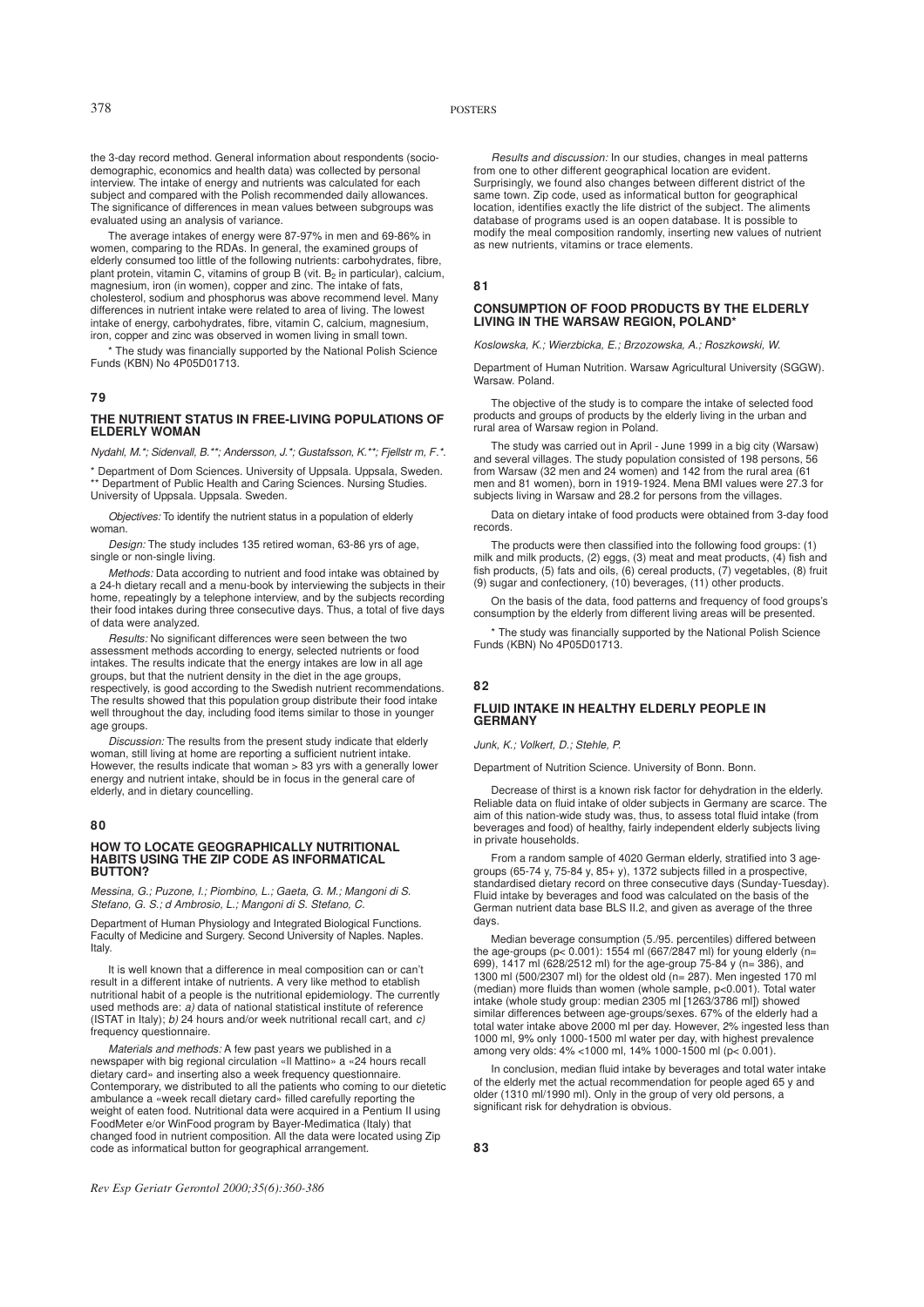the 3-day record method. General information about respondents (socio-demographic, economics and health data) was collected by personal interview. The intake of energy and nutrients was calculated for each subject and compared with the Polish recommended daily allowances. The significance of differences in mean values between subgroups was evaluated using an analysis of variance.

The average intakes of energy were 87-97% in men and 69-86% in women, comparing to the RDAs. In general, the examined groups of elderly consumed too little of the following nutrients: carbohydrates, fibre, plant protein, vitamin C, vitamins of group B (vit. $B_2$ in particular), calcium, magnesium, iron (in women), copper and zinc. The intake of fats, cholesterol, sodium and phosphorus was above recommend level. Many differences in nutrient intake were related to area of living. The lowest intake of energy, carbohydrates, fibre, vitamin C, calcium, magnesium, iron, copper and zinc was observed in women living in small town.

* The study was financially supported by the National Polish Science Funds (KBN) No 4P05D01713.

## 79

### THE NUTRIENT STATUS IN FREE-LIVING POPULATIONS OF ELDERLY WOMAN

*Nydahl, M.*; Sidenvall, B.**; Andersson, J.*; Gustafsson, K.**; Fjellstr m, F.*.*

* Department of Dom Sciences. University of Uppsala. Uppsala, Sweden.
** Department of Public Health and Caring Sciences. Nursing Studies. University of Uppsala. Uppsala. Sweden.

*Objectives:* To identify the nutrient status in a population of elderly woman.

*Design:* The study includes 135 retired woman, 63-86 yrs of age, single or non-single living.

*Methods:* Data according to nutrient and food intake was obtained by a 24-h dietary recall and a menu-book by interviewing the subjects in their home, repeatingly by a telephone interview, and by the subjects recording their food intakes during three consecutive days. Thus, a total of five days of data were analyzed.

*Results:* No significant differences were seen between the two assessment methods according to energy, selected nutrients or food intakes. The results indicate that the energy intakes are low in all age groups, but that the nutrient density in the diet in the age groups, respectively, is good according to the Swedish nutrient recommendations. The results showed that this population group distribute their food intake well throughout the day, including food items similar to those in younger age groups.

*Discussion:* The results from the present study indicate that elderly woman, still living at home are reporting a sufficient nutrient intake. However, the results indicate that woman > 83 yrs with a generally lower energy and nutrient intake, should be in focus in the general care of elderly, and in dietary councelling.

## 80

### HOW TO LOCATE GEOGRAPHICALLY NUTRITIONAL HABITS USING THE ZIP CODE AS INFORMATICAL BUTTON?

*Messina, G.; Puzone, I.; Piombino, L.; Gaeta, G. M.; Mangoni di S. Stefano, G. S.; d Ambrosio, L.; Mangoni di S. Stefano, C.*

Department of Human Physiology and Integrated Biological Functions. Faculty of Medicine and Surgery. Second University of Naples. Naples. Italy.

It is well known that a difference in meal composition can or can't result in a different intake of nutrients. A very like method to etablish nutritional habit of a people is the nutritional epidemiology. The currently used methods are: *a)* data of national statistical institute of reference (ISTAT in Italy); *b)* 24 hours and/or week nutritional recall cart, and *c)* frequency questionnaire.

*Materials and methods:* A few past years we published in a newspaper with big regional circulation «Il Mattino» a «24 hours recall dietary card» and inserting also a week frequency questionnaire. Contemporary, we distributed to all the patients who coming to our dietetic ambulance a «week recall dietary card» filled carefully reporting the weight of eaten food. Nutritional data were acquired in a Pentium II using FoodMeter e/or WinFood program by Bayer-Medimatica (Italy) that changed food in nutrient composition. All the data were located using Zip code as informatical button for geographical arrangement.

*Results and discussion:* In our studies, changes in meal patterns from one to other different geographical location are evident. Surprisingly, we found also changes between different district of the same town. Zip code, used as informatical button for geographical location, identifies exactly the life district of the subject. The aliments database of programs used is an oopen database. It is possible to modify the meal composition randomly, inserting new values of nutrient as new nutrients, vitamins or trace elements.

## 81

### CONSUMPTION OF FOOD PRODUCTS BY THE ELDERLY LIVING IN THE WARSAW REGION, POLAND*

*Koslowska, K.; Wierzbicka, E.; Brzozowska, A.; Roszkowski, W.*

Department of Human Nutrition. Warsaw Agricultural University (SGGW). Warsaw. Poland.

The objective of the study is to compare the intake of selected food products and groups of products by the elderly living in the urban and rural area of Warsaw region in Poland.

The study was carried out in April - June 1999 in a big city (Warsaw) and several villages. The study population consisted of 198 persons, 56 from Warsaw (32 men and 24 women) and 142 from the rural area (61 men and 81 women), born in 1919-1924. Mena BMI values were 27.3 for subjects living in Warsaw and 28.2 for persons from the villages.

Data on dietary intake of food products were obtained from 3-day food records.

The products were then classified into the following food groups: (1) milk and milk products, (2) eggs, (3) meat and meat products, (4) fish and fish products, (5) fats and oils, (6) cereal products, (7) vegetables, (8) fruit (9) sugar and confectionery, (10) beverages, (11) other products.

On the basis of the data, food patterns and frequency of food groups's consumption by the elderly from different living areas will be presented.

* The study was financially supported by the National Polish Science Funds (KBN) No 4P05D01713.

## 82

### FLUID INTAKE IN HEALTHY ELDERLY PEOPLE IN GERMANY

*Junk, K.; Volkert, D.; Stehle, P.*

Department of Nutrition Science. University of Bonn. Bonn.

Decrease of thirst is a known risk factor for dehydration in the elderly. Reliable data on fluid intake of older subjects in Germany are scarce. The aim of this nation-wide study was, thus, to assess total fluid intake (from beverages and food) of healthy, fairly independent elderly subjects living in private households.

From a random sample of 4020 German elderly, stratified into 3 age-groups (65-74 y, 75-84 y, 85+ y), 1372 subjects filled in a prospective, standardised dietary record on three consecutive days (Sunday-Tuesday). Fluid intake by beverages and food was calculated on the basis of the German nutrient data base BLS II.2, and given as average of the three days.

Median beverage consumption (5./95. percentiles) differed between the age-groups ($p < 0.001$): 1554 ml (667/2847 ml) for young elderly ($n = 699$), 1417 ml (628/2512 ml) for the age-group 75-84 y ($n = 386$), and 1300 ml (500/2307 ml) for the oldest old ($n = 287$). Men ingested 170 ml (median) more fluids than women (whole sample, $p < 0.001$). Total water intake (whole study group: median 2305 ml [1263/3786 ml]) showed similar differences between age-groups/sexes. 67% of the elderly had a total water intake above 2000 ml per day. However, 2% ingested less than 1000 ml, 9% only 1000-1500 ml water per day, with highest prevalence among very olds: 4% <1000 ml, 14% 1000-1500 ml ($p < 0.001$).

In conclusion, median fluid intake by beverages and total water intake of the elderly met the actual recommendation for people aged 65 y and older (1310 ml/1990 ml). Only in the group of very old persons, a significant risk for dehydration is obvious.

## 83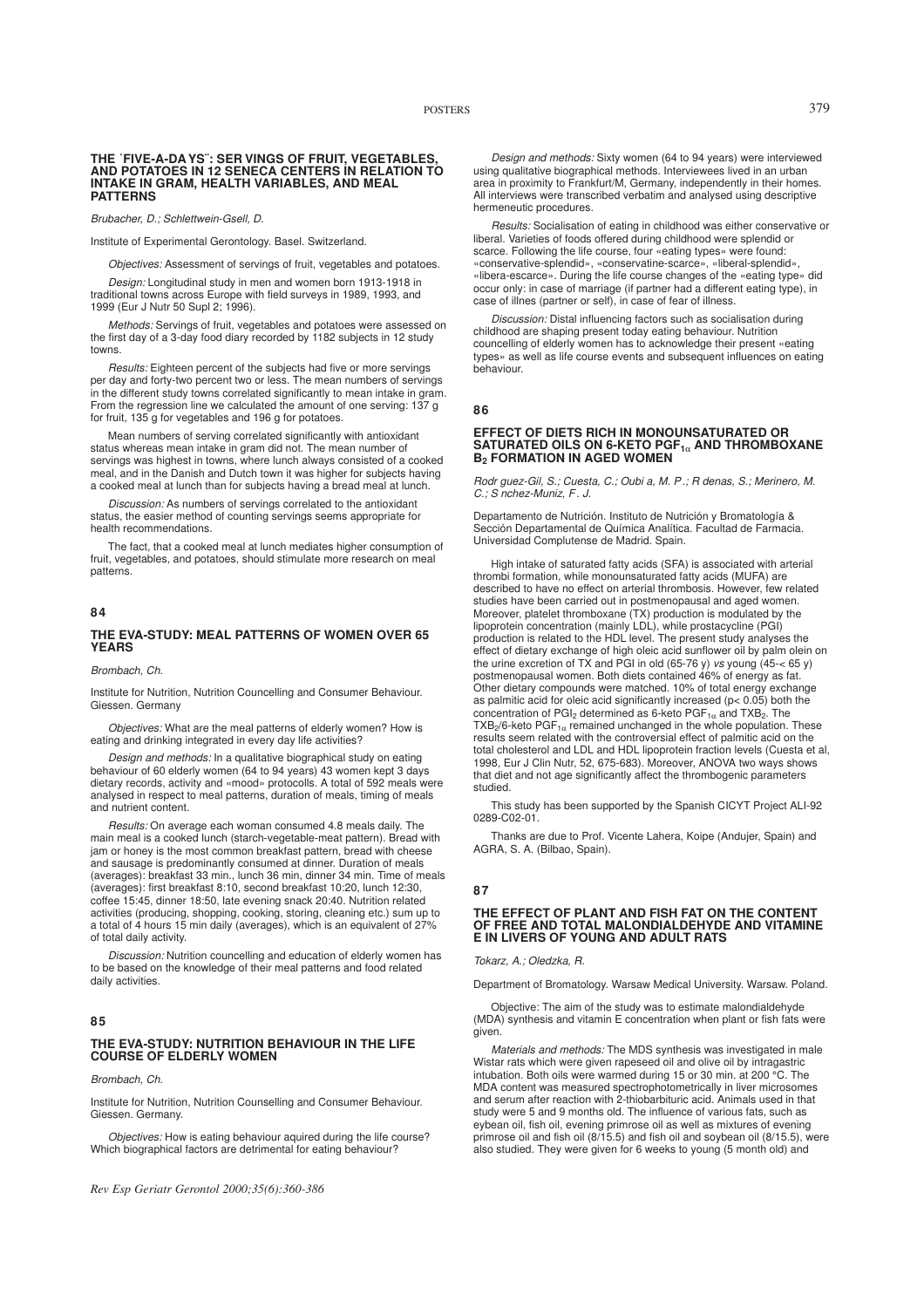### THE ˙FIVE-A-DA YS¨: SER VINGS OF FRUIT, VEGETABLES, AND POTATOES IN 12 SENECA CENTERS IN RELATION TO INTAKE IN GRAM, HEALTH VARIABLES, AND MEAL PATTERNS

*Brubacher, D.; Schlettwein-Gsell, D.*

Institute of Experimental Gerontology. Basel. Switzerland.

*Objectives:* Assessment of servings of fruit, vegetables and potatoes.

*Design:* Longitudinal study in men and women born 1913-1918 in traditional towns across Europe with field surveys in 1989, 1993, and 1999 (Eur J Nutr 50 Supl 2; 1996).

*Methods:* Servings of fruit, vegetables and potatoes were assessed on the first day of a 3-day food diary recorded by 1182 subjects in 12 study towns.

*Results:* Eighteen percent of the subjects had five or more servings per day and forty-two percent two or less. The mean numbers of servings in the different study towns correlated significantly to mean intake in gram. From the regression line we calculated the amount of one serving: 137 g for fruit, 135 g for vegetables and 196 g for potatoes.

Mean numbers of serving correlated significantly with antioxidant status whereas mean intake in gram did not. The mean number of servings was highest in towns, where lunch always consisted of a cooked meal, and in the Danish and Dutch town it was higher for subjects having a cooked meal at lunch than for subjects having a bread meal at lunch.

*Discussion:* As numbers of servings correlated to the antioxidant status, the easier method of counting servings seems appropriate for health recommendations.

The fact, that a cooked meal at lunch mediates higher consumption of fruit, vegetables, and potatoes, should stimulate more research on meal patterns.

## 84

### THE EVA-STUDY: MEAL PATTERNS OF WOMEN OVER 65 YEARS

*Brombach, Ch.*

Institute for Nutrition, Nutrition Councelling and Consumer Behaviour. Giessen. Germany

*Objectives:* What are the meal patterns of elderly women? How is eating and drinking integrated in every day life activities?

*Design and methods:* In a qualitative biographical study on eating behaviour of 60 elderly women (64 to 94 years) 43 women kept 3 days dietary records, activity and «mood» protocolls. A total of 592 meals were analysed in respect to meal patterns, duration of meals, timing of meals and nutrient content.

*Results:* On average each woman consumed 4.8 meals daily. The main meal is a cooked lunch (starch-vegetable-meat pattern). Bread with jam or honey is the most common breakfast pattern, bread with cheese and sausage is predominantly consumed at dinner. Duration of meals (averages): breakfast 33 min., lunch 36 min, dinner 34 min. Time of meals (averages): first breakfast 8:10, second breakfast 10:20, lunch 12:30, coffee 15:45, dinner 18:50, late evening snack 20:40. Nutrition related activities (producing, shopping, cooking, storing, cleaning etc.) sum up to a total of 4 hours 15 min daily (averages), which is an equivalent of 27% of total daily activity.

*Discussion:* Nutrition councelling and education of elderly women has to be based on the knowledge of their meal patterns and food related daily activities.

## 85

### THE EVA-STUDY: NUTRITION BEHAVIOUR IN THE LIFE COURSE OF ELDERLY WOMEN

*Brombach, Ch.*

Institute for Nutrition, Nutrition Counselling and Consumer Behaviour. Giessen. Germany.

*Objectives:* How is eating behaviour aquired during the life course? Which biographical factors are detrimental for eating behaviour?

*Design and methods:* Sixty women (64 to 94 years) were interviewed using qualitative biographical methods. Interviewees lived in an urban area in proximity to Frankfurt/M, Germany, independently in their homes. All interviews were transcribed verbatim and analysed using descriptive hermeneutic procedures.

*Results:* Socialisation of eating in childhood was either conservative or liberal. Varieties of foods offered during childhood were splendid or scarce. Following the life course, four «eating types» were found: «conservative-splendid», «conservatine-scarce», «liberal-splendid», «libera-escarce». During the life course changes of the «eating type» did occur only: in case of marriage (if partner had a different eating type), in case of illnes (partner or self), in case of fear of illness.

*Discussion:* Distal influencing factors such as socialisation during childhood are shaping present today eating behaviour. Nutrition councelling of elderly women has to acknowledge their present «eating types» as well as life course events and subsequent influences on eating behaviour.

## 86

### EFFECT OF DIETS RICH IN MONOUNSATURATED OR SATURATED OILS ON 6-KETO PGF$_{1\alpha}$ AND THROMBOXANE B$_2$ FORMATION IN AGED WOMEN

*Rodr guez-Gil, S.; Cuesta, C.; Oubi a, M. P.; R denas, S.; Merinero, M. C.; S nchez-Muniz, F. J.*

Departamento de Nutrición. Instituto de Nutrición y Bromatología & Sección Departamental de Química Analítica. Facultad de Farmacia. Universidad Complutense de Madrid. Spain.

High intake of saturated fatty acids (SFA) is associated with arterial thrombi formation, while monounsaturated fatty acids (MUFA) are described to have no effect on arterial thrombosis. However, few related studies have been carried out in postmenopausal and aged women. Moreover, platelet thromboxane (TX) production is modulated by the lipoprotein concentration (mainly LDL), while prostacycline (PGI) production is related to the HDL level. The present study analyses the effect of dietary exchange of high oleic acid sunflower oil by palm olein on the urine excretion of TX and PGI in old (65-76 y) *vs* young (45-< 65 y) postmenopausal women. Both diets contained 46% of energy as fat. Other dietary compounds were matched. 10% of total energy exchange as palmitic acid for oleic acid significantly increased ($p < 0.05$) both the concentration of PGI$_2$ determined as 6-keto PGF$_{1\alpha}$ and TXB$_2$. The TXB$_2$/6-keto PGF$_{1\alpha}$ remained unchanged in the whole population. These results seem related with the controversial effect of palmitic acid on the total cholesterol and LDL and HDL lipoprotein fraction levels (Cuesta et al, 1998, Eur J Clin Nutr, 52, 675-683). Moreover, ANOVA two ways shows that diet and not age significantly affect the thrombogenic parameters studied.

This study has been supported by the Spanish CICYT Project ALI-92 0289-C02-01.

Thanks are due to Prof. Vicente Lahera, Koipe (Andujer, Spain) and AGRA, S. A. (Bilbao, Spain).

## 87

### THE EFFECT OF PLANT AND FISH FAT ON THE CONTENT OF FREE AND TOTAL MALONDIALDEHYDE AND VITAMINE E IN LIVERS OF YOUNG AND ADULT RATS

*Tokarz, A.; Oledzka, R.*

Department of Bromatology. Warsaw Medical University. Warsaw. Poland.

Objective: The aim of the study was to estimate malondialdehyde (MDA) synthesis and vitamin E concentration when plant or fish fats were given.

*Materials and methods:* The MDS synthesis was investigated in male Wistar rats which were given rapeseed oil and olive oil by intragastric intubation. Both oils were warmed during 15 or 30 min. at 200 °C. The MDA content was measured spectrophotometrically in liver microsomes and serum after reaction with 2-thiobarbituric acid. Animals used in that study were 5 and 9 months old. The influence of various fats, such as eybean oil, fish oil, evening primrose oil as well as mixtures of evening primrose oil and fish oil (8/15.5) and fish oil and soybean oil (8/15.5), were also studied. They were given for 6 weeks to young (5 month old) and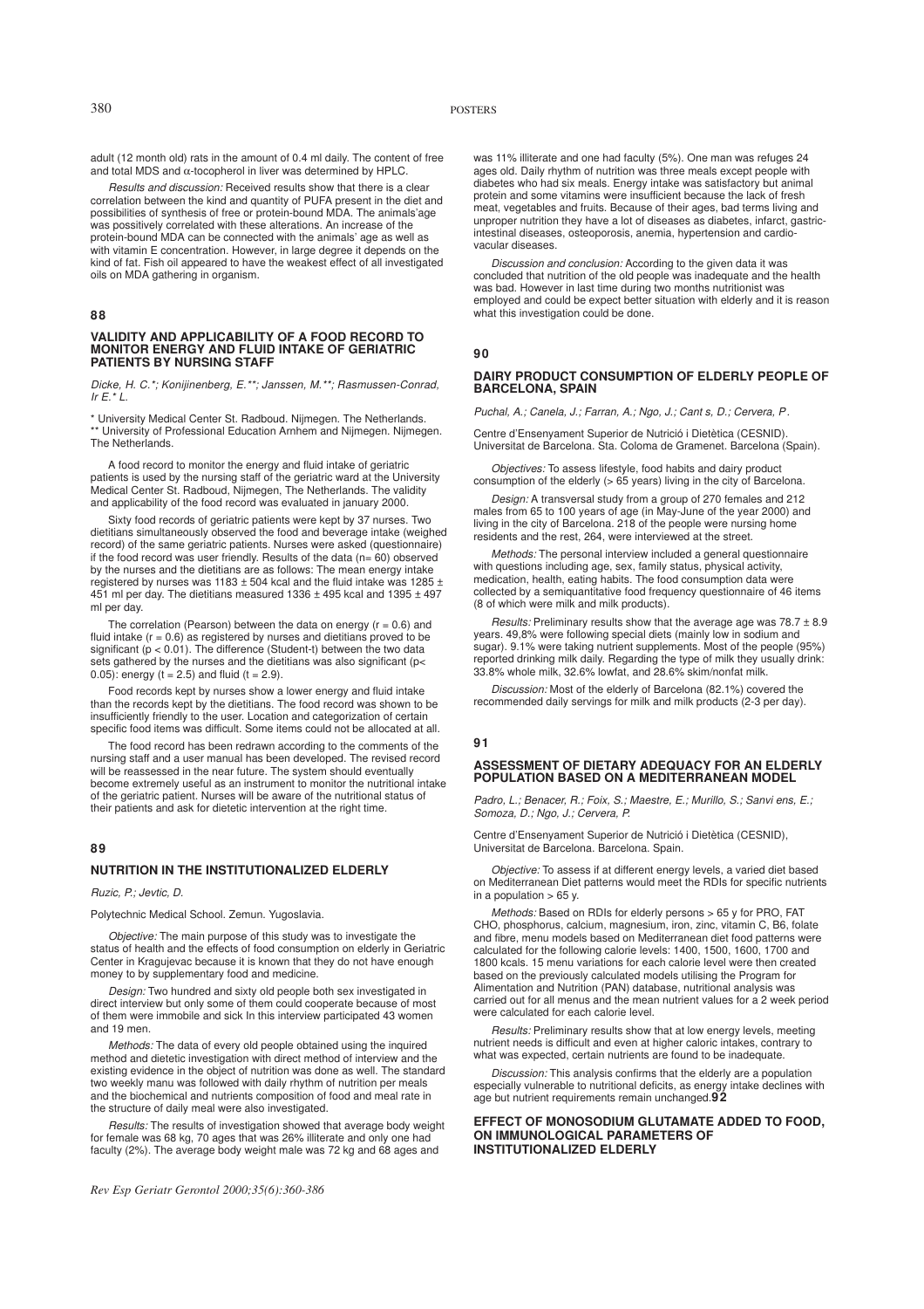adult (12 month old) rats in the amount of 0.4 ml daily. The content of free and total MDS and α-tocopherol in liver was determined by HPLC.

*Results and discussion:* Received results show that there is a clear correlation between the kind and quantity of PUFA present in the diet and possibilities of synthesis of free or protein-bound MDA. The animals'age was possitively correlated with these alterations. An increase of the protein-bound MDA can be connected with the animals' age as well as with vitamin E concentration. However, in large degree it depends on the kind of fat. Fish oil appeared to have the weakest effect of all investigated oils on MDA gathering in organism.

## 88

### VALIDITY AND APPLICABILITY OF A FOOD RECORD TO MONITOR ENERGY AND FLUID INTAKE OF GERIATRIC PATIENTS BY NURSING STAFF

*Dicke, H. C.\*; Konijinenberg, E.\*\*; Janssen, M.\*\*; Rasmussen-Conrad, Ir E.\* L.*

\* University Medical Center St. Radboud. Nijmegen. The Netherlands.
\*\* University of Professional Education Arnhem and Nijmegen. Nijmegen. The Netherlands.

A food record to monitor the energy and fluid intake of geriatric patients is used by the nursing staff of the geriatric ward at the University Medical Center St. Radboud, Nijmegen, The Netherlands. The validity and applicability of the food record was evaluated in january 2000.

Sixty food records of geriatric patients were kept by 37 nurses. Two dietitians simultaneously observed the food and beverage intake (weighed record) of the same geriatric patients. Nurses were asked (questionnaire) if the food record was user friendly. Results of the data (n= 60) observed by the nurses and the dietitians are as follows: The mean energy intake registered by nurses was 1183 ± 504 kcal and the fluid intake was 1285 ± 451 ml per day. The dietitians measured 1336 ± 495 kcal and 1395 ± 497 ml per day.

The correlation (Pearson) between the data on energy ($r = 0.6$) and fluid intake ($r = 0.6$) as registered by nurses and dietitians proved to be significant ($p < 0.01$). The difference (Student-t) between the two data sets gathered by the nurses and the dietitians was also significant ($p < 0.05$): energy ($t = 2.5$) and fluid ($t = 2.9$).

Food records kept by nurses show a lower energy and fluid intake than the records kept by the dietitians. The food record was shown to be insufficiently friendly to the user. Location and categorization of certain specific food items was difficult. Some items could not be allocated at all.

The food record has been redrawn according to the comments of the nursing staff and a user manual has been developed. The revised record will be reassessed in the near future. The system should eventually become extremely useful as an instrument to monitor the nutritional intake of the geriatric patient. Nurses will be aware of the nutritional status of their patients and ask for dietetic intervention at the right time.

## 89

### NUTRITION IN THE INSTITUTIONALIZED ELDERLY

*Ruzic, P.; Jevtic, D.*

Polytechnic Medical School. Zemun. Yugoslavia.

*Objective:* The main purpose of this study was to investigate the status of health and the effects of food consumption on elderly in Geriatric Center in Kragujevac because it is known that they do not have enough money to by supplementary food and medicine.

*Design:* Two hundred and sixty old people both sex investigated in direct interview but only some of them could cooperate because of most of them were immobile and sick In this interview participated 43 women and 19 men.

*Methods:* The data of every old people obtained using the inquired method and dietetic investigation with direct method of interview and the existing evidence in the object of nutrition was done as well. The standard two weekly manu was followed with daily rhythm of nutrition per meals and the biochemical and nutrients composition of food and meal rate in the structure of daily meal were also investigated.

*Results:* The results of investigation showed that average body weight for female was 68 kg, 70 ages that was 26% illiterate and only one had faculty (2%). The average body weight male was 72 kg and 68 ages and was 11% illiterate and one had faculty (5%). One man was refuges 24 ages old. Daily rhythm of nutrition was three meals except people with diabetes who had six meals. Energy intake was satisfactory but animal protein and some vitamins were insufficient because the lack of fresh meat, vegetables and fruits. Because of their ages, bad terms living and unproper nutrition they have a lot of diseases as diabetes, infarct, gastric-intestinal diseases, osteoporosis, anemia, hypertension and cardio-vacular diseases.

*Discussion and conclusion:* According to the given data it was concluded that nutrition of the old people was inadequate and the health was bad. However in last time during two months nutritionist was employed and could be expect better situation with elderly and it is reason what this investigation could be done.

## 90

### DAIRY PRODUCT CONSUMPTION OF ELDERLY PEOPLE OF BARCELONA, SPAIN

*Puchal, A.; Canela, J.; Farran, A.; Ngo, J.; Cant s, D.; Cervera, P.*

Centre d'Ensenyament Superior de Nutrició i Dietètica (CESNID). Universitat de Barcelona. Sta. Coloma de Gramenet. Barcelona (Spain).

*Objectives:* To assess lifestyle, food habits and dairy product consumption of the elderly (> 65 years) living in the city of Barcelona.

*Design:* A transversal study from a group of 270 females and 212 males from 65 to 100 years of age (in May-June of the year 2000) and living in the city of Barcelona. 218 of the people were nursing home residents and the rest, 264, were interviewed at the street.

*Methods:* The personal interview included a general questionnaire with questions including age, sex, family status, physical activity, medication, health, eating habits. The food consumption data were collected by a semiquantitative food frequency questionnaire of 46 items (8 of which were milk and milk products).

*Results:* Preliminary results show that the average age was 78.7 ± 8.9 years. 49,8% were following special diets (mainly low in sodium and sugar). 9.1% were taking nutrient supplements. Most of the people (95%) reported drinking milk daily. Regarding the type of milk they usually drink: 33.8% whole milk, 32.6% lowfat, and 28.6% skim/nonfat milk.

*Discussion:* Most of the elderly of Barcelona (82.1%) covered the recommended daily servings for milk and milk products (2-3 per day).

## 91

### ASSESSMENT OF DIETARY ADEQUACY FOR AN ELDERLY POPULATION BASED ON A MEDITERRANEAN MODEL

*Padro, L.; Benacer, R.; Foix, S.; Maestre, E.; Murillo, S.; Sanvi ens, E.; Somoza, D.; Ngo, J.; Cervera, P.*

Centre d'Ensenyament Superior de Nutrició i Dietètica (CESNID), Universitat de Barcelona. Barcelona. Spain.

*Objective:* To assess if at different energy levels, a varied diet based on Mediterranean Diet patterns would meet the RDIs for specific nutrients in a population > 65 y.

*Methods:* Based on RDIs for elderly persons > 65 y for PRO, FAT CHO, phosphorus, calcium, magnesium, iron, zinc, vitamin C, B6, folate and fibre, menu models based on Mediterranean diet food patterns were calculated for the following calorie levels: 1400, 1500, 1600, 1700 and 1800 kcals. 15 menu variations for each calorie level were then created based on the previously calculated models utilising the Program for Alimentation and Nutrition (PAN) database, nutritional analysis was carried out for all menus and the mean nutrient values for a 2 week period were calculated for each calorie level.

*Results:* Preliminary results show that at low energy levels, meeting nutrient needs is difficult and even at higher caloric intakes, contrary to what was expected, certain nutrients are found to be inadequate.

*Discussion:* This analysis confirms that the elderly are a population especially vulnerable to nutritional deficits, as energy intake declines with age but nutrient requirements remain unchanged.

## 92

### EFFECT OF MONOSODIUM GLUTAMATE ADDED TO FOOD, ON IMMUNOLOGICAL PARAMETERS OF INSTITUTIONALIZED ELDERLY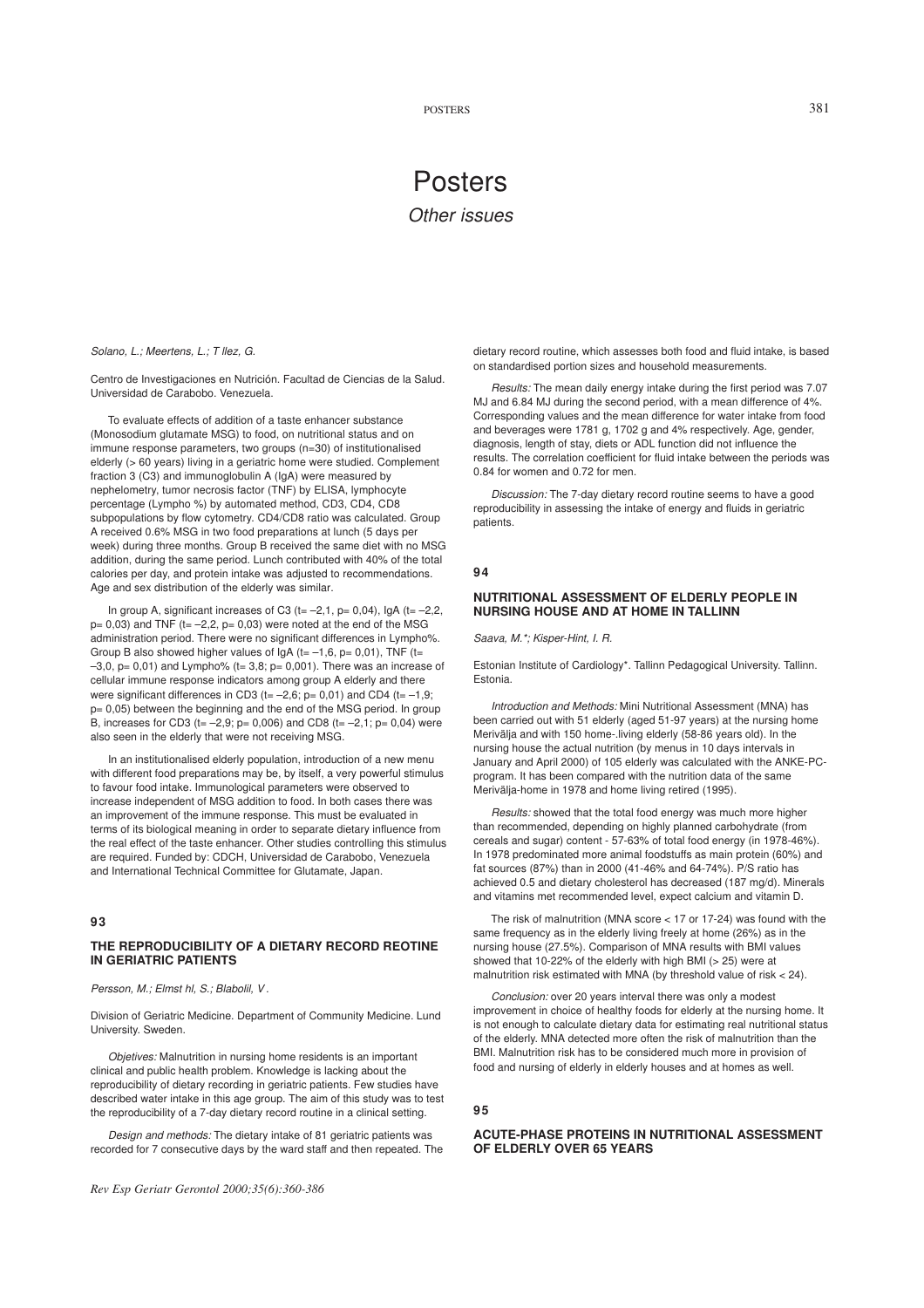# Posters

*Other issues*

*Solano, L.; Meertens, L.; T llez, G.*

Centro de Investigaciones en Nutrición. Facultad de Ciencias de la Salud. Universidad de Carabobo. Venezuela.

To evaluate effects of addition of a taste enhancer substance (Monosodium glutamate MSG) to food, on nutritional status and on immune response parameters, two groups (n=30) of institutionalised elderly (> 60 years) living in a geriatric home were studied. Complement fraction 3 (C3) and immunoglobulin A (IgA) were measured by nephelometry, tumor necrosis factor (TNF) by ELISA, lymphocyte percentage (Lympho %) by automated method, CD3, CD4, CD8 subpopulations by flow cytometry. CD4/CD8 ratio was calculated. Group A received 0.6% MSG in two food preparations at lunch (5 days per week) during three months. Group B received the same diet with no MSG addition, during the same period. Lunch contributed with 40% of the total calories per day, and protein intake was adjusted to recommendations. Age and sex distribution of the elderly was similar.

In group A, significant increases of C3 (t= –2,1, p= 0,04), IgA (t= –2,2, p= 0,03) and TNF (t= –2,2, p= 0,03) were noted at the end of the MSG administration period. There were no significant differences in Lympho%. Group B also showed higher values of IgA (t= –1,6, p= 0,01), TNF (t= –3,0, p= 0,01) and Lympho% (t= 3,8; p= 0,001). There was an increase of cellular immune response indicators among group A elderly and there were significant differences in CD3 (t= –2,6; p= 0,01) and CD4 (t= –1,9; p= 0,05) between the beginning and the end of the MSG period. In group B, increases for CD3 (t= –2,9; p= 0,006) and CD8 (t= –2,1; p= 0,04) were also seen in the elderly that were not receiving MSG.

In an institutionalised elderly population, introduction of a new menu with different food preparations may be, by itself, a very powerful stimulus to favour food intake. Immunological parameters were observed to increase independent of MSG addition to food. In both cases there was an improvement of the immune response. This must be evaluated in terms of its biological meaning in order to separate dietary influence from the real effect of the taste enhancer. Other studies controlling this stimulus are required. Funded by: CDCH, Universidad de Carabobo, Venezuela and International Technical Committee for Glutamate, Japan.

### 93

### THE REPRODUCIBILITY OF A DIETARY RECORD REOTINE IN GERIATRIC PATIENTS

*Persson, M.; Elmst hl, S.; Blabolil, V.*

Division of Geriatric Medicine. Department of Community Medicine. Lund University. Sweden.

*Objetives:* Malnutrition in nursing home residents is an important clinical and public health problem. Knowledge is lacking about the reproducibility of dietary recording in geriatric patients. Few studies have described water intake in this age group. The aim of this study was to test the reproducibility of a 7-day dietary record routine in a clinical setting.

*Design and methods:* The dietary intake of 81 geriatric patients was recorded for 7 consecutive days by the ward staff and then repeated. The dietary record routine, which assesses both food and fluid intake, is based on standardised portion sizes and household measurements.

*Results:* The mean daily energy intake during the first period was 7.07 MJ and 6.84 MJ during the second period, with a mean difference of 4%. Corresponding values and the mean difference for water intake from food and beverages were 1781 g, 1702 g and 4% respectively. Age, gender, diagnosis, length of stay, diets or ADL function did not influence the results. The correlation coefficient for fluid intake between the periods was 0.84 for women and 0.72 for men.

*Discussion:* The 7-day dietary record routine seems to have a good reproducibility in assessing the intake of energy and fluids in geriatric patients.

### 94

### NUTRITIONAL ASSESSMENT OF ELDERLY PEOPLE IN NURSING HOUSE AND AT HOME IN TALLINN

*Saava, M.\*; Kisper-Hint, I. R.*

Estonian Institute of Cardiology\*. Tallinn Pedagogical University. Tallinn. Estonia.

*Introduction and Methods:* Mini Nutritional Assessment (MNA) has been carried out with 51 elderly (aged 51-97 years) at the nursing home Merivälja and with 150 home-.living elderly (58-86 years old). In the nursing house the actual nutrition (by menus in 10 days intervals in January and April 2000) of 105 elderly was calculated with the ANKE-PC-program. It has been compared with the nutrition data of the same Merivälja-home in 1978 and home living retired (1995).

*Results:* showed that the total food energy was much more higher than recommended, depending on highly planned carbohydrate (from cereals and sugar) content - 57-63% of total food energy (in 1978-46%). In 1978 predominated more animal foodstuffs as main protein (60%) and fat sources (87%) than in 2000 (41-46% and 64-74%). P/S ratio has achieved 0.5 and dietary cholesterol has decreased (187 mg/d). Minerals and vitamins met recommended level, expect calcium and vitamin D.

The risk of malnutrition (MNA score < 17 or 17-24) was found with the same frequency as in the elderly living freely at home (26%) as in the nursing house (27.5%). Comparison of MNA results with BMI values showed that 10-22% of the elderly with high BMI (> 25) were at malnutrition risk estimated with MNA (by threshold value of risk < 24).

*Conclusion:* over 20 years interval there was only a modest improvement in choice of healthy foods for elderly at the nursing home. It is not enough to calculate dietary data for estimating real nutritional status of the elderly. MNA detected more often the risk of malnutrition than the BMI. Malnutrition risk has to be considered much more in provision of food and nursing of elderly in elderly houses and at homes as well.

### 95

### ACUTE-PHASE PROTEINS IN NUTRITIONAL ASSESSMENT OF ELDERLY OVER 65 YEARS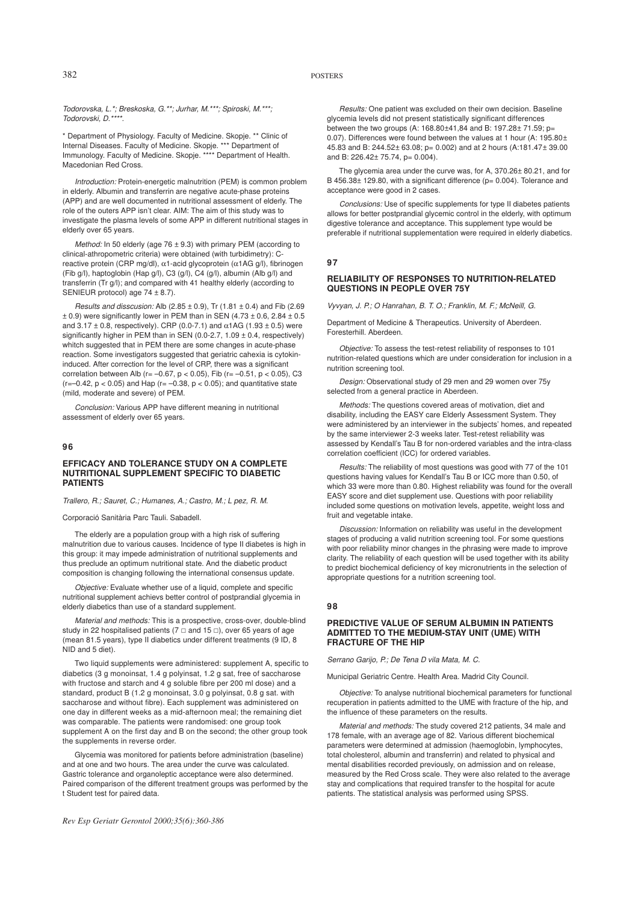*Todorovska, L.*; Breskoska, G.**; Jurhar, M.***; Spiroski, M.***; Todorovski, D.****.*

* Department of Physiology. Faculty of Medicine. Skopje. ** Clinic of Internal Diseases. Faculty of Medicine. Skopje. *** Department of Immunology. Faculty of Medicine. Skopje. **** Department of Health. Macedonian Red Cross.

*Introduction:* Protein-energetic malnutrition (PEM) is common problem in elderly. Albumin and transferrin are negative acute-phase proteins (APP) and are well documented in nutritional assessment of elderly. The role of the outers APP isn't clear. AIM: The aim of this study was to investigate the plasma levels of some APP in different nutritional stages in elderly over 65 years.

*Method:* In 50 elderly (age 76 ± 9.3) with primary PEM (according to clinical-athropometric criteria) were obtained (with turbidimetry): C-reactive protein (CRP mg/dl), α1-acid glycoprotein (α1AG g/l), fibrinogen (Fib g/l), haptoglobin (Hap g/l), C3 (g/l), C4 (g/l), albumin (Alb g/l) and transferrin (Tr g/l); and compared with 41 healthy elderly (according to SENIEUR protocol) age 74 ± 8.7).

*Results and disscusion:* Alb (2.85 ± 0.9), Tr (1.81 ± 0.4) and Fib (2.69 ± 0.9) were significantly lower in PEM than in SEN (4.73 ± 0.6, 2.84 ± 0.5 and 3.17 ± 0.8, respectively). CRP (0.0-7.1) and α1AG (1.93 ± 0.5) were significantly higher in PEM than in SEN (0.0-2.7, 1.09 ± 0.4, respectively) whitch suggested that in PEM there are some changes in acute-phase reaction. Some investigators suggested that geriatric cahexia is cytokin-induced. After correction for the level of CRP, there was a significant correlation between Alb ($r = -0.67$, $p < 0.05$), Fib ($r = -0.51$, $p < 0.05$), C3 ($r = -0.42$, $p < 0.05$) and Hap ($r = -0.38$, $p < 0.05$); and quantitative state (mild, moderate and severe) of PEM.

*Conclusion:* Various APP have different meaning in nutritional assessment of elderly over 65 years.

## 96

### EFFICACY AND TOLERANCE STUDY ON A COMPLETE NUTRITIONAL SUPPLEMENT SPECIFIC TO DIABETIC PATIENTS

*Trallero, R.; Sauret, C.; Humanes, A.; Castro, M.; L pez, R. M.*

Corporació Sanitària Parc Tauli. Sabadell.

The elderly are a population group with a high risk of suffering malnutrition due to various causes. Incidence of type II diabetes is high in this group: it may impede administration of nutritional supplements and thus preclude an optimum nutritional state. And the diabetic product composition is changing following the international consensus update.

*Objective:* Evaluate whether use of a liquid, complete and specific nutritional supplement achievs better control of postprandial glycemia in elderly diabetics than use of a standard supplement.

*Material and methods:* This is a prospective, cross-over, double-blind study in 22 hospitalised patients (7 □ and 15 □), over 65 years of age (mean 81.5 years), type II diabetics under different treatments (9 ID, 8 NID and 5 diet).

Two liquid supplements were administered: supplement A, specific to diabetics (3 g monoinsat, 1.4 g polyinsat, 1.2 g sat, free of saccharose with fructose and starch and 4 g soluble fibre per 200 ml dose) and a standard, product B (1.2 g monoinsat, 3.0 g polyinsat, 0.8 g sat. with saccharose and without fibre). Each supplement was administered on one day in different weeks as a mid-afternoon meal; the remaining diet was comparable. The patients were randomised: one group took supplement A on the first day and B on the second; the other group took the supplements in reverse order.

Glycemia was monitored for patients before administration (baseline) and at one and two hours. The area under the curve was calculated. Gastric tolerance and organoleptic acceptance were also determined. Paired comparison of the different treatment groups was performed by the t Student test for paired data.

*Results:* One patient was excluded on their own decision. Baseline glycemia levels did not present statistically significant differences between the two groups (A: 168.80±41,84 and B: 197.28± 71.59; p= 0.07). Differences were found between the values at 1 hour (A: 195.80± 45.83 and B: 244.52± 63.08; p= 0.002) and at 2 hours (A:181.47± 39.00 and B: 226.42± 75.74, p= 0.004).

The glycemia area under the curve was, for A, 370.26± 80.21, and for B 456.38± 129.80, with a significant difference (p= 0.004). Tolerance and acceptance were good in 2 cases.

*Conclusions:* Use of specific supplements for type II diabetes patients allows for better postprandial glycemic control in the elderly, with optimum digestive tolerance and acceptance. This supplement type would be preferable if nutritional supplementation were required in elderly diabetics.

## 97

### RELIABILITY OF RESPONSES TO NUTRITION-RELATED QUESTIONS IN PEOPLE OVER 75Y

*Vyvyan, J. P.; O Hanrahan, B. T. O.; Franklin, M. F.; McNeill, G.*

Department of Medicine & Therapeutics. University of Aberdeen. Foresterhill. Aberdeen.

*Objective:* To assess the test-retest reliability of responses to 101 nutrition-related questions which are under consideration for inclusion in a nutrition screening tool.

*Design:* Observational study of 29 men and 29 women over 75y selected from a general practice in Aberdeen.

*Methods:* The questions covered areas of motivation, diet and disability, including the EASY care Elderly Assessment System. They were administered by an interviewer in the subjects' homes, and repeated by the same interviewer 2-3 weeks later. Test-retest reliability was assessed by Kendall's Tau B for non-ordered variables and the intra-class correlation coefficient (ICC) for ordered variables.

*Results:* The reliability of most questions was good with 77 of the 101 questions having values for Kendall's Tau B or ICC more than 0.50, of which 33 were more than 0.80. Highest reliability was found for the overall EASY score and diet supplement use. Questions with poor reliability included some questions on motivation levels, appetite, weight loss and fruit and vegetable intake.

*Discussion:* Information on reliability was useful in the development stages of producing a valid nutrition screening tool. For some questions with poor reliability minor changes in the phrasing were made to improve clarity. The reliability of each question will be used together with its ability to predict biochemical deficiency of key micronutrients in the selection of appropriate questions for a nutrition screening tool.

## 98

### PREDICTIVE VALUE OF SERUM ALBUMIN IN PATIENTS ADMITTED TO THE MEDIUM-STAY UNIT (UME) WITH FRACTURE OF THE HIP

*Serrano Garijo, P.; De Tena D vila Mata, M. C.*

Municipal Geriatric Centre. Health Area. Madrid City Council.

*Objective:* To analyse nutritional biochemical parameters for functional recuperation in patients admitted to the UME with fracture of the hip, and the influence of these parameters on the results.

*Material and methods:* The study covered 212 patients, 34 male and 178 female, with an average age of 82. Various different biochemical parameters were determined at admission (haemoglobin, lymphocytes, total cholesterol, albumin and transferrin) and related to physical and mental disabilities recorded previously, on admission and on release, measured by the Red Cross scale. They were also related to the average stay and complications that required transfer to the hospital for acute patients. The statistical analysis was performed using SPSS.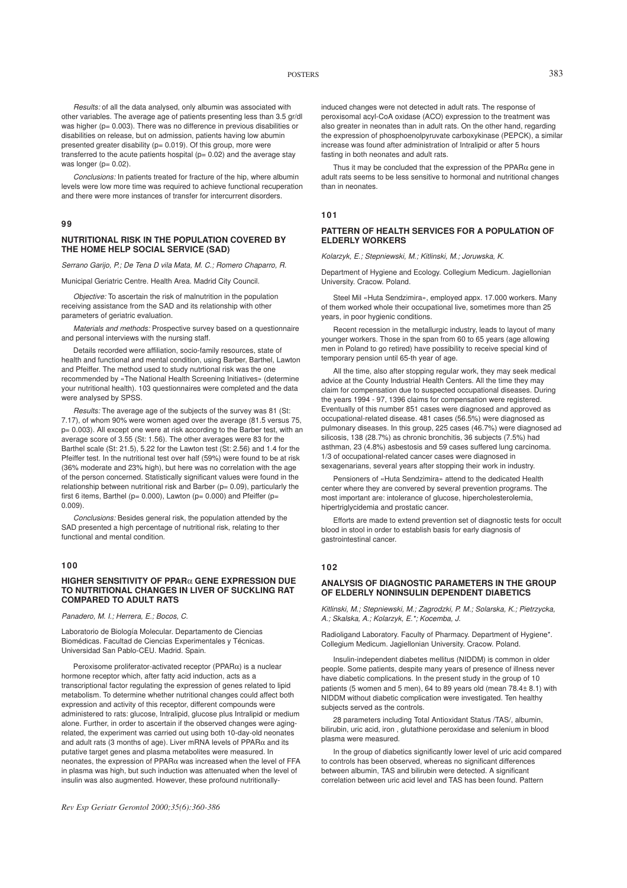*Results:* of all the data analysed, only albumin was associated with other variables. The average age of patients presenting less than 3.5 gr/dl was higher (p= 0.003). There was no difference in previous disabilities or disabilities on release, but on admission, patients having low abumin presented greater disability (p= 0.019). Of this group, more were transferred to the acute patients hospital (p= 0.02) and the average stay was longer (p= 0.02).

*Conclusions:* In patients treated for fracture of the hip, where albumin levels were low more time was required to achieve functional recuperation and there were more instances of transfer for intercurrent disorders.

**99**

### NUTRITIONAL RISK IN THE POPULATION COVERED BY THE HOME HELP SOCIAL SERVICE (SAD)

*Serrano Garijo, P.; De Tena D vila Mata, M. C.; Romero Chaparro, R.*

Municipal Geriatric Centre. Health Area. Madrid City Council.

*Objective:* To ascertain the risk of malnutrition in the population receiving assistance from the SAD and its relationship with other parameters of geriatric evaluation.

*Materials and methods:* Prospective survey based on a questionnaire and personal interviews with the nursing staff.

Details recorded were affiliation, socio-family resources, state of health and functional and mental condition, using Barber, Barthel, Lawton and Pfeiffer. The method used to study nutrtional risk was the one recommended by «The National Health Screening Initiatives» (determine your nutritional health). 103 questionnaires were completed and the data were analysed by SPSS.

*Results:* The average age of the subjects of the survey was 81 (St: 7.17), of whom 90% were women aged over the average (81.5 versus 75, p= 0.003). All except one were at risk according to the Barber test, with an average score of 3.55 (St: 1.56). The other averages were 83 for the Barthel scale (St: 21.5), 5.22 for the Lawton test (St: 2.56) and 1.4 for the Pfeiffer test. In the nutritional test over half (59%) were found to be at risk (36% moderate and 23% high), but here was no correlation with the age of the person concerned. Statistically significant values were found in the relationship between nutritional risk and Barber (p= 0.09), particularly the first 6 items, Barthel (p= 0.000), Lawton (p= 0.000) and Pfeiffer (p= 0.009).

*Conclusions:* Besides general risk, the population attended by the SAD presented a high percentage of nutritional risk, relating to ther functional and mental condition.

**100**

### HIGHER SENSITIVITY OF PPARα GENE EXPRESSION DUE TO NUTRITIONAL CHANGES IN LIVER OF SUCKLING RAT COMPARED TO ADULT RATS

*Panadero, M. I.; Herrera, E.; Bocos, C.*

Laboratorio de Biología Molecular. Departamento de Ciencias Biomédicas. Facultad de Ciencias Experimentales y Técnicas. Universidad San Pablo-CEU. Madrid. Spain.

Peroxisome proliferator-activated receptor (PPARα) is a nuclear hormone receptor which, after fatty acid induction, acts as a transcriptional factor regulating the expression of genes related to lipid metabolism. To determine whether nutritional changes could affect both expression and activity of this receptor, different compounds were administered to rats: glucose, Intralipid, glucose plus Intralipid or medium alone. Further, in order to ascertain if the observed changes were aging-related, the experiment was carried out using both 10-day-old neonates and adult rats (3 months of age). Liver mRNA levels of PPARα and its putative target genes and plasma metabolites were measured. In neonates, the expression of PPARα was increased when the level of FFA in plasma was high, but such induction was attenuated when the level of insulin was also augmented. However, these profound nutritionally-induced changes were not detected in adult rats. The response of peroxisomal acyl-CoA oxidase (ACO) expression to the treatment was also greater in neonates than in adult rats. On the other hand, regarding the expression of phosphoenolpyruvate carboxykinase (PEPCK), a similar increase was found after administration of Intralipid or after 5 hours fasting in both neonates and adult rats.

Thus it may be concluded that the expression of the PPARα gene in adult rats seems to be less sensitive to hormonal and nutritional changes than in neonates.

**101**

### PATTERN OF HEALTH SERVICES FOR A POPULATION OF ELDERLY WORKERS

*Kolarzyk, E.; Stepniewski, M.; Kitlinski, M.; Joruwska, K.*

Department of Hygiene and Ecology. Collegium Medicum. Jagiellonian University. Cracow. Poland.

Steel Mil «Huta Sendzimira», employed appx. 17.000 workers. Many of them worked whole their occupational live, sometimes more than 25 years, in poor hygienic conditions.

Recent recession in the metallurgic industry, leads to layout of many younger workers. Those in the span from 60 to 65 years (age allowing men in Poland to go retired) have possibility to receive special kind of temporary pension until 65-th year of age.

All the time, also after stopping regular work, they may seek medical advice at the County Industrial Health Centers. All the time they may claim for compensation due to suspected occupational diseases. During the years 1994 - 97, 1396 claims for compensation were registered. Eventually of this number 851 cases were diagnosed and approved as occupational-related disease. 481 cases (56.5%) were diagnosed as pulmonary diseases. In this group, 225 cases (46.7%) were diagnosed ad silicosis, 138 (28.7%) as chronic bronchitis, 36 subjects (7.5%) had asthman, 23 (4.8%) asbestosis and 59 cases suffered lung carcinoma. 1/3 of occupational-related cancer cases were diagnosed in sexagenarians, several years after stopping their work in industry.

Pensioners of «Huta Sendzimira» attend to the dedicated Health center where they are convered by several prevention programs. The most important are: intolerance of glucose, hipercholesterolemia, hipertriglycidemia and prostatic cancer.

Efforts are made to extend prevention set of diagnostic tests for occult blood in stool in order to establish basis for early diagnosis of gastrointestinal cancer.

**102**

### ANALYSIS OF DIAGNOSTIC PARAMETERS IN THE GROUP OF ELDERLY NONINSULIN DEPENDENT DIABETICS

*Kitlinski, M.; Stepniewski, M.; Zagrodzki, P. M.; Solarska, K.; Pietrzycka, A.; Skalska, A.; Kolarzyk, E.\*; Kocemba, J.*

Radioligand Laboratory. Faculty of Pharmacy. Department of Hygiene\*. Collegium Medicum. Jagiellonian University. Cracow. Poland.

Insulin-independent diabetes mellitus (NIDDM) is common in older people. Some patients, despite many years of presence of illness never have diabetic complications. In the present study in the group of 10 patients (5 women and 5 men), 64 to 89 years old (mean 78.4± 8.1) with NIDDM without diabetic complication were investigated. Ten healthy subjects served as the controls.

28 parameters including Total Antioxidant Status /TAS/, albumin, bilirubin, uric acid, iron , glutathione peroxidase and selenium in blood plasma were measured.

In the group of diabetics significantly lower level of uric acid compared to controls has been observed, whereas no significant differences between albumin, TAS and bilirubin were detected. A significant correlation between uric acid level and TAS has been found. Pattern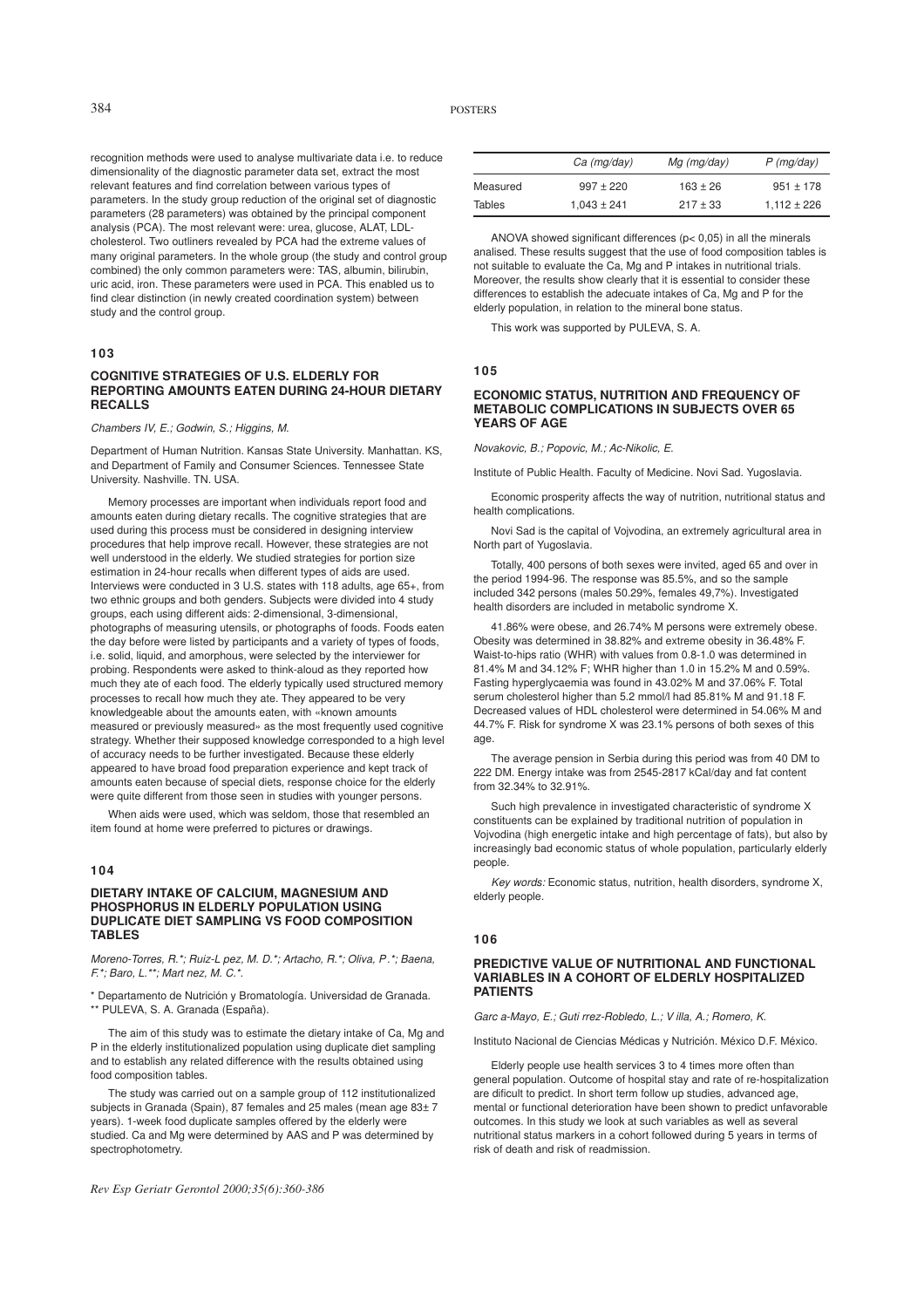recognition methods were used to analyse multivariate data i.e. to reduce dimensionality of the diagnostic parameter data set, extract the most relevant features and find correlation between various types of parameters. In the study group reduction of the original set of diagnostic parameters (28 parameters) was obtained by the principal component analysis (PCA). The most relevant were: urea, glucose, ALAT, LDL-cholesterol. Two outliners revealed by PCA had the extreme values of many original parameters. In the whole group (the study and control group combined) the only common parameters were: TAS, albumin, bilirubin, uric acid, iron. These parameters were used in PCA. This enabled us to find clear distinction (in newly created coordination system) between study and the control group.

## 103

### COGNITIVE STRATEGIES OF U.S. ELDERLY FOR REPORTING AMOUNTS EATEN DURING 24-HOUR DIETARY RECALLS

*Chambers IV, E.; Godwin, S.; Higgins, M.*

Department of Human Nutrition. Kansas State University. Manhattan. KS, and Department of Family and Consumer Sciences. Tennessee State University. Nashville. TN. USA.

Memory processes are important when individuals report food and amounts eaten during dietary recalls. The cognitive strategies that are used during this process must be considered in designing interview procedures that help improve recall. However, these strategies are not well understood in the elderly. We studied strategies for portion size estimation in 24-hour recalls when different types of aids are used. Interviews were conducted in 3 U.S. states with 118 adults, age 65+, from two ethnic groups and both genders. Subjects were divided into 4 study groups, each using different aids: 2-dimensional, 3-dimensional, photographs of measuring utensils, or photographs of foods. Foods eaten the day before were listed by participants and a variety of types of foods, i.e. solid, liquid, and amorphous, were selected by the interviewer for probing. Respondents were asked to think-aloud as they reported how much they ate of each food. The elderly typically used structured memory processes to recall how much they ate. They appeared to be very knowledgeable about the amounts eaten, with «known amounts measured or previously measured» as the most frequently used cognitive strategy. Whether their supposed knowledge corresponded to a high level of accuracy needs to be further investigated. Because these elderly appeared to have broad food preparation experience and kept track of amounts eaten because of special diets, response choice for the elderly were quite different from those seen in studies with younger persons.

When aids were used, which was seldom, those that resembled an item found at home were preferred to pictures or drawings.

## 104

### DIETARY INTAKE OF CALCIUM, MAGNESIUM AND PHOSPHORUS IN ELDERLY POPULATION USING DUPLICATE DIET SAMPLING VS FOOD COMPOSITION TABLES

*Moreno-Torres, R.\*; Ruiz-L pez, M. D.\*; Artacho, R.\*; Oliva, P.\*; Baena, F.\*; Baro, L.\*\*; Mart nez, M. C.\*.*

\* Departamento de Nutrición y Bromatología. Universidad de Granada.
\*\* PULEVA, S. A. Granada (España).

The aim of this study was to estimate the dietary intake of Ca, Mg and P in the elderly institutionalized population using duplicate diet sampling and to establish any related difference with the results obtained using food composition tables.

The study was carried out on a sample group of 112 institutionalized subjects in Granada (Spain), 87 females and 25 males (mean age 83± 7 years). 1-week food duplicate samples offered by the elderly were studied. Ca and Mg were determined by AAS and P was determined by spectrophotometry.

| | *Ca (mg/day)* | *Mg (mg/day)* | *P (mg/day)* |
|---|---|---|---|
| Measured | 997 ± 220 | 163 ± 26 | 951 ± 178 |
| Tables | 1,043 ± 241 | 217 ± 33 | 1,112 ± 226 |

ANOVA showed significant differences (p< 0,05) in all the minerals analised. These results suggest that the use of food composition tables is not suitable to evaluate the Ca, Mg and P intakes in nutritional trials. Moreover, the results show clearly that it is essential to consider these differences to establish the adecuate intakes of Ca, Mg and P for the elderly population, in relation to the mineral bone status.

This work was supported by PULEVA, S. A.

## 105

### ECONOMIC STATUS, NUTRITION AND FREQUENCY OF METABOLIC COMPLICATIONS IN SUBJECTS OVER 65 YEARS OF AGE

*Novakovic, B.; Popovic, M.; Ac-Nikolic, E.*

Institute of Public Health. Faculty of Medicine. Novi Sad. Yugoslavia.

Economic prosperity affects the way of nutrition, nutritional status and health complications.

Novi Sad is the capital of Vojvodina, an extremely agricultural area in North part of Yugoslavia.

Totally, 400 persons of both sexes were invited, aged 65 and over in the period 1994-96. The response was 85.5%, and so the sample included 342 persons (males 50.29%, females 49,7%). Investigated health disorders are included in metabolic syndrome X.

41.86% were obese, and 26.74% M persons were extremely obese. Obesity was determined in 38.82% and extreme obesity in 36.48% F. Waist-to-hips ratio (WHR) with values from 0.8-1.0 was determined in 81.4% M and 34.12% F; WHR higher than 1.0 in 15.2% M and 0.59%. Fasting hyperglycaemia was found in 43.02% M and 37.06% F. Total serum cholesterol higher than 5.2 mmol/l had 85.81% M and 91.18 F. Decreased values of HDL cholesterol were determined in 54.06% M and 44.7% F. Risk for syndrome X was 23.1% persons of both sexes of this age.

The average pension in Serbia during this period was from 40 DM to 222 DM. Energy intake was from 2545-2817 kCal/day and fat content from 32.34% to 32.91%.

Such high prevalence in investigated characteristic of syndrome X constituents can be explained by traditional nutrition of population in Vojvodina (high energetic intake and high percentage of fats), but also by increasingly bad economic status of whole population, particularly elderly people.

*Key words:* Economic status, nutrition, health disorders, syndrome X, elderly people.

## 106

### PREDICTIVE VALUE OF NUTRITIONAL AND FUNCTIONAL VARIABLES IN A COHORT OF ELDERLY HOSPITALIZED PATIENTS

*Garc a-Mayo, E.; Guti rrez-Robledo, L.; V illa, A.; Romero, K.*

Instituto Nacional de Ciencias Médicas y Nutrición. México D.F. México.

Elderly people use health services 3 to 4 times more often than general population. Outcome of hospital stay and rate of re-hospitalization are dificult to predict. In short term follow up studies, advanced age, mental or functional deterioration have been shown to predict unfavorable outcomes. In this study we look at such variables as well as several nutritional status markers in a cohort followed during 5 years in terms of risk of death and risk of readmission.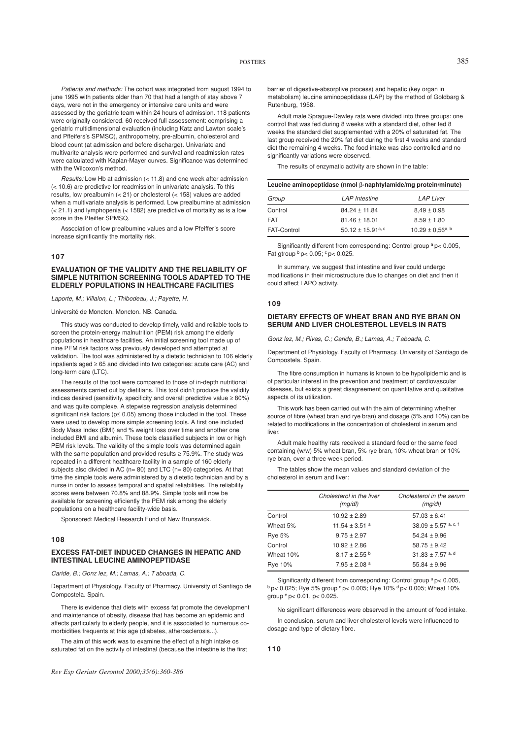*Patients and methods:* The cohort was integrated from august 1994 to june 1995 with patients older than 70 that had a length of stay above 7 days, were not in the emergency or intensive care units and were assessed by the geriatric team within 24 hours of admission. 118 patients were originally considered. 60 received full assessement: comprising a geriatric multidimensional evaluation (including Katz and Lawton scale's and Pfeifers's SPMSQ), anthropometry, pre-albumin, cholesterol and blood count (at admission and before discharge). Univariate and multivarite analysis were performed and survival and readmission rates were calculated with Kaplan-Mayer curves. Significance was determined with the Wilcoxon's method.

*Results:* Low Hb at admission (< 11.8) and one week after admission (< 10.6) are predictive for readmission in univariate analysis. To this results, low prealbumin (< 21) or cholesterol (< 158) values are added when a multivariate analysis is performed. Low prealbumine at admission (< 21.1) and lymphopenia (< 1582) are predictive of mortality as is a low score in the Pfeiffer SPMSQ.

Association of low prealbumine values and a low Pfeiffer's score increase significantly the mortality risk.

## 107

### EVALUATION OF THE VALIDITY AND THE RELIABILITY OF SIMPLE NUTRITION SCREENING TOOLS ADAPTED TO THE ELDERLY POPULATIONS IN HEALTHCARE FACILITIES

*Laporte, M.; Villalon, L.; Thibodeau, J.; Payette, H.*

Université de Moncton. Moncton. NB. Canada.

This study was conducted to develop timely, valid and reliable tools to screen the protein-energy malnutrition (PEM) risk among the elderly populations in healthcare facilities. An initial screening tool made up of nine PEM risk factors was previously developed and attempted at validation. The tool was administered by a dietetic technician to 106 elderly inpatients aged ≥ 65 and divided into two categories: acute care (AC) and long-term care (LTC).

The results of the tool were compared to those of in-depth nutritional assessments carried out by dietitians. This tool didn't produce the validity indices desired (sensitivity, specificity and overall predictive value ≥ 80%) and was quite complexe. A stepwise regression analysis determined significant risk factors ($p \leq 0.05$) among those included in the tool. These were used to develop more simple screening tools. A first one included Body Mass Index (BMI) and % weight loss over time and another one included BMI and albumin. These tools classified subjects in low or high PEM risk levels. The validity of the simple tools was determined again with the same population and provided results ≥ 75.9%. The study was repeated in a different healthcare facility in a sample of 160 elderly subjects also divided in AC (n= 80) and LTC (n= 80) categories. At that time the simple tools were administered by a dietetic technician and by a nurse in order to assess temporal and spatial reliabilities. The reliability scores were between 70.8% and 88.9%. Simple tools will now be available for screening efficiently the PEM risk among the elderly populations on a healthcare facility-wide basis.

Sponsored: Medical Research Fund of New Brunswick.

## 108

### EXCESS FAT-DIET INDUCED CHANGES IN HEPATIC AND INTESTINAL LEUCINE AMINOPEPTIDASE

*Caride, B.; Gonz lez, M.; Lamas, A.; T aboada, C.*

Department of Physiology. Faculty of Pharmacy. University of Santiago de Compostela. Spain.

There is evidence that diets with excess fat promote the development and maintenance of obesity, disease that has become an epidemic and affects particularly to elderly people, and it is associated to numerous co-morbidities frequents at this age (diabetes, atherosclerosis...).

The aim of this work was to examine the effect of a high intake os saturated fat on the activity of intestinal (because the intestine is the first barrier of digestive-absorptive process) and hepatic (key organ in metabolism) leucine aminopeptidase (LAP) by the method of Goldbarg & Rutenburg, 1958.

Adult male Sprague-Dawley rats were divided into three groups: one control that was fed during 8 weeks with a standard diet, other fed 8 weeks the standard diet supplemented with a 20% of saturated fat. The last group received the 20% fat diet during the first 4 weeks and standard diet the remaining 4 weeks. The food intake was also controlled and no significantly variations were observed.

The results of enzymatic activity are shown in the table:

| **Leucine aminopeptidase (nmol β-naphtylamide/mg protein/minute)** | | |
|---|---|---|
| *Group* | *LAP Intestine* | *LAP Liver* |
| Control | 84.24 ± 11.84 | 8,49 ± 0.98 |
| FAT | 81.46 ± 18.01 | 8.59 ± 1.80 |
| FAT-Control | 50.12 ± 15.91[a, c] | 10.29 ± 0,56[a, b] |

Significantly different from corresponding: Control group [a] $p < 0.005$, Fat gtroup [b] $p < 0.05$; [c] $p < 0.025$.

In summary, we suggest that intestine and liver could undergo modifications in their microstructure due to changes on diet and then it could affect LAPO activity.

## 109

### DIETARY EFFECTS OF WHEAT BRAN AND RYE BRAN ON SERUM AND LIVER CHOLESTEROL LEVELS IN RATS

*Gonz lez, M.; Rivas, C.; Caride, B.; Lamas, A.; T aboada, C.*

Department of Physiology. Faculty of Pharmacy. University of Santiago de Compostela. Spain.

The fibre consumption in humans is known to be hypolipidemic and is of particular interest in the prevention and treatment of cardiovascular diseases, but exists a great disagreement on quantitative and qualitative aspects of its utilization.

This work has been carried out with the aim of determining whether source of fibre (wheat bran and rye bran) and dosage (5% and 10%) can be related to modifications in the concentration of cholesterol in serum and liver.

Adult male healthy rats received a standard feed or the same feed containing (w/w) 5% wheat bran, 5% rye bran, 10% wheat bran or 10% rye bran, over a three-week period.

The tables show the mean values and standard deviation of the cholesterol in serum and liver:

| | *Cholesterol in the liver (mg/dl)* | *Cholesterol in the serum (mg/dl)* |
|---|---|---|
| Control | 10.92 ± 2.89 | 57.03 ± 6.41 |
| Wheat 5% | 11.54 ± 3.51 [a] | 38.09 ± 5.57 [a, c, f] |
| Rye 5% | 9.75 ± 2.97 | 54.24 ± 9.96 |
| Control | 10.92 ± 2.86 | 58.75 ± 9.42 |
| Wheat 10% | 8.17 ± 2.55 [b] | 31.83 ± 7.57 [a, d] |
| Rye 10% | 7.95 ± 2.08 [a] | 55.84 ± 9.96 |

Significantly different from corresponding: Control group [a] $p < 0.005$, [b] $p < 0.025$; Rye 5% group [c] $p < 0.005$; Rye 10% [d] $p < 0.005$; Wheat 10% group [e] $p < 0.01$, $p < 0.025$.

No significant differences were observed in the amount of food intake.

In conclusion, serum and liver cholesterol levels were influenced to dosage and type of dietary fibre.

## 110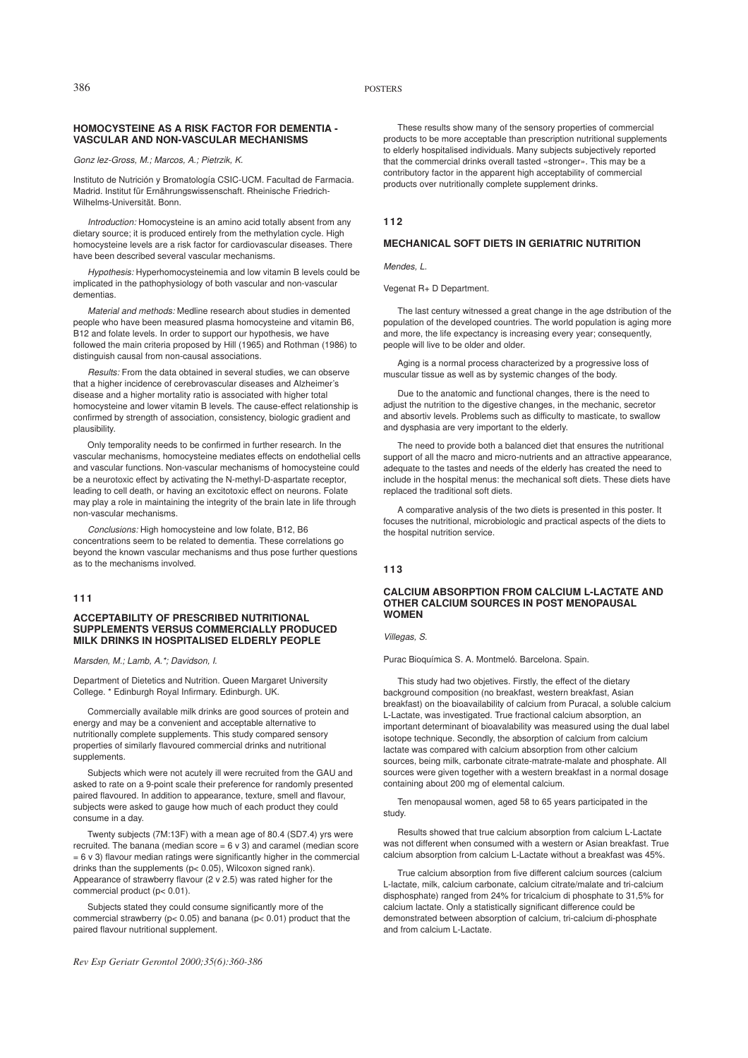### HOMOCYSTEINE AS A RISK FACTOR FOR DEMENTIA - VASCULAR AND NON-VASCULAR MECHANISMS

*Gonz lez-Gross, M.; Marcos, A.; Pietrzik, K.*

Instituto de Nutrición y Bromatología CSIC-UCM. Facultad de Farmacia. Madrid. Institut für Ernährungswissenschaft. Rheinische Friedrich-Wilhelms-Universität. Bonn.

*Introduction:* Homocysteine is an amino acid totally absent from any dietary source; it is produced entirely from the methylation cycle. High homocysteine levels are a risk factor for cardiovascular diseases. There have been described several vascular mechanisms.

*Hypothesis:* Hyperhomocysteinemia and low vitamin B levels could be implicated in the pathophysiology of both vascular and non-vascular dementias.

*Material and methods:* Medline research about studies in demented people who have been measured plasma homocysteine and vitamin B6, B12 and folate levels. In order to support our hypothesis, we have followed the main criteria proposed by Hill (1965) and Rothman (1986) to distinguish causal from non-causal associations.

*Results:* From the data obtained in several studies, we can observe that a higher incidence of cerebrovascular diseases and Alzheimer's disease and a higher mortality ratio is associated with higher total homocysteine and lower vitamin B levels. The cause-effect relationship is confirmed by strength of association, consistency, biologic gradient and plausibility.

Only temporality needs to be confirmed in further research. In the vascular mechanisms, homocysteine mediates effects on endothelial cells and vascular functions. Non-vascular mechanisms of homocysteine could be a neurotoxic effect by activating the N-methyl-D-aspartate receptor, leading to cell death, or having an excitotoxic effect on neurons. Folate may play a role in maintaining the integrity of the brain late in life through non-vascular mechanisms.

*Conclusions:* High homocysteine and low folate, B12, B6 concentrations seem to be related to dementia. These correlations go beyond the known vascular mechanisms and thus pose further questions as to the mechanisms involved.

**111**

### ACCEPTABILITY OF PRESCRIBED NUTRITIONAL SUPPLEMENTS VERSUS COMMERCIALLY PRODUCED MILK DRINKS IN HOSPITALISED ELDERLY PEOPLE

*Marsden, M.; Lamb, A.*; Davidson, I.*

Department of Dietetics and Nutrition. Queen Margaret University College. * Edinburgh Royal Infirmary. Edinburgh. UK.

Commercially available milk drinks are good sources of protein and energy and may be a convenient and acceptable alternative to nutritionally complete supplements. This study compared sensory properties of similarly flavoured commercial drinks and nutritional supplements.

Subjects which were not acutely ill were recruited from the GAU and asked to rate on a 9-point scale their preference for randomly presented paired flavoured. In addition to appearance, texture, smell and flavour, subjects were asked to gauge how much of each product they could consume in a day.

Twenty subjects (7M:13F) with a mean age of 80.4 (SD7.4) yrs were recruited. The banana (median score = 6 v 3) and caramel (median score = 6 v 3) flavour median ratings were significantly higher in the commercial drinks than the supplements ($p < 0.05$), Wilcoxon signed rank). Appearance of strawberry flavour (2 v 2.5) was rated higher for the commercial product ($p < 0.01$).

Subjects stated they could consume significantly more of the commercial strawberry ($p < 0.05$) and banana ($p < 0.01$) product that the paired flavour nutritional supplement.

These results show many of the sensory properties of commercial products to be more acceptable than prescription nutritional supplements to elderly hospitalised individuals. Many subjects subjectively reported that the commercial drinks overall tasted «stronger». This may be a contributory factor in the apparent high acceptability of commercial products over nutritionally complete supplement drinks.

**112**

### MECHANICAL SOFT DIETS IN GERIATRIC NUTRITION

*Mendes, L.*

Vegenat R+ D Department.

The last century witnessed a great change in the age dstribution of the population of the developed countries. The world population is aging more and more, the life expectancy is increasing every year; consequently, people will live to be older and older.

Aging is a normal process characterized by a progressive loss of muscular tissue as well as by systemic changes of the body.

Due to the anatomic and functional changes, there is the need to adjust the nutrition to the digestive changes, in the mechanic, secretor and absortiv levels. Problems such as difficulty to masticate, to swallow and dysphasia are very important to the elderly.

The need to provide both a balanced diet that ensures the nutritional support of all the macro and micro-nutrients and an attractive appearance, adequate to the tastes and needs of the elderly has created the need to include in the hospital menus: the mechanical soft diets. These diets have replaced the traditional soft diets.

A comparative analysis of the two diets is presented in this poster. It focuses the nutritional, microbiologic and practical aspects of the diets to the hospital nutrition service.

**113**

### CALCIUM ABSORPTION FROM CALCIUM L-LACTATE AND OTHER CALCIUM SOURCES IN POST MENOPAUSAL WOMEN

*Villegas, S.*

Purac Bioquímica S. A. Montmeló. Barcelona. Spain.

This study had two objetives. Firstly, the effect of the dietary background composition (no breakfast, western breakfast, Asian breakfast) on the bioavailability of calcium from Puracal, a soluble calcium L-Lactate, was investigated. True fractional calcium absorption, an important determinant of bioavalability was measured using the dual label isotope technique. Secondly, the absorption of calcium from calcium lactate was compared with calcium absorption from other calcium sources, being milk, carbonate citrate-matrate-malate and phosphate. All sources were given together with a western breakfast in a normal dosage containing about 200 mg of elemental calcium.

Ten menopausal women, aged 58 to 65 years participated in the study.

Results showed that true calcium absorption from calcium L-Lactate was not different when consumed with a western or Asian breakfast. True calcium absorption from calcium L-Lactate without a breakfast was 45%.

True calcium absorption from five different calcium sources (calcium L-lactate, milk, calcium carbonate, calcium citrate/malate and tri-calcium disphosphate) ranged from 24% for tricalcium di phosphate to 31,5% for calcium lactate. Only a statistically significant difference could be demonstrated between absorption of calcium, tri-calcium di-phosphate and from calcium L-Lactate.